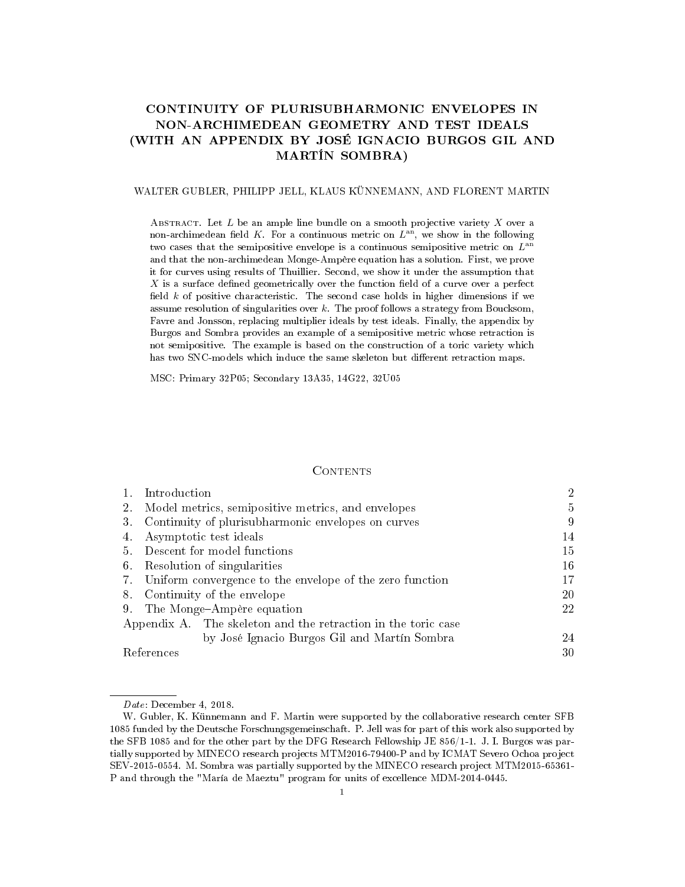# CONTINUITY OF PLURISUBHARMONIC ENVELOPES IN NON-ARCHIMEDEAN GEOMETRY AND TEST IDEALS (WITH AN APPENDIX BY JOSÉ IGNACIO BURGOS GIL AND MARTÍN SOMBRA)

WALTER GUBLER, PHILIPP JELL, KLAUS KÜNNEMANN, AND FLORENT MARTIN

Abstract. Let $L$ be an ample line bundle on a smooth projective variety $X$ over a non-archimedean field $K$. For a continuous metric on $L^{\mathrm{an}}$, we show in the following two cases that the semipositive envelope is a continuous semipositive metric on $L^{\mathrm{an}}$ and that the non-archimedean Monge-Ampère equation has a solution. First, we prove it for curves using results of Thuillier. Second, we show it under the assumption that $X$ is a surface defined geometrically over the function field of a curve over a perfect field $k$ of positive characteristic. The second case holds in higher dimensions if we assume resolution of singularities over $k$. The proof follows a strategy from Boucksom, Favre and Jonsson, replacing multiplier ideals by test ideals. Finally, the appendix by Burgos and Sombra provides an example of a semipositive metric whose retraction is not semipositive. The example is based on the construction of a toric variety which has two SNC-models which induce the same skeleton but different retraction maps.

MSC: Primary 32P05; Secondary 13A35, 14G22, 32U05

## Contents

| | |
|---|---|
| 1. Introduction | 2 |
| 2. Model metrics, semipositive metrics, and envelopes | 5 |
| 3. Continuity of plurisubharmonic envelopes on curves | 9 |
| 4. Asymptotic test ideals | 14 |
| 5. Descent for model functions | 15 |
| 6. Resolution of singularities | 16 |
| 7. Uniform convergence to the envelope of the zero function | 17 |
| 8. Continuity of the envelope | 20 |
| 9. The Monge–Ampère equation | 22 |
| Appendix A. The skeleton and the retraction in the toric case by José Ignacio Burgos Gil and Martín Sombra | 24 |
| References | 30 |

*Date*: December 4, 2018.

W. Gubler, K. Künnemann and F. Martin were supported by the collaborative research center SFB 1085 funded by the Deutsche Forschungsgemeinschaft. P. Jell was for part of this work also supported by the SFB 1085 and for the other part by the DFG Research Fellowship JE 856/1-1. J. I. Burgos was partially supported by MINECO research projects MTM2016-79400-P and by ICMAT Severo Ochoa project SEV-2015-0554. M. Sombra was partially supported by the MINECO research project MTM2015-65361-P and through the "María de Maeztu" program for units of excellence MDM-2014-0445.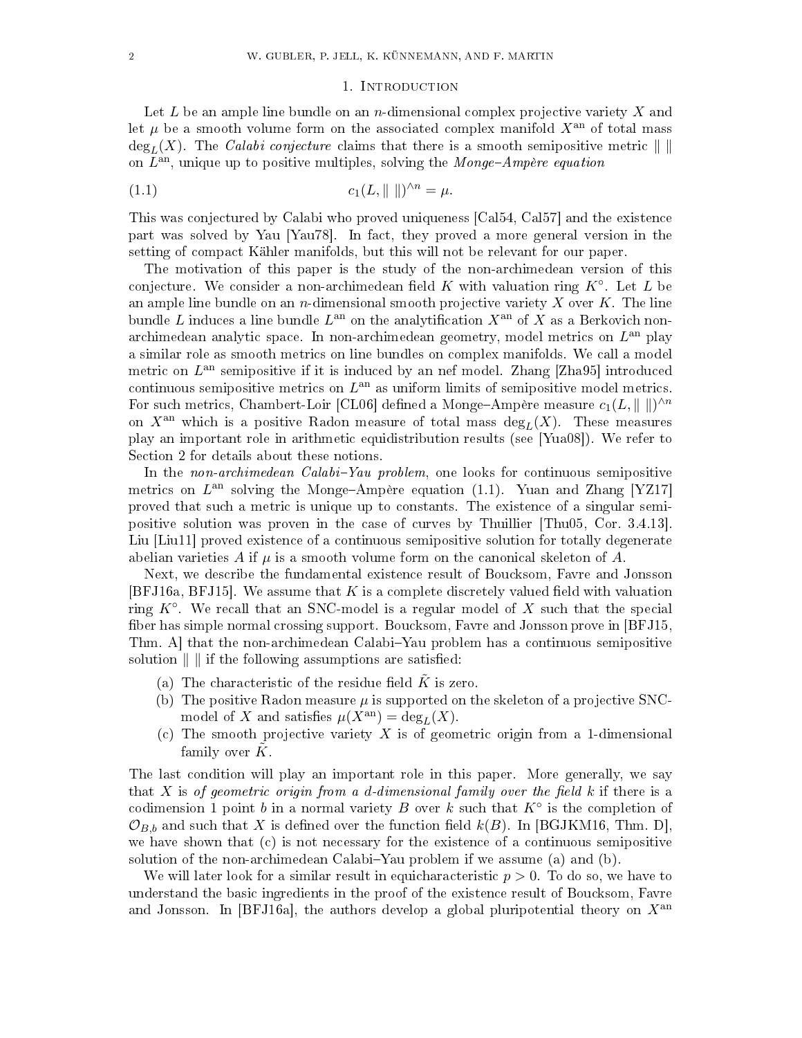## 1. Introduction

Let $L$ be an ample line bundle on an $n$-dimensional complex projective variety $X$ and let $\mu$ be a smooth volume form on the associated complex manifold $X^{\mathrm{an}}$ of total mass $\deg_L(X)$. The *Calabi conjecture* claims that there is a smooth semipositive metric $\| \ \|$ on $L^{\mathrm{an}}$, unique up to positive multiples, solving the *Monge–Ampère equation*

$$c_1(L, \| \ \|)^{\wedge n} = \mu. \tag{1.1}$$

This was conjectured by Calabi who proved uniqueness [Cal54, Cal57] and the existence part was solved by Yau [Yau78]. In fact, they proved a more general version in the setting of compact Kähler manifolds, but this will not be relevant for our paper.

The motivation of this paper is the study of the non-archimedean version of this conjecture. We consider a non-archimedean field $K$ with valuation ring $K^\circ$. Let $L$ be an ample line bundle on an $n$-dimensional smooth projective variety $X$ over $K$. The line bundle $L$ induces a line bundle $L^{\mathrm{an}}$ on the analytification $X^{\mathrm{an}}$ of $X$ as a Berkovich non-archimedean analytic space. In non-archimedean geometry, model metrics on $L^{\mathrm{an}}$ play a similar role as smooth metrics on line bundles on complex manifolds. We call a model metric on $L^{\mathrm{an}}$ semipositive if it is induced by an nef model. Zhang [Zha95] introduced continuous semipositive metrics on $L^{\mathrm{an}}$ as uniform limits of semipositive model metrics. For such metrics, Chambert-Loir [CL06] defined a Monge–Ampère measure $c_1(L, \| \ \|)^{\wedge n}$ on $X^{\mathrm{an}}$ which is a positive Radon measure of total mass $\deg_L(X)$. These measures play an important role in arithmetic equidistribution results (see [Yua08]). We refer to Section 2 for details about these notions.

In the *non-archimedean Calabi–Yau problem*, one looks for continuous semipositive metrics on $L^{\mathrm{an}}$ solving the Monge–Ampère equation (1.1). Yuan and Zhang [YZ17] proved that such a metric is unique up to constants. The existence of a singular semipositive solution was proven in the case of curves by Thuillier [Thu05, Cor. 3.4.13]. Liu [Liu11] proved existence of a continuous semipositive solution for totally degenerate abelian varieties $A$ if $\mu$ is a smooth volume form on the canonical skeleton of $A$.

Next, we describe the fundamental existence result of Boucksom, Favre and Jonsson [BFJ16a, BFJ15]. We assume that $K$ is a complete discretely valued field with valuation ring $K^\circ$. We recall that an SNC-model is a regular model of $X$ such that the special fiber has simple normal crossing support. Boucksom, Favre and Jonsson prove in [BFJ15, Thm. A] that the non-archimedean Calabi–Yau problem has a continuous semipositive solution $\| \ \|$ if the following assumptions are satisfied:

(a) The characteristic of the residue field $\tilde{K}$ is zero.
(b) The positive Radon measure $\mu$ is supported on the skeleton of a projective SNC-model of $X$ and satisfies $\mu(X^{\mathrm{an}}) = \deg_L(X)$.
(c) The smooth projective variety $X$ is of geometric origin from a 1-dimensional family over $\tilde{K}$.

The last condition will play an important role in this paper. More generally, we say that $X$ is *of geometric origin from a $d$-dimensional family over the field $k$* if there is a codimension 1 point $b$ in a normal variety $B$ over $k$ such that $K^\circ$ is the completion of $\mathcal{O}_{B,b}$ and such that $X$ is defined over the function field $k(B)$. In [BGJKM16, Thm. D], we have shown that (c) is not necessary for the existence of a continuous semipositive solution of the non-archimedean Calabi–Yau problem if we assume (a) and (b).

We will later look for a similar result in equicharacteristic $p > 0$. To do so, we have to understand the basic ingredients in the proof of the existence result of Boucksom, Favre and Jonsson. In [BFJ16a], the authors develop a global pluripotential theory on $X^{\mathrm{an}}$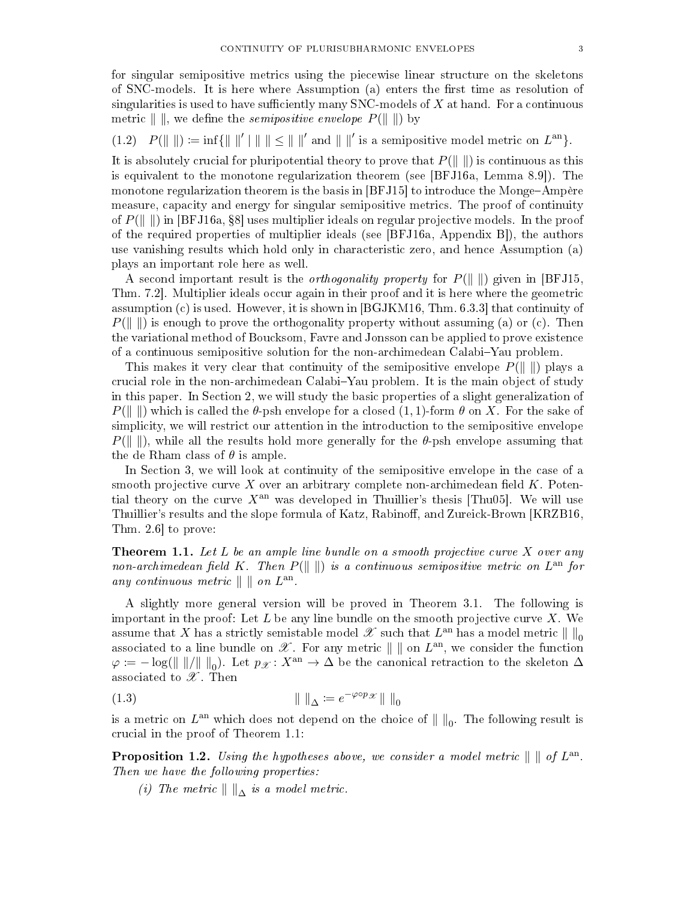for singular semipositive metrics using the piecewise linear structure on the skeletons of SNC-models. It is here where Assumption (a) enters the first time as resolution of singularities is used to have sufficiently many SNC-models of $X$ at hand. For a continuous metric $\| \ \|$, we define the *semipositive envelope* $P(\| \ \|)$ by

$$P(\| \ \|) := \inf\{\| \ \|' \mid \| \ \| \leq \| \ \|' \text{ and } \| \ \|' \text{ is a semipositive model metric on } L^{\mathrm{an}}\}. \tag{1.2}$$

It is absolutely crucial for pluripotential theory to prove that $P(\| \ \|)$ is continuous as this is equivalent to the monotone regularization theorem (see [BFJ16a, Lemma 8.9]). The monotone regularization theorem is the basis in [BFJ15] to introduce the Monge–Ampère measure, capacity and energy for singular semipositive metrics. The proof of continuity of $P(\| \ \|)$ in [BFJ16a, §8] uses multiplier ideals on regular projective models. In the proof of the required properties of multiplier ideals (see [BFJ16a, Appendix B]), the authors use vanishing results which hold only in characteristic zero, and hence Assumption (a) plays an important role here as well.

A second important result is the *orthogonality property* for $P(\| \ \|)$ given in [BFJ15, Thm. 7.2]. Multiplier ideals occur again in their proof and it is here where the geometric assumption (c) is used. However, it is shown in [BGJKM16, Thm. 6.3.3] that continuity of $P(\| \ \|)$ is enough to prove the orthogonality property without assuming (a) or (c). Then the variational method of Boucksom, Favre and Jonsson can be applied to prove existence of a continuous semipositive solution for the non-archimedean Calabi–Yau problem.

This makes it very clear that continuity of the semipositive envelope $P(\| \ \|)$ plays a crucial role in the non-archimedean Calabi–Yau problem. It is the main object of study in this paper. In Section 2, we will study the basic properties of a slight generalization of $P(\| \ \|)$ which is called the $\theta$-psh envelope for a closed $(1,1)$-form $\theta$ on $X$. For the sake of simplicity, we will restrict our attention in the introduction to the semipositive envelope $P(\| \ \|)$, while all the results hold more generally for the $\theta$-psh envelope assuming that the de Rham class of $\theta$ is ample.

In Section 3, we will look at continuity of the semipositive envelope in the case of a smooth projective curve $X$ over an arbitrary complete non-archimedean field $K$. Potential theory on the curve $X^{\mathrm{an}}$ was developed in Thuillier's thesis [Thu05]. We will use Thuillier's results and the slope formula of Katz, Rabinoff, and Zureick-Brown [KRZB16, Thm. 2.6] to prove:

**Theorem 1.1.** *Let $L$ be an ample line bundle on a smooth projective curve $X$ over any non-archimedean field $K$. Then $P(\| \ \|)$ is a continuous semipositive metric on $L^{\mathrm{an}}$ for any continuous metric $\| \ \|$ on $L^{\mathrm{an}}$.*

A slightly more general version will be proved in Theorem 3.1. The following is important in the proof: Let $L$ be any line bundle on the smooth projective curve $X$. We assume that $X$ has a strictly semistable model $\mathscr{X}$ such that $L^{\mathrm{an}}$ has a model metric $\| \ \|_0$ associated to a line bundle on $\mathscr{X}$. For any metric $\| \ \|$ on $L^{\mathrm{an}}$, we consider the function $\varphi := -\log(\| \ \|/\| \ \|_0)$. Let $p_{\mathscr{X}} \colon X^{\mathrm{an}} \to \Delta$ be the canonical retraction to the skeleton $\Delta$ associated to $\mathscr{X}$. Then

$$\| \ \|_\Delta := e^{-\varphi \circ p_{\mathscr{X}}} \| \ \|_0 \tag{1.3}$$

is a metric on $L^{\mathrm{an}}$ which does not depend on the choice of $\| \ \|_0$. The following result is crucial in the proof of Theorem 1.1:

**Proposition 1.2.** *Using the hypotheses above, we consider a model metric $\| \ \|$ of $L^{\mathrm{an}}$. Then we have the following properties:*

(i) *The metric $\| \ \|_\Delta$ is a model metric.*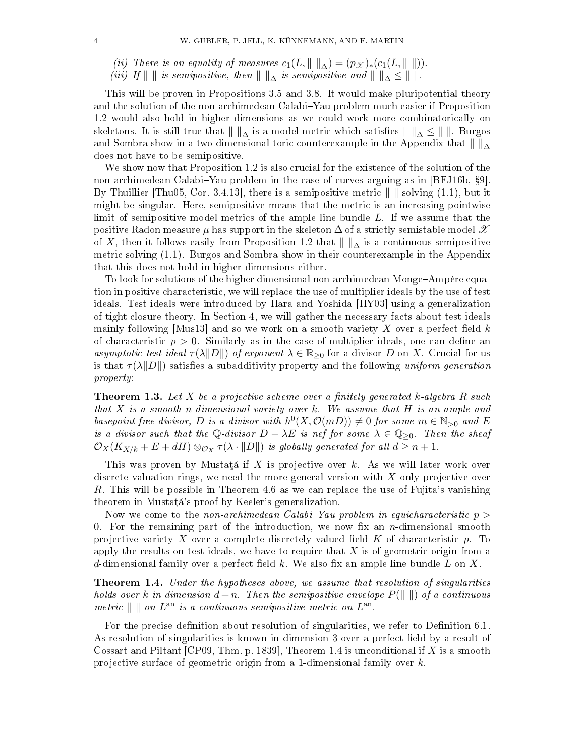*(ii) There is an equality of measures $c_1(L, \| \ \|_\Delta) = (p_{\mathscr{X}})_*(c_1(L, \| \ \|))$.*

*(iii) If $\| \ \|$ is semipositive, then $\| \ \|_\Delta$ is semipositive and $\| \ \|_\Delta \leq \| \ \|$.*

This will be proven in Propositions 3.5 and 3.8. It would make pluripotential theory and the solution of the non-archimedean Calabi–Yau problem much easier if Proposition 1.2 would also hold in higher dimensions as we could work more combinatorically on skeletons. It is still true that $\| \ \|_\Delta$ is a model metric which satisfies $\| \ \|_\Delta \leq \| \ \|$. Burgos and Sombra show in a two dimensional toric counterexample in the Appendix that $\| \ \|_\Delta$ does not have to be semipositive.

We show now that Proposition 1.2 is also crucial for the existence of the solution of the non-archimedean Calabi–Yau problem in the case of curves arguing as in [BFJ16b, §9]. By Thuillier [Thu05, Cor. 3.4.13], there is a semipositive metric $\| \ \|$ solving (1.1), but it might be singular. Here, semipositive means that the metric is an increasing pointwise limit of semipositive model metrics of the ample line bundle $L$. If we assume that the positive Radon measure $\mu$ has support in the skeleton $\Delta$ of a strictly semistable model $\mathscr{X}$ of $X$, then it follows easily from Proposition 1.2 that $\| \ \|_\Delta$ is a continuous semipositive metric solving (1.1). Burgos and Sombra show in their counterexample in the Appendix that this does not hold in higher dimensions either.

To look for solutions of the higher dimensional non-archimedean Monge–Ampère equation in positive characteristic, we will replace the use of multiplier ideals by the use of test ideals. Test ideals were introduced by Hara and Yoshida [HY03] using a generalization of tight closure theory. In Section 4, we will gather the necessary facts about test ideals mainly following [Mus13] and so we work on a smooth variety $X$ over a perfect field $k$ of characteristic $p > 0$. Similarly as in the case of multiplier ideals, one can define an *asymptotic test ideal $\tau(\lambda \| D \|)$ of exponent $\lambda \in \mathbb{R}_{\geq 0}$* for a divisor $D$ on $X$. Crucial for us is that $\tau(\lambda \| D \|)$ satisfies a subadditivity property and the following *uniform generation property*:

**Theorem 1.3.** *Let $X$ be a projective scheme over a finitely generated $k$-algebra $R$ such that $X$ is a smooth $n$-dimensional variety over $k$. We assume that $H$ is an ample and basepoint-free divisor, $D$ is a divisor with $h^0(X, \mathcal{O}(mD)) \neq 0$ for some $m \in \mathbb{N}_{>0}$ and $E$ is a divisor such that the $\mathbb{Q}$-divisor $D - \lambda E$ is nef for some $\lambda \in \mathbb{Q}_{\geq 0}$. Then the sheaf $\mathcal{O}_X(K_{X/k} + E + dH) \otimes_{\mathcal{O}_X} \tau(\lambda \cdot \| D \|)$ is globally generated for all $d \geq n + 1$.*

This was proven by Mustaţă if $X$ is projective over $k$. As we will later work over discrete valuation rings, we need the more general version with $X$ only projective over $R$. This will be possible in Theorem 4.6 as we can replace the use of Fujita's vanishing theorem in Mustaţă's proof by Keeler's generalization.

Now we come to the *non-archimedean Calabi–Yau problem in equicharacteristic $p > 0$*. For the remaining part of the introduction, we now fix an $n$-dimensional smooth projective variety $X$ over a complete discretely valued field $K$ of characteristic $p$. To apply the results on test ideals, we have to require that $X$ is of geometric origin from a $d$-dimensional family over a perfect field $k$. We also fix an ample line bundle $L$ on $X$.

**Theorem 1.4.** *Under the hypotheses above, we assume that resolution of singularities holds over $k$ in dimension $d + n$. Then the semipositive envelope $P(\| \ \|)$ of a continuous metric $\| \ \|$ on $L^{\mathrm{an}}$ is a continuous semipositive metric on $L^{\mathrm{an}}$.*

For the precise definition about resolution of singularities, we refer to Definition 6.1. As resolution of singularities is known in dimension 3 over a perfect field by a result of Cossart and Piltant [CP09, Thm. p. 1839], Theorem 1.4 is unconditional if $X$ is a smooth projective surface of geometric origin from a 1-dimensional family over $k$.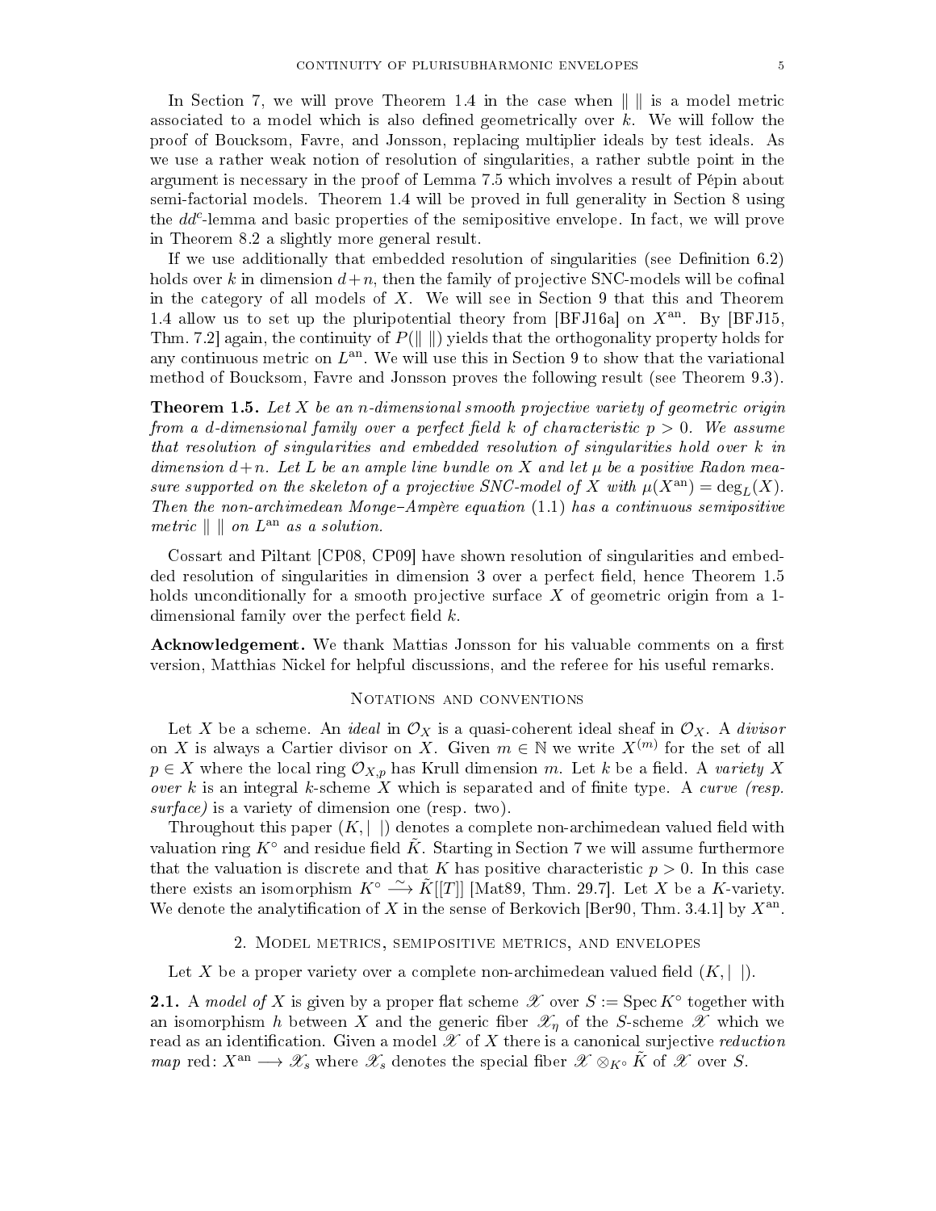In Section 7, we will prove Theorem 1.4 in the case when $\| \ \|$ is a model metric associated to a model which is also defined geometrically over $k$. We will follow the proof of Boucksom, Favre, and Jonsson, replacing multiplier ideals by test ideals. As we use a rather weak notion of resolution of singularities, a rather subtle point in the argument is necessary in the proof of Lemma 7.5 which involves a result of Pépin about semi-factorial models. Theorem 1.4 will be proved in full generality in Section 8 using the $dd^c$-lemma and basic properties of the semipositive envelope. In fact, we will prove in Theorem 8.2 a slightly more general result.

If we use additionally that embedded resolution of singularities (see Definition 6.2) holds over $k$ in dimension $d+n$, then the family of projective SNC-models will be cofinal in the category of all models of $X$. We will see in Section 9 that this and Theorem 1.4 allow us to set up the pluripotential theory from [BFJ16a] on $X^{\mathrm{an}}$. By [BFJ15, Thm. 7.2] again, the continuity of $P(\| \ \|)$ yields that the orthogonality property holds for any continuous metric on $L^{\mathrm{an}}$. We will use this in Section 9 to show that the variational method of Boucksom, Favre and Jonsson proves the following result (see Theorem 9.3).

**Theorem 1.5.** *Let $X$ be an $n$-dimensional smooth projective variety of geometric origin from a $d$-dimensional family over a perfect field $k$ of characteristic $p > 0$. We assume that resolution of singularities and embedded resolution of singularities hold over $k$ in dimension $d+n$. Let $L$ be an ample line bundle on $X$ and let $\mu$ be a positive Radon measure supported on the skeleton of a projective SNC-model of $X$ with $\mu(X^{\mathrm{an}}) = \deg_L(X)$. Then the non-archimedean Monge–Ampère equation (1.1) has a continuous semipositive metric $\| \ \|$ on $L^{\mathrm{an}}$ as a solution.*

Cossart and Piltant [CP08, CP09] have shown resolution of singularities and embedded resolution of singularities in dimension 3 over a perfect field, hence Theorem 1.5 holds unconditionally for a smooth projective surface $X$ of geometric origin from a 1-dimensional family over the perfect field $k$.

**Acknowledgement.** We thank Mattias Jonsson for his valuable comments on a first version, Matthias Nickel for helpful discussions, and the referee for his useful remarks.

## Notations and conventions

Let $X$ be a scheme. An *ideal* in $\mathcal{O}_X$ is a quasi-coherent ideal sheaf in $\mathcal{O}_X$. A *divisor* on $X$ is always a Cartier divisor on $X$. Given $m \in \mathbb{N}$ we write $X^{(m)}$ for the set of all $p \in X$ where the local ring $\mathcal{O}_{X,p}$ has Krull dimension $m$. Let $k$ be a field. A *variety $X$ over $k$* is an integral $k$-scheme $X$ which is separated and of finite type. A *curve (resp. surface)* is a variety of dimension one (resp. two).

Throughout this paper $(K, | \ |)$ denotes a complete non-archimedean valued field with valuation ring $K^\circ$ and residue field $\tilde{K}$. Starting in Section 7 we will assume furthermore that the valuation is discrete and that $K$ has positive characteristic $p > 0$. In this case there exists an isomorphism $K^\circ \xrightarrow{\sim} \tilde{K}[[T]]$ [Mat89, Thm. 29.7]. Let $X$ be a $K$-variety. We denote the analytification of $X$ in the sense of Berkovich [Ber90, Thm. 3.4.1] by $X^{\mathrm{an}}$.

## 2. Model metrics, semipositive metrics, and envelopes

Let $X$ be a proper variety over a complete non-archimedean valued field $(K, | \ |)$.

**2.1.** A *model of $X$* is given by a proper flat scheme $\mathscr{X}$ over $S := \operatorname{Spec} K^\circ$ together with an isomorphism $h$ between $X$ and the generic fiber $\mathscr{X}_\eta$ of the $S$-scheme $\mathscr{X}$ which we read as an identification. Given a model $\mathscr{X}$ of $X$ there is a canonical surjective *reduction map* $\mathrm{red}\colon X^{\mathrm{an}} \longrightarrow \mathscr{X}_s$ where $\mathscr{X}_s$ denotes the special fiber $\mathscr{X} \otimes_{K^\circ} \tilde{K}$ of $\mathscr{X}$ over $S$.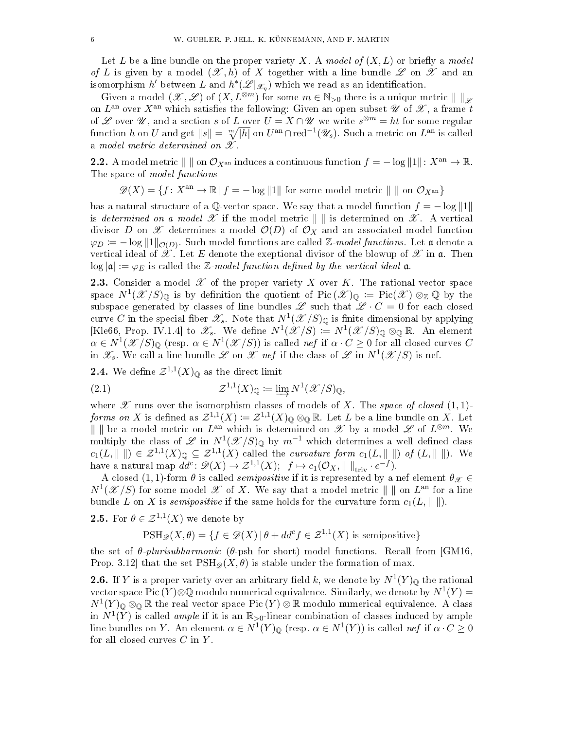Let $L$ be a line bundle on the proper variety $X$. A *model of* $(X, L)$ or briefly a *model of* $L$ is given by a model $(\mathscr{X}, h)$ of $X$ together with a line bundle $\mathscr{L}$ on $\mathscr{X}$ and an isomorphism $h'$ between $L$ and $h^*(\mathscr{L}|_{\mathscr{X}_\eta})$ which we read as an identification.

Given a model $(\mathscr{X}, \mathscr{L})$ of $(X, L^{\otimes m})$ for some $m \in \mathbb{N}_{>0}$ there is a unique metric $\| \ \|_{\mathscr{L}}$ on $L^{\mathrm{an}}$ over $X^{\mathrm{an}}$ which satisfies the following: Given an open subset $\mathscr{U}$ of $\mathscr{X}$, a frame $t$ of $\mathscr{L}$ over $\mathscr{U}$, and a section $s$ of $L$ over $U = X \cap \mathscr{U}$ we write $s^{\otimes m} = ht$ for some regular function $h$ on $U$ and get $\|s\| = \sqrt[m]{|h|}$ on $U^{\mathrm{an}} \cap \mathrm{red}^{-1}(\mathscr{U}_s)$. Such a metric on $L^{\mathrm{an}}$ is called a *model metric determined on* $\mathscr{X}$.

**2.2.** A model metric $\| \ \|$ on $\mathcal{O}_{X^{\mathrm{an}}}$ induces a continuous function $f = -\log \|1\| \colon X^{\mathrm{an}} \to \mathbb{R}$. The space of *model functions*

$$\mathscr{D}(X) = \{f \colon X^{\mathrm{an}} \to \mathbb{R} \mid f = -\log \|1\| \text{ for some model metric } \| \ \| \text{ on } \mathcal{O}_{X^{\mathrm{an}}}\}$$

has a natural structure of a $\mathbb{Q}$-vector space. We say that a model function $f = -\log \|1\|$ is *determined on a model* $\mathscr{X}$ if the model metric $\| \ \|$ is determined on $\mathscr{X}$. A vertical divisor $D$ on $\mathscr{X}$ determines a model $\mathcal{O}(D)$ of $\mathcal{O}_X$ and an associated model function $\varphi_D := -\log \|1\|_{\mathcal{O}(D)}$. Such model functions are called $\mathbb{Z}$*-model functions*. Let $\mathfrak{a}$ denote a vertical ideal of $\mathscr{X}$. Let $E$ denote the exeptional divisor of the blowup of $\mathscr{X}$ in $\mathfrak{a}$. Then $\log |\mathfrak{a}| := \varphi_E$ is called the $\mathbb{Z}$*-model function defined by the vertical ideal* $\mathfrak{a}$.

**2.3.** Consider a model $\mathscr{X}$ of the proper variety $X$ over $K$. The rational vector space space $N^1(\mathscr{X}/S)_{\mathbb{Q}}$ is by definition the quotient of $\mathrm{Pic}\,(\mathscr{X})_{\mathbb{Q}} := \mathrm{Pic}(\mathscr{X}) \otimes_{\mathbb{Z}} \mathbb{Q}$ by the subspace generated by classes of line bundles $\mathscr{L}$ such that $\mathscr{L} \cdot C = 0$ for each closed curve $C$ in the special fiber $\mathscr{X}_s$. Note that $N^1(\mathscr{X}/S)_{\mathbb{Q}}$ is finite dimensional by applying [Kle66, Prop. IV.1.4] to $\mathscr{X}_s$. We define $N^1(\mathscr{X}/S) := N^1(\mathscr{X}/S)_{\mathbb{Q}} \otimes_{\mathbb{Q}} \mathbb{R}$. An element $\alpha \in N^1(\mathscr{X}/S)_{\mathbb{Q}}$ (resp. $\alpha \in N^1(\mathscr{X}/S)$) is called *nef* if $\alpha \cdot C \geq 0$ for all closed curves $C$ in $\mathscr{X}_s$. We call a line bundle $\mathscr{L}$ on $\mathscr{X}$ *nef* if the class of $\mathscr{L}$ in $N^1(\mathscr{X}/S)$ is nef.

**2.4.** We define $\mathcal{Z}^{1,1}(X)_{\mathbb{Q}}$ as the direct limit

$$\mathcal{Z}^{1,1}(X)_{\mathbb{Q}} := \varinjlim N^1(\mathscr{X}/S)_{\mathbb{Q}}, \tag{2.1}$$

where $\mathscr{X}$ runs over the isomorphism classes of models of $X$. The *space of closed* $(1,1)$*-forms on* $X$ is defined as $\mathcal{Z}^{1,1}(X) := \mathcal{Z}^{1,1}(X)_{\mathbb{Q}} \otimes_{\mathbb{Q}} \mathbb{R}$. Let $L$ be a line bundle on $X$. Let $\| \ \|$ be a model metric on $L^{\mathrm{an}}$ which is determined on $\mathscr{X}$ by a model $\mathscr{L}$ of $L^{\otimes m}$. We multiply the class of $\mathscr{L}$ in $N^1(\mathscr{X}/S)_{\mathbb{Q}}$ by $m^{-1}$ which determines a well defined class $c_1(L, \| \ \|) \in \mathcal{Z}^{1,1}(X)_{\mathbb{Q}} \subseteq \mathcal{Z}^{1,1}(X)$ called the *curvature form* $c_1(L, \| \ \|)$ *of* $(L, \| \ \|)$. We have a natural map $dd^c \colon \mathscr{D}(X) \to \mathcal{Z}^{1,1}(X)$; $f \mapsto c_1(\mathcal{O}_X, \| \ \|_{\mathrm{triv}} \cdot e^{-f})$.

A closed $(1,1)$-form $\theta$ is called *semipositive* if it is represented by a nef element $\theta_{\mathscr{X}} \in N^1(\mathscr{X}/S)$ for some model $\mathscr{X}$ of $X$. We say that a model metric $\| \ \|$ on $L^{\mathrm{an}}$ for a line bundle $L$ on $X$ is *semipositive* if the same holds for the curvature form $c_1(L, \| \ \|)$.

**2.5.** For $\theta \in \mathcal{Z}^{1,1}(X)$ we denote by

$$\mathrm{PSH}_{\mathscr{D}}(X, \theta) = \{f \in \mathscr{D}(X) \mid \theta + dd^c f \in \mathcal{Z}^{1,1}(X) \text{ is semipositive}\}$$

the set of $\theta$*-plurisubharmonic* ($\theta$-psh for short) model functions. Recall from [GM16, Prop. 3.12] that the set $\mathrm{PSH}_{\mathscr{D}}(X, \theta)$ is stable under the formation of max.

**2.6.** If $Y$ is a proper variety over an arbitrary field $k$, we denote by $N^1(Y)_{\mathbb{Q}}$ the rational vector space $\mathrm{Pic}\,(Y) \otimes \mathbb{Q}$ modulo numerical equivalence. Similarly, we denote by $N^1(Y) = N^1(Y)_{\mathbb{Q}} \otimes_{\mathbb{Q}} \mathbb{R}$ the real vector space $\mathrm{Pic}\,(Y) \otimes \mathbb{R}$ modulo numerical equivalence. A class in $N^1(Y)$ is called *ample* if it is an $\mathbb{R}_{>0}$-linear combination of classes induced by ample line bundles on $Y$. An element $\alpha \in N^1(Y)_{\mathbb{Q}}$ (resp. $\alpha \in N^1(Y)$) is called *nef* if $\alpha \cdot C \geq 0$ for all closed curves $C$ in $Y$.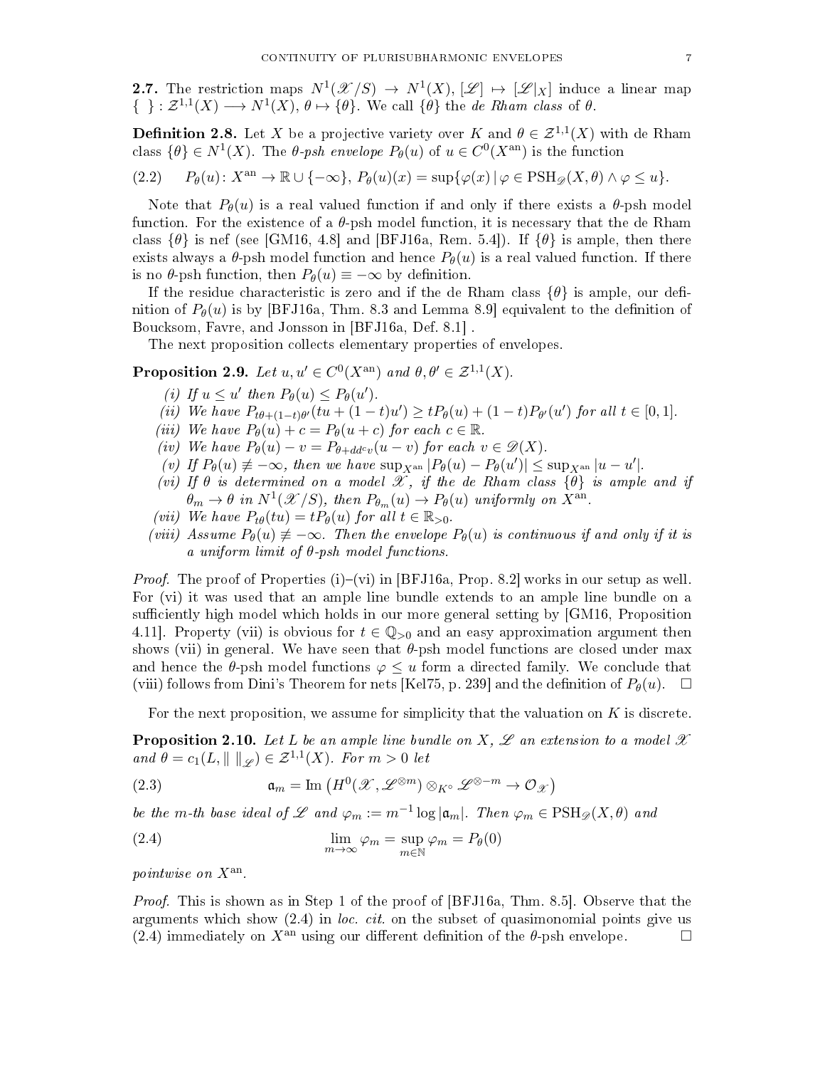**2.7.** The restriction maps $N^1(\mathscr{X}/S) \to N^1(X)$, $[\mathscr{L}] \mapsto [\mathscr{L}|_X]$ induce a linear map $\{\ \}: \mathcal{Z}^{1,1}(X) \longrightarrow N^1(X)$, $\theta \mapsto \{\theta\}$. We call $\{\theta\}$ the *de Rham class* of $\theta$.

**Definition 2.8.** Let $X$ be a projective variety over $K$ and $\theta \in \mathcal{Z}^{1,1}(X)$ with de Rham class $\{\theta\} \in N^1(X)$. The *$\theta$-psh envelope* $P_\theta(u)$ of $u \in C^0(X^{\mathrm{an}})$ is the function

$$P_\theta(u)\colon X^{\mathrm{an}} \to \mathbb{R} \cup \{-\infty\},\ P_\theta(u)(x) = \sup\{\varphi(x) \mid \varphi \in \mathrm{PSH}_{\mathscr{D}}(X,\theta) \wedge \varphi \leq u\}. \tag{2.2}$$

Note that $P_\theta(u)$ is a real valued function if and only if there exists a $\theta$-psh model function. For the existence of a $\theta$-psh model function, it is necessary that the de Rham class $\{\theta\}$ is nef (see [GM16, 4.8] and [BFJ16a, Rem. 5.4]). If $\{\theta\}$ is ample, then there exists always a $\theta$-psh model function and hence $P_\theta(u)$ is a real valued function. If there is no $\theta$-psh function, then $P_\theta(u) \equiv -\infty$ by definition.

If the residue characteristic is zero and if the de Rham class $\{\theta\}$ is ample, our definition of $P_\theta(u)$ is by [BFJ16a, Thm. 8.3 and Lemma 8.9] equivalent to the definition of Boucksom, Favre, and Jonsson in [BFJ16a, Def. 8.1] .

The next proposition collects elementary properties of envelopes.

**Proposition 2.9.** *Let $u, u' \in C^0(X^{\mathrm{an}})$ and $\theta, \theta' \in \mathcal{Z}^{1,1}(X)$.*

*(i) If $u \leq u'$ then $P_\theta(u) \leq P_\theta(u')$.*
*(ii) We have $P_{t\theta+(1-t)\theta'}(tu + (1-t)u') \geq tP_\theta(u) + (1-t)P_{\theta'}(u')$ for all $t \in [0,1]$.*
*(iii) We have $P_\theta(u) + c = P_\theta(u + c)$ for each $c \in \mathbb{R}$.*
*(iv) We have $P_\theta(u) - v = P_{\theta + dd^c v}(u - v)$ for each $v \in \mathscr{D}(X)$.*
*(v) If $P_\theta(u) \not\equiv -\infty$, then we have $\sup_{X^{\mathrm{an}}} |P_\theta(u) - P_\theta(u')| \leq \sup_{X^{\mathrm{an}}} |u - u'|$.*
*(vi) If $\theta$ is determined on a model $\mathscr{X}$, if the de Rham class $\{\theta\}$ is ample and if $\theta_m \to \theta$ in $N^1(\mathscr{X}/S)$, then $P_{\theta_m}(u) \to P_\theta(u)$ uniformly on $X^{\mathrm{an}}$.*
*(vii) We have $P_{t\theta}(tu) = tP_\theta(u)$ for all $t \in \mathbb{R}_{>0}$.*
*(viii) Assume $P_\theta(u) \not\equiv -\infty$. Then the envelope $P_\theta(u)$ is continuous if and only if it is a uniform limit of $\theta$-psh model functions.*

*Proof.* The proof of Properties (i)–(vi) in [BFJ16a, Prop. 8.2] works in our setup as well. For (vi) it was used that an ample line bundle extends to an ample line bundle on a sufficiently high model which holds in our more general setting by [GM16, Proposition 4.11]. Property (vii) is obvious for $t \in \mathbb{Q}_{>0}$ and an easy approximation argument then shows (vii) in general. We have seen that $\theta$-psh model functions are closed under max and hence the $\theta$-psh model functions $\varphi \leq u$ form a directed family. We conclude that (viii) follows from Dini's Theorem for nets [Kel75, p. 239] and the definition of $P_\theta(u)$. $\square$

For the next proposition, we assume for simplicity that the valuation on $K$ is discrete.

**Proposition 2.10.** *Let $L$ be an ample line bundle on $X$, $\mathscr{L}$ an extension to a model $\mathscr{X}$ and $\theta = c_1(L, \|\ \|_{\mathscr{L}}) \in \mathcal{Z}^{1,1}(X)$. For $m > 0$ let*

$$\mathfrak{a}_m = \mathrm{Im}\left(H^0(\mathscr{X}, \mathscr{L}^{\otimes m}) \otimes_{K^\circ} \mathscr{L}^{\otimes -m} \to \mathcal{O}_{\mathscr{X}}\right) \tag{2.3}$$

*be the $m$-th base ideal of $\mathscr{L}$ and $\varphi_m := m^{-1} \log |\mathfrak{a}_m|$. Then $\varphi_m \in \mathrm{PSH}_{\mathscr{D}}(X, \theta)$ and*

$$\lim_{m\to\infty} \varphi_m = \sup_{m\in\mathbb{N}} \varphi_m = P_\theta(0) \tag{2.4}$$

*pointwise on $X^{\mathrm{an}}$.*

*Proof.* This is shown as in Step 1 of the proof of [BFJ16a, Thm. 8.5]. Observe that the arguments which show (2.4) in *loc. cit.* on the subset of quasimonomial points give us (2.4) immediately on $X^{\mathrm{an}}$ using our different definition of the $\theta$-psh envelope. $\square$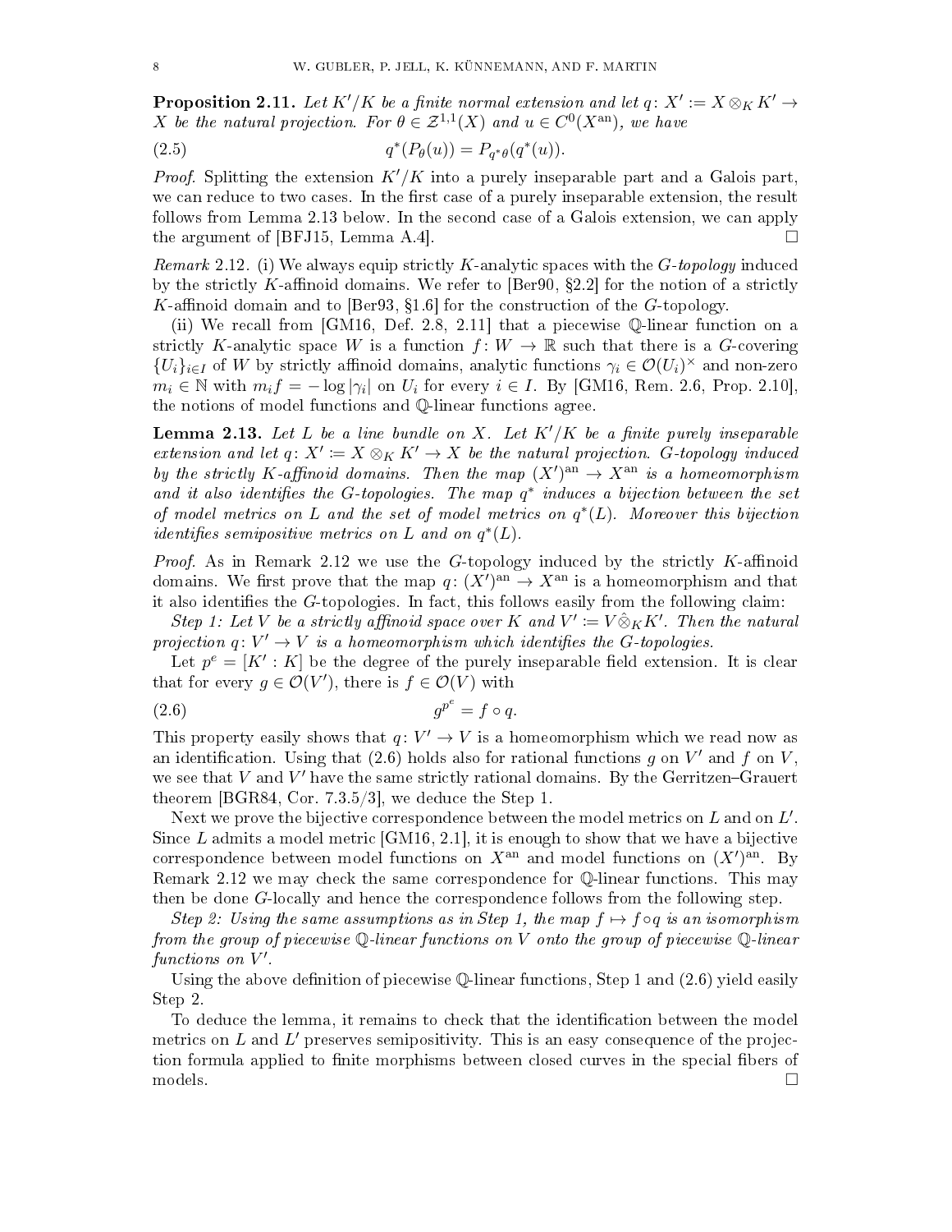**Proposition 2.11.** *Let $K'/K$ be a finite normal extension and let $q\colon X' := X \otimes_K K' \to X$ be the natural projection. For $\theta \in \mathcal{Z}^{1,1}(X)$ and $u \in C^0(X^{\mathrm{an}})$, we have*

$$q^*(P_\theta(u)) = P_{q^*\theta}(q^*(u)). \tag{2.5}$$

*Proof.* Splitting the extension $K'/K$ into a purely inseparable part and a Galois part, we can reduce to two cases. In the first case of a purely inseparable extension, the result follows from Lemma 2.13 below. In the second case of a Galois extension, we can apply the argument of [BFJ15, Lemma A.4]. □

*Remark* 2.12. (i) We always equip strictly $K$-analytic spaces with the *G-topology* induced by the strictly $K$-affinoid domains. We refer to [Ber90, §2.2] for the notion of a strictly $K$-affinoid domain and to [Ber93, §1.6] for the construction of the $G$-topology.

(ii) We recall from [GM16, Def. 2.8, 2.11] that a piecewise $\mathbb{Q}$-linear function on a strictly $K$-analytic space $W$ is a function $f\colon W \to \mathbb{R}$ such that there is a $G$-covering $\{U_i\}_{i\in I}$ of $W$ by strictly affinoid domains, analytic functions $\gamma_i \in \mathcal{O}(U_i)^\times$ and non-zero $m_i \in \mathbb{N}$ with $m_i f = -\log|\gamma_i|$ on $U_i$ for every $i \in I$. By [GM16, Rem. 2.6, Prop. 2.10], the notions of model functions and $\mathbb{Q}$-linear functions agree.

**Lemma 2.13.** *Let $L$ be a line bundle on $X$. Let $K'/K$ be a finite purely inseparable extension and let $q\colon X' := X \otimes_K K' \to X$ be the natural projection. G-topology induced by the strictly K-affinoid domains. Then the map $(X')^{\mathrm{an}} \to X^{\mathrm{an}}$ is a homeomorphism and it also identifies the G-topologies. The map $q^*$ induces a bijection between the set of model metrics on $L$ and the set of model metrics on $q^*(L)$. Moreover this bijection identifies semipositive metrics on $L$ and on $q^*(L)$.*

*Proof.* As in Remark 2.12 we use the $G$-topology induced by the strictly $K$-affinoid domains. We first prove that the map $q\colon (X')^{\mathrm{an}} \to X^{\mathrm{an}}$ is a homeomorphism and that it also identifies the $G$-topologies. In fact, this follows easily from the following claim:

*Step 1: Let $V$ be a strictly affinoid space over $K$ and $V' := V \hat{\otimes}_K K'$. Then the natural projection $q\colon V' \to V$ is a homeomorphism which identifies the G-topologies.*

Let $p^e = [K' : K]$ be the degree of the purely inseparable field extension. It is clear that for every $g \in \mathcal{O}(V')$, there is $f \in \mathcal{O}(V)$ with

$$g^{p^e} = f \circ q. \tag{2.6}$$

This property easily shows that $q\colon V' \to V$ is a homeomorphism which we read now as an identification. Using that (2.6) holds also for rational functions $g$ on $V'$ and $f$ on $V$, we see that $V$ and $V'$ have the same strictly rational domains. By the Gerritzen–Grauert theorem [BGR84, Cor. 7.3.5/3], we deduce the Step 1.

Next we prove the bijective correspondence between the model metrics on $L$ and on $L'$. Since $L$ admits a model metric [GM16, 2.1], it is enough to show that we have a bijective correspondence between model functions on $X^{\mathrm{an}}$ and model functions on $(X')^{\mathrm{an}}$. By Remark 2.12 we may check the same correspondence for $\mathbb{Q}$-linear functions. This may then be done $G$-locally and hence the correspondence follows from the following step.

*Step 2: Using the same assumptions as in Step 1, the map $f \mapsto f \circ q$ is an isomorphism from the group of piecewise $\mathbb{Q}$-linear functions on $V$ onto the group of piecewise $\mathbb{Q}$-linear functions on $V'$.*

Using the above definition of piecewise $\mathbb{Q}$-linear functions, Step 1 and (2.6) yield easily Step 2.

To deduce the lemma, it remains to check that the identification between the model metrics on $L$ and $L'$ preserves semipositivity. This is an easy consequence of the projection formula applied to finite morphisms between closed curves in the special fibers of models. □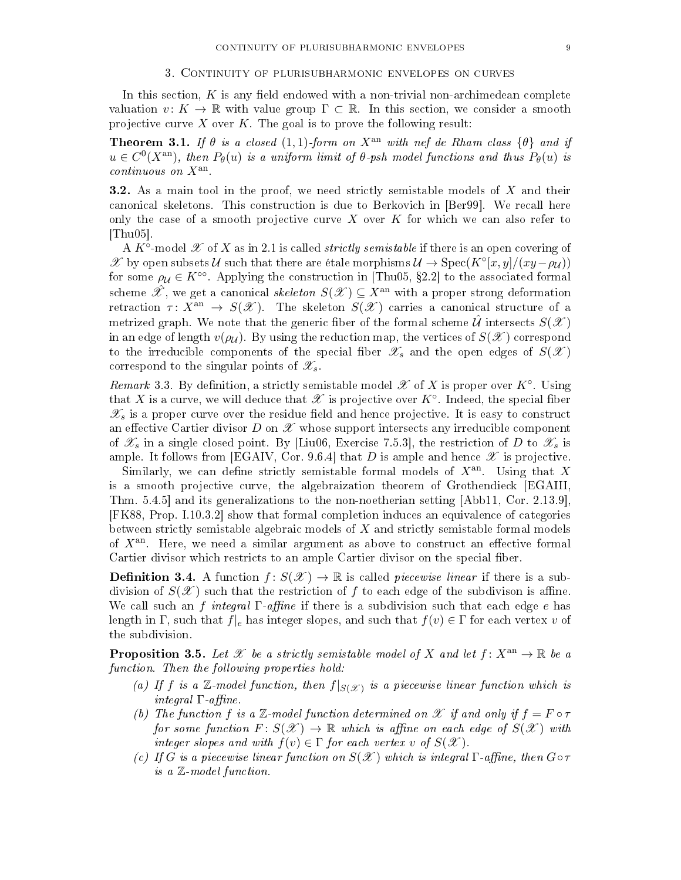## 3. Continuity of plurisubharmonic envelopes on curves

In this section, $K$ is any field endowed with a non-trivial non-archimedean complete valuation $v\colon K \to \mathbb{R}$ with value group $\Gamma \subset \mathbb{R}$. In this section, we consider a smooth projective curve $X$ over $K$. The goal is to prove the following result:

**Theorem 3.1.** *If $\theta$ is a closed $(1,1)$-form on $X^{\mathrm{an}}$ with nef de Rham class $\{\theta\}$ and if $u \in C^0(X^{\mathrm{an}})$, then $P_\theta(u)$ is a uniform limit of $\theta$-psh model functions and thus $P_\theta(u)$ is continuous on $X^{\mathrm{an}}$.*

**3.2.** As a main tool in the proof, we need strictly semistable models of $X$ and their canonical skeletons. This construction is due to Berkovich in [Ber99]. We recall here only the case of a smooth projective curve $X$ over $K$ for which we can also refer to [Thu05].

A $K^\circ$-model $\mathscr{X}$ of $X$ as in 2.1 is called *strictly semistable* if there is an open covering of $\mathscr{X}$ by open subsets $\mathcal{U}$ such that there are étale morphisms $\mathcal{U} \to \operatorname{Spec}(K^\circ[x,y]/(xy - \rho_{\mathcal{U}}))$ for some $\rho_{\mathcal{U}} \in K^{\circ\circ}$. Applying the construction in [Thu05, §2.2] to the associated formal scheme $\hat{\mathscr{X}}$, we get a canonical *skeleton* $S(\mathscr{X}) \subseteq X^{\mathrm{an}}$ with a proper strong deformation retraction $\tau\colon X^{\mathrm{an}} \to S(\mathscr{X})$. The skeleton $S(\mathscr{X})$ carries a canonical structure of a metrized graph. We note that the generic fiber of the formal scheme $\hat{\mathcal{U}}$ intersects $S(\mathscr{X})$ in an edge of length $v(\rho_{\mathcal{U}})$. By using the reduction map, the vertices of $S(\mathscr{X})$ correspond to the irreducible components of the special fiber $\mathscr{X}_s$ and the open edges of $S(\mathscr{X})$ correspond to the singular points of $\mathscr{X}_s$.

*Remark* 3.3. By definition, a strictly semistable model $\mathscr{X}$ of $X$ is proper over $K^\circ$. Using that $X$ is a curve, we will deduce that $\mathscr{X}$ is projective over $K^\circ$. Indeed, the special fiber $\mathscr{X}_s$ is a proper curve over the residue field and hence projective. It is easy to construct an effective Cartier divisor $D$ on $\mathscr{X}$ whose support intersects any irreducible component of $\mathscr{X}_s$ in a single closed point. By [Liu06, Exercise 7.5.3], the restriction of $D$ to $\mathscr{X}_s$ is ample. It follows from [EGAIV, Cor. 9.6.4] that $D$ is ample and hence $\mathscr{X}$ is projective.

Similarly, we can define strictly semistable formal models of $X^{\mathrm{an}}$. Using that $X$ is a smooth projective curve, the algebraization theorem of Grothendieck [EGAIII, Thm. 5.4.5] and its generalizations to the non-noetherian setting [Abb11, Cor. 2.13.9], [FK88, Prop. I.10.3.2] show that formal completion induces an equivalence of categories between strictly semistable algebraic models of $X$ and strictly semistable formal models of $X^{\mathrm{an}}$. Here, we need a similar argument as above to construct an effective formal Cartier divisor which restricts to an ample Cartier divisor on the special fiber.

**Definition 3.4.** A function $f\colon S(\mathscr{X}) \to \mathbb{R}$ is called *piecewise linear* if there is a subdivision of $S(\mathscr{X})$ such that the restriction of $f$ to each edge of the subdivison is affine. We call such an $f$ *integral $\Gamma$-affine* if there is a subdivision such that each edge $e$ has length in $\Gamma$, such that $f|_e$ has integer slopes, and such that $f(v) \in \Gamma$ for each vertex $v$ of the subdivision.

**Proposition 3.5.** *Let $\mathscr{X}$ be a strictly semistable model of $X$ and let $f\colon X^{\mathrm{an}} \to \mathbb{R}$ be a function. Then the following properties hold:*

- *(a) If $f$ is a $\mathbb{Z}$-model function, then $f|_{S(\mathscr{X})}$ is a piecewise linear function which is integral $\Gamma$-affine.*
- *(b) The function $f$ is a $\mathbb{Z}$-model function determined on $\mathscr{X}$ if and only if $f = F \circ \tau$ for some function $F\colon S(\mathscr{X}) \to \mathbb{R}$ which is affine on each edge of $S(\mathscr{X})$ with integer slopes and with $f(v) \in \Gamma$ for each vertex $v$ of $S(\mathscr{X})$.*
- *(c) If $G$ is a piecewise linear function on $S(\mathscr{X})$ which is integral $\Gamma$-affine, then $G \circ \tau$ is a $\mathbb{Z}$-model function.*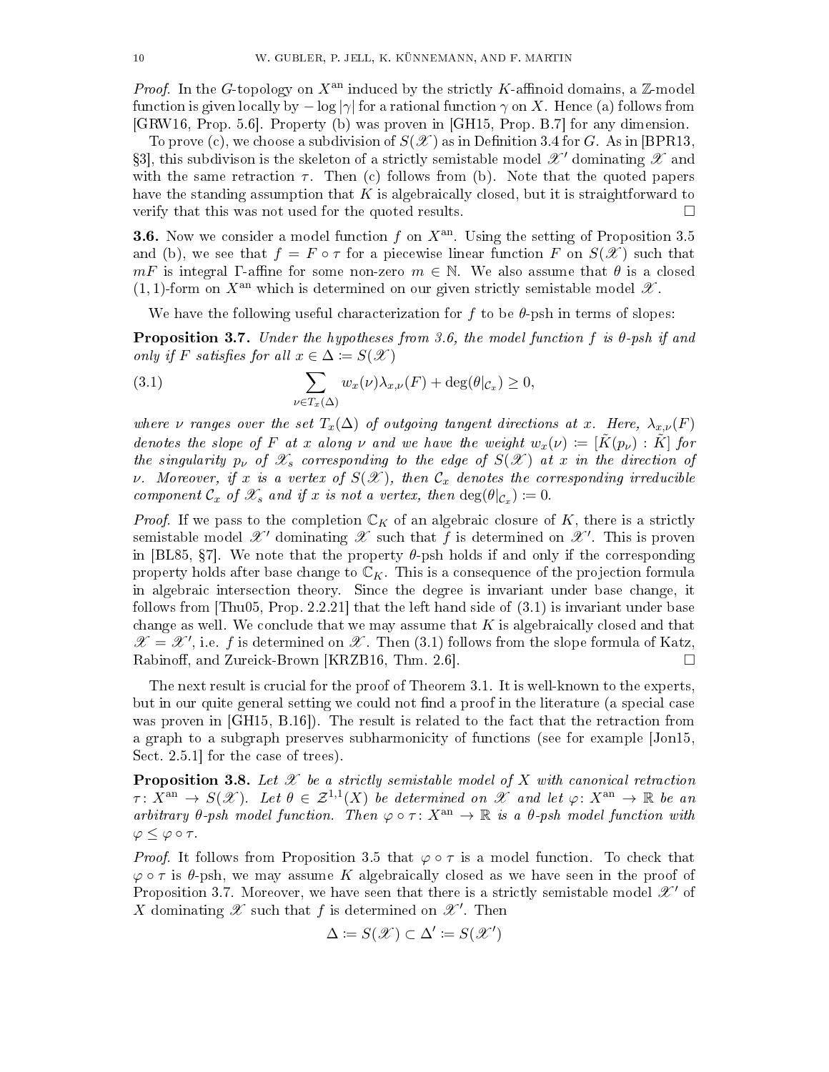*Proof.* In the $G$-topology on $X^{\mathrm{an}}$ induced by the strictly $K$-affinoid domains, a $\mathbb{Z}$-model function is given locally by $-\log|\gamma|$ for a rational function $\gamma$ on $X$. Hence (a) follows from [GRW16, Prop. 5.6]. Property (b) was proven in [GH15, Prop. B.7] for any dimension.

To prove (c), we choose a subdivision of $S(\mathscr{X})$ as in Definition 3.4 for $G$. As in [BPR13, §3], this subdivison is the skeleton of a strictly semistable model $\mathscr{X}'$ dominating $\mathscr{X}$ and with the same retraction $\tau$. Then (c) follows from (b). Note that the quoted papers have the standing assumption that $K$ is algebraically closed, but it is straightforward to verify that this was not used for the quoted results. □

**3.6.** Now we consider a model function $f$ on $X^{\mathrm{an}}$. Using the setting of Proposition 3.5 and (b), we see that $f = F \circ \tau$ for a piecewise linear function $F$ on $S(\mathscr{X})$ such that $mF$ is integral $\Gamma$-affine for some non-zero $m \in \mathbb{N}$. We also assume that $\theta$ is a closed $(1,1)$-form on $X^{\mathrm{an}}$ which is determined on our given strictly semistable model $\mathscr{X}$.

We have the following useful characterization for $f$ to be $\theta$-psh in terms of slopes:

**Proposition 3.7.** *Under the hypotheses from 3.6, the model function $f$ is $\theta$-psh if and only if $F$ satisfies for all $x \in \Delta := S(\mathscr{X})$*

$$\sum_{\nu \in T_x(\Delta)} w_x(\nu)\lambda_{x,\nu}(F) + \deg(\theta|_{\mathcal{C}_x}) \geq 0, \tag{3.1}$$

*where $\nu$ ranges over the set $T_x(\Delta)$ of outgoing tangent directions at $x$. Here, $\lambda_{x,\nu}(F)$ denotes the slope of $F$ at $x$ along $\nu$ and we have the weight $w_x(\nu) := [\tilde{K}(p_\nu) : \tilde{K}]$ for the singularity $p_\nu$ of $\mathscr{X}_s$ corresponding to the edge of $S(\mathscr{X})$ at $x$ in the direction of $\nu$. Moreover, if $x$ is a vertex of $S(\mathscr{X})$, then $\mathcal{C}_x$ denotes the corresponding irreducible component $\mathcal{C}_x$ of $\mathscr{X}_s$ and if $x$ is not a vertex, then $\deg(\theta|_{\mathcal{C}_x}) := 0$.*

*Proof.* If we pass to the completion $\mathbb{C}_K$ of an algebraic closure of $K$, there is a strictly semistable model $\mathscr{X}'$ dominating $\mathscr{X}$ such that $f$ is determined on $\mathscr{X}'$. This is proven in [BL85, §7]. We note that the property $\theta$-psh holds if and only if the corresponding property holds after base change to $\mathbb{C}_K$. This is a consequence of the projection formula in algebraic intersection theory. Since the degree is invariant under base change, it follows from [Thu05, Prop. 2.2.21] that the left hand side of (3.1) is invariant under base change as well. We conclude that we may assume that $K$ is algebraically closed and that $\mathscr{X} = \mathscr{X}'$, i.e. $f$ is determined on $\mathscr{X}$. Then (3.1) follows from the slope formula of Katz, Rabinoff, and Zureick-Brown [KRZB16, Thm. 2.6]. □

The next result is crucial for the proof of Theorem 3.1. It is well-known to the experts, but in our quite general setting we could not find a proof in the literature (a special case was proven in [GH15, B.16]). The result is related to the fact that the retraction from a graph to a subgraph preserves subharmonicity of functions (see for example [Jon15, Sect. 2.5.1] for the case of trees).

**Proposition 3.8.** *Let $\mathscr{X}$ be a strictly semistable model of $X$ with canonical retraction $\tau\colon X^{\mathrm{an}} \to S(\mathscr{X})$. Let $\theta \in \mathcal{Z}^{1,1}(X)$ be determined on $\mathscr{X}$ and let $\varphi\colon X^{\mathrm{an}} \to \mathbb{R}$ be an arbitrary $\theta$-psh model function. Then $\varphi \circ \tau\colon X^{\mathrm{an}} \to \mathbb{R}$ is a $\theta$-psh model function with $\varphi \leq \varphi \circ \tau$.*

*Proof.* It follows from Proposition 3.5 that $\varphi \circ \tau$ is a model function. To check that $\varphi \circ \tau$ is $\theta$-psh, we may assume $K$ algebraically closed as we have seen in the proof of Proposition 3.7. Moreover, we have seen that there is a strictly semistable model $\mathscr{X}'$ of $X$ dominating $\mathscr{X}$ such that $f$ is determined on $\mathscr{X}'$. Then

$$\Delta := S(\mathscr{X}) \subset \Delta' := S(\mathscr{X}')$$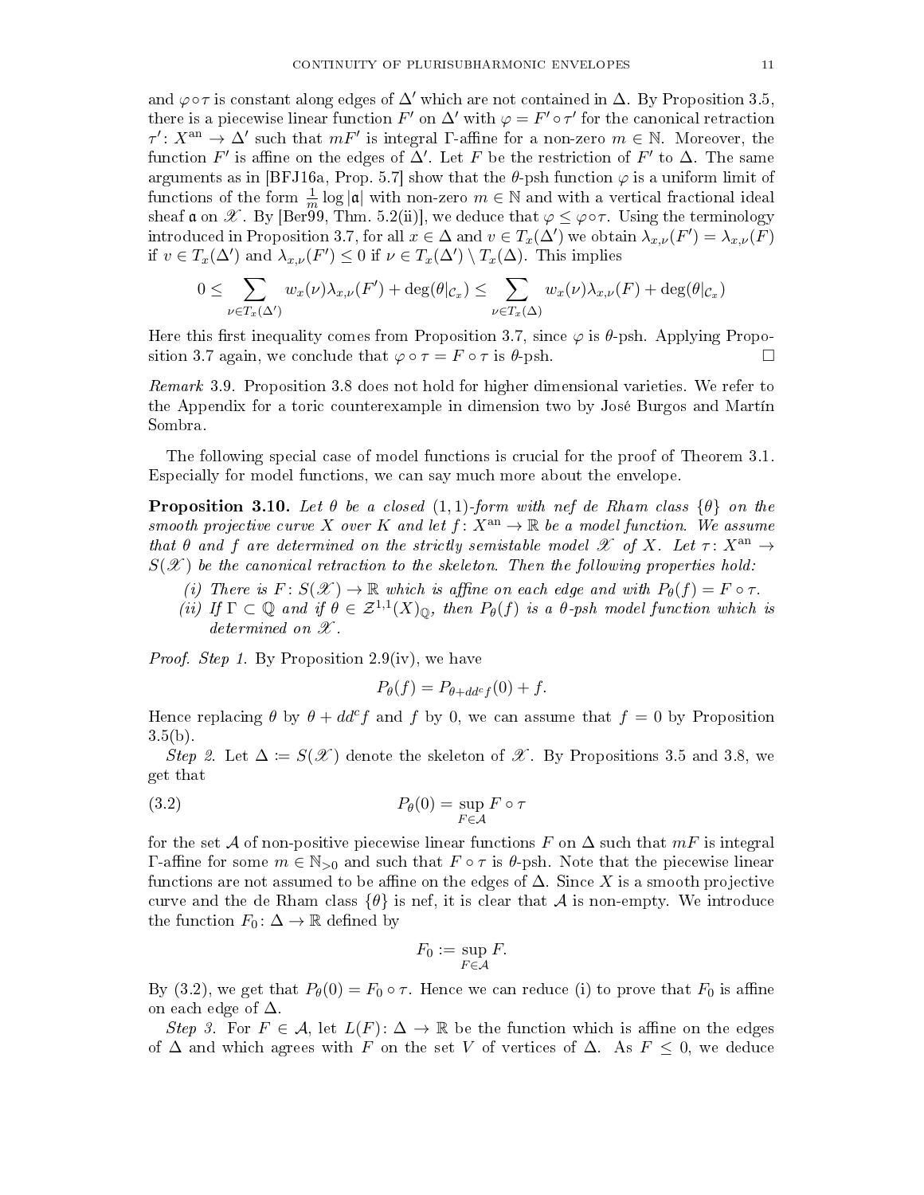and $\varphi\circ\tau$ is constant along edges of $\Delta'$ which are not contained in $\Delta$. By Proposition 3.5, there is a piecewise linear function $F'$ on $\Delta'$ with $\varphi = F'\circ\tau'$ for the canonical retraction $\tau'\colon X^{\mathrm{an}} \to \Delta'$ such that $mF'$ is integral $\Gamma$-affine for a non-zero $m \in \mathbb{N}$. Moreover, the function $F'$ is affine on the edges of $\Delta'$. Let $F$ be the restriction of $F'$ to $\Delta$. The same arguments as in [BFJ16a, Prop. 5.7] show that the $\theta$-psh function $\varphi$ is a uniform limit of functions of the form $\frac{1}{m}\log|\mathfrak{a}|$ with non-zero $m \in \mathbb{N}$ and with a vertical fractional ideal sheaf $\mathfrak{a}$ on $\mathscr{X}$. By [Ber99, Thm. 5.2(ii)], we deduce that $\varphi \le \varphi\circ\tau$. Using the terminology introduced in Proposition 3.7, for all $x \in \Delta$ and $v \in T_x(\Delta')$ we obtain $\lambda_{x,\nu}(F') = \lambda_{x,\nu}(F)$ if $v \in T_x(\Delta')$ and $\lambda_{x,\nu}(F') \le 0$ if $\nu \in T_x(\Delta')\setminus T_x(\Delta)$. This implies

$$0 \le \sum_{\nu\in T_x(\Delta')} w_x(\nu)\lambda_{x,\nu}(F') + \deg(\theta|_{\mathcal{C}_x}) \le \sum_{\nu\in T_x(\Delta)} w_x(\nu)\lambda_{x,\nu}(F) + \deg(\theta|_{\mathcal{C}_x})$$

Here this first inequality comes from Proposition 3.7, since $\varphi$ is $\theta$-psh. Applying Proposition 3.7 again, we conclude that $\varphi\circ\tau = F\circ\tau$ is $\theta$-psh. □

*Remark* 3.9. Proposition 3.8 does not hold for higher dimensional varieties. We refer to the Appendix for a toric counterexample in dimension two by José Burgos and Martín Sombra.

The following special case of model functions is crucial for the proof of Theorem 3.1. Especially for model functions, we can say much more about the envelope.

**Proposition 3.10.** *Let $\theta$ be a closed $(1,1)$-form with nef de Rham class $\{\theta\}$ on the smooth projective curve $X$ over $K$ and let $f\colon X^{\mathrm{an}} \to \mathbb{R}$ be a model function. We assume that $\theta$ and $f$ are determined on the strictly semistable model $\mathscr{X}$ of $X$. Let $\tau\colon X^{\mathrm{an}} \to S(\mathscr{X})$ be the canonical retraction to the skeleton. Then the following properties hold:*

*(i) There is $F\colon S(\mathscr{X}) \to \mathbb{R}$ which is affine on each edge and with $P_\theta(f) = F\circ\tau$.*

*(ii) If $\Gamma \subset \mathbb{Q}$ and if $\theta \in \mathcal{Z}^{1,1}(X)_{\mathbb{Q}}$, then $P_\theta(f)$ is a $\theta$-psh model function which is determined on $\mathscr{X}$.*

*Proof. Step 1.* By Proposition 2.9(iv), we have

$$P_\theta(f) = P_{\theta+dd^cf}(0) + f.$$

Hence replacing $\theta$ by $\theta + dd^cf$ and $f$ by 0, we can assume that $f = 0$ by Proposition 3.5(b).

*Step 2.* Let $\Delta := S(\mathscr{X})$ denote the skeleton of $\mathscr{X}$. By Propositions 3.5 and 3.8, we get that

$$P_\theta(0) = \sup_{F\in\mathcal{A}} F\circ\tau \tag{3.2}$$

for the set $\mathcal{A}$ of non-positive piecewise linear functions $F$ on $\Delta$ such that $mF$ is integral $\Gamma$-affine for some $m \in \mathbb{N}_{>0}$ and such that $F\circ\tau$ is $\theta$-psh. Note that the piecewise linear functions are not assumed to be affine on the edges of $\Delta$. Since $X$ is a smooth projective curve and the de Rham class $\{\theta\}$ is nef, it is clear that $\mathcal{A}$ is non-empty. We introduce the function $F_0\colon \Delta \to \mathbb{R}$ defined by

$$F_0 := \sup_{F\in\mathcal{A}} F.$$

By (3.2), we get that $P_\theta(0) = F_0\circ\tau$. Hence we can reduce (i) to prove that $F_0$ is affine on each edge of $\Delta$.

*Step 3.* For $F \in \mathcal{A}$, let $L(F)\colon \Delta \to \mathbb{R}$ be the function which is affine on the edges of $\Delta$ and which agrees with $F$ on the set $V$ of vertices of $\Delta$. As $F \le 0$, we deduce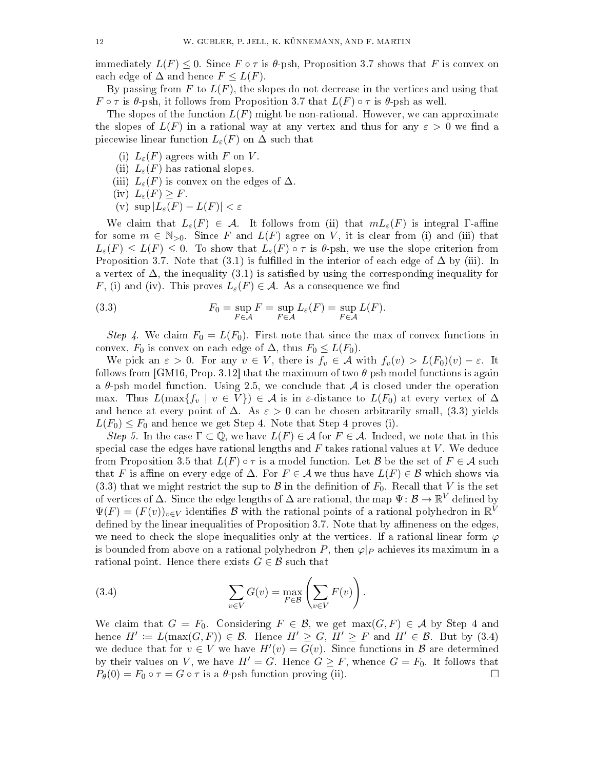immediately $L(F) \leq 0$. Since $F \circ \tau$ is $\theta$-psh, Proposition 3.7 shows that $F$ is convex on each edge of $\Delta$ and hence $F \leq L(F)$.

By passing from $F$ to $L(F)$, the slopes do not decrease in the vertices and using that $F \circ \tau$ is $\theta$-psh, it follows from Proposition 3.7 that $L(F) \circ \tau$ is $\theta$-psh as well.

The slopes of the function $L(F)$ might be non-rational. However, we can approximate the slopes of $L(F)$ in a rational way at any vertex and thus for any $\varepsilon > 0$ we find a piecewise linear function $L_\varepsilon(F)$ on $\Delta$ such that

(i) $L_\varepsilon(F)$ agrees with $F$ on $V$.
(ii) $L_\varepsilon(F)$ has rational slopes.
(iii) $L_\varepsilon(F)$ is convex on the edges of $\Delta$.
(iv) $L_\varepsilon(F) \geq F$.
(v) $\sup |L_\varepsilon(F) - L(F)| < \varepsilon$

We claim that $L_\varepsilon(F) \in \mathcal{A}$. It follows from (ii) that $mL_\varepsilon(F)$ is integral $\Gamma$-affine for some $m \in \mathbb{N}_{>0}$. Since $F$ and $L(F)$ agree on $V$, it is clear from (i) and (iii) that $L_\varepsilon(F) \leq L(F) \leq 0$. To show that $L_\varepsilon(F) \circ \tau$ is $\theta$-psh, we use the slope criterion from Proposition 3.7. Note that (3.1) is fulfilled in the interior of each edge of $\Delta$ by (iii). In a vertex of $\Delta$, the inequality (3.1) is satisfied by using the corresponding inequality for $F$, (i) and (iv). This proves $L_\varepsilon(F) \in \mathcal{A}$. As a consequence we find

$$F_0 = \sup_{F \in \mathcal{A}} F = \sup_{F \in \mathcal{A}} L_\varepsilon(F) = \sup_{F \in \mathcal{A}} L(F). \tag{3.3}$$

*Step 4.* We claim $F_0 = L(F_0)$. First note that since the max of convex functions in convex, $F_0$ is convex on each edge of $\Delta$, thus $F_0 \leq L(F_0)$.

We pick an $\varepsilon > 0$. For any $v \in V$, there is $f_v \in \mathcal{A}$ with $f_v(v) > L(F_0)(v) - \varepsilon$. It follows from [GM16, Prop. 3.12] that the maximum of two $\theta$-psh model functions is again a $\theta$-psh model function. Using 2.5, we conclude that $\mathcal{A}$ is closed under the operation max. Thus $L(\max\{f_v \mid v \in V\}) \in \mathcal{A}$ is in $\varepsilon$-distance to $L(F_0)$ at every vertex of $\Delta$ and hence at every point of $\Delta$. As $\varepsilon > 0$ can be chosen arbitrarily small, (3.3) yields $L(F_0) \leq F_0$ and hence we get Step 4. Note that Step 4 proves (i).

*Step 5.* In the case $\Gamma \subset \mathbb{Q}$, we have $L(F) \in \mathcal{A}$ for $F \in \mathcal{A}$. Indeed, we note that in this special case the edges have rational lengths and $F$ takes rational values at $V$. We deduce from Proposition 3.5 that $L(F) \circ \tau$ is a model function. Let $\mathcal{B}$ be the set of $F \in \mathcal{A}$ such that $F$ is affine on every edge of $\Delta$. For $F \in \mathcal{A}$ we thus have $L(F) \in \mathcal{B}$ which shows via (3.3) that we might restrict the sup to $\mathcal{B}$ in the definition of $F_0$. Recall that $V$ is the set of vertices of $\Delta$. Since the edge lengths of $\Delta$ are rational, the map $\Psi \colon \mathcal{B} \to \mathbb{R}^V$ defined by $\Psi(F) = (F(v))_{v \in V}$ identifies $\mathcal{B}$ with the rational points of a rational polyhedron in $\mathbb{R}^V$ defined by the linear inequalities of Proposition 3.7. Note that by affineness on the edges, we need to check the slope inequalities only at the vertices. If a rational linear form $\varphi$ is bounded from above on a rational polyhedron $P$, then $\varphi|_P$ achieves its maximum in a rational point. Hence there exists $G \in \mathcal{B}$ such that

$$\sum_{v \in V} G(v) = \max_{F \in \mathcal{B}} \left( \sum_{v \in V} F(v) \right). \tag{3.4}$$

We claim that $G = F_0$. Considering $F \in \mathcal{B}$, we get $\max(G, F) \in \mathcal{A}$ by Step 4 and hence $H' := L(\max(G, F)) \in \mathcal{B}$. Hence $H' \geq G$, $H' \geq F$ and $H' \in \mathcal{B}$. But by (3.4) we deduce that for $v \in V$ we have $H'(v) = G(v)$. Since functions in $\mathcal{B}$ are determined by their values on $V$, we have $H' = G$. Hence $G \geq F$, whence $G = F_0$. It follows that $P_\theta(0) = F_0 \circ \tau = G \circ \tau$ is a $\theta$-psh function proving (ii). $\square$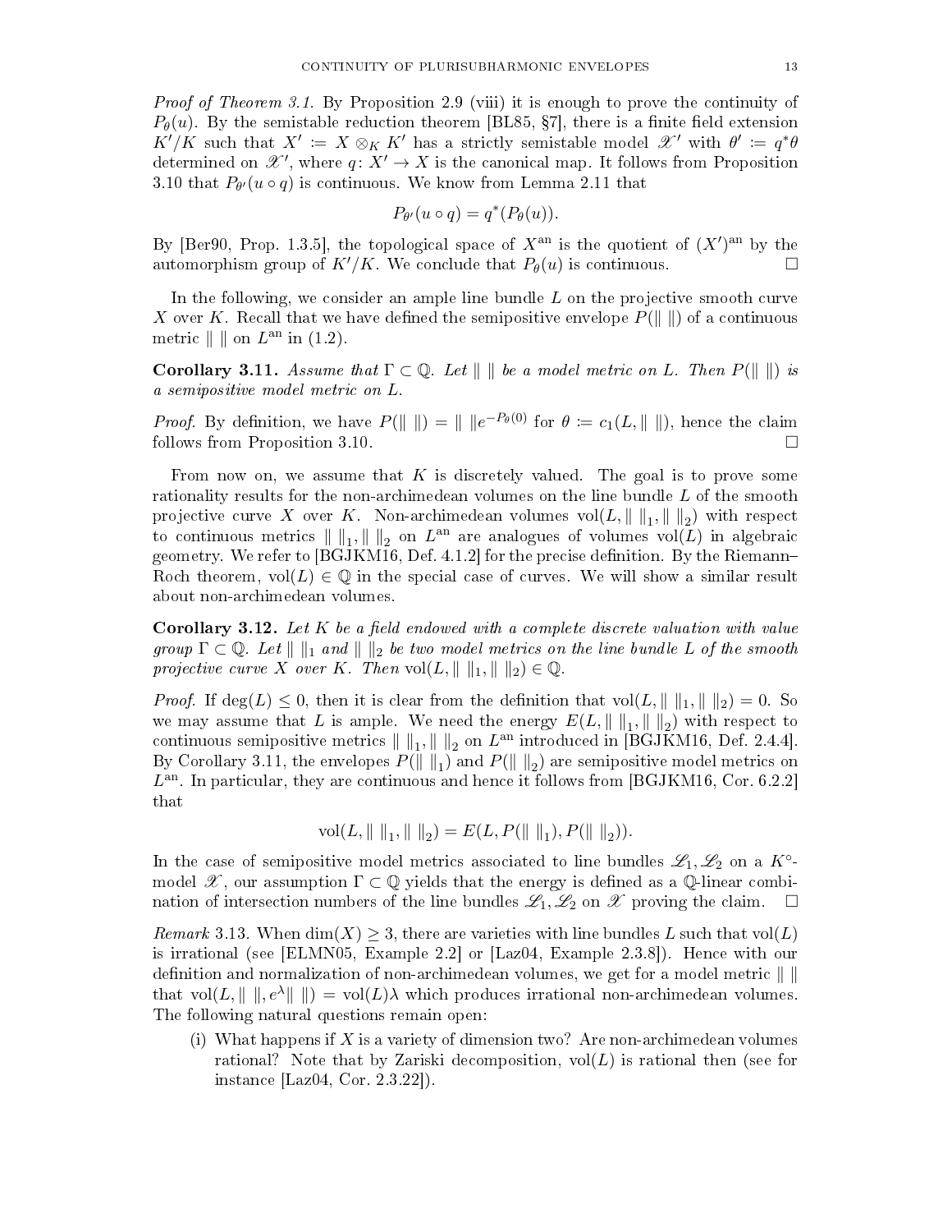*Proof of Theorem 3.1.* By Proposition 2.9 (viii) it is enough to prove the continuity of $P_\theta(u)$. By the semistable reduction theorem [BL85, §7], there is a finite field extension $K'/K$ such that $X' := X \otimes_K K'$ has a strictly semistable model $\mathscr{X}'$ with $\theta' := q^*\theta$ determined on $\mathscr{X}'$, where $q\colon X' \to X$ is the canonical map. It follows from Proposition 3.10 that $P_{\theta'}(u \circ q)$ is continuous. We know from Lemma 2.11 that

$$P_{\theta'}(u \circ q) = q^*(P_\theta(u)).$$

By [Ber90, Prop. 1.3.5], the topological space of $X^{\mathrm{an}}$ is the quotient of $(X')^{\mathrm{an}}$ by the automorphism group of $K'/K$. We conclude that $P_\theta(u)$ is continuous. $\square$

In the following, we consider an ample line bundle $L$ on the projective smooth curve $X$ over $K$. Recall that we have defined the semipositive envelope $P(\| \ \|)$ of a continuous metric $\| \ \|$ on $L^{\mathrm{an}}$ in (1.2).

**Corollary 3.11.** *Assume that $\Gamma \subset \mathbb{Q}$. Let $\| \ \|$ be a model metric on $L$. Then $P(\| \ \|)$ is a semipositive model metric on $L$.*

*Proof.* By definition, we have $P(\| \ \|) = \| \ \| e^{-P_\theta(0)}$ for $\theta := c_1(L, \| \ \|)$, hence the claim follows from Proposition 3.10. $\square$

From now on, we assume that $K$ is discretely valued. The goal is to prove some rationality results for the non-archimedean volumes on the line bundle $L$ of the smooth projective curve $X$ over $K$. Non-archimedean volumes $\mathrm{vol}(L, \| \ \|_1, \| \ \|_2)$ with respect to continuous metrics $\| \ \|_1, \| \ \|_2$ on $L^{\mathrm{an}}$ are analogues of volumes $\mathrm{vol}(L)$ in algebraic geometry. We refer to [BGJKM16, Def. 4.1.2] for the precise definition. By the Riemann–Roch theorem, $\mathrm{vol}(L) \in \mathbb{Q}$ in the special case of curves. We will show a similar result about non-archimedean volumes.

**Corollary 3.12.** *Let $K$ be a field endowed with a complete discrete valuation with value group $\Gamma \subset \mathbb{Q}$. Let $\| \ \|_1$ and $\| \ \|_2$ be two model metrics on the line bundle $L$ of the smooth projective curve $X$ over $K$. Then $\mathrm{vol}(L, \| \ \|_1, \| \ \|_2) \in \mathbb{Q}$.*

*Proof.* If $\deg(L) \leq 0$, then it is clear from the definition that $\mathrm{vol}(L, \| \ \|_1, \| \ \|_2) = 0$. So we may assume that $L$ is ample. We need the energy $E(L, \| \ \|_1, \| \ \|_2)$ with respect to continuous semipositive metrics $\| \ \|_1, \| \ \|_2$ on $L^{\mathrm{an}}$ introduced in [BGJKM16, Def. 2.4.4]. By Corollary 3.11, the envelopes $P(\| \ \|_1)$ and $P(\| \ \|_2)$ are semipositive model metrics on $L^{\mathrm{an}}$. In particular, they are continuous and hence it follows from [BGJKM16, Cor. 6.2.2] that

$$\mathrm{vol}(L, \| \ \|_1, \| \ \|_2) = E(L, P(\| \ \|_1), P(\| \ \|_2)).$$

In the case of semipositive model metrics associated to line bundles $\mathscr{L}_1, \mathscr{L}_2$ on a $K^\circ$-model $\mathscr{X}$, our assumption $\Gamma \subset \mathbb{Q}$ yields that the energy is defined as a $\mathbb{Q}$-linear combination of intersection numbers of the line bundles $\mathscr{L}_1, \mathscr{L}_2$ on $\mathscr{X}$ proving the claim. $\square$

*Remark* 3.13. When $\dim(X) \geq 3$, there are varieties with line bundles $L$ such that $\mathrm{vol}(L)$ is irrational (see [ELMN05, Example 2.2] or [Laz04, Example 2.3.8]). Hence with our definition and normalization of non-archimedean volumes, we get for a model metric $\| \ \|$ that $\mathrm{vol}(L, \| \ \|, e^\lambda \| \ \|) = \mathrm{vol}(L)\lambda$ which produces irrational non-archimedean volumes. The following natural questions remain open:

(i) What happens if $X$ is a variety of dimension two? Are non-archimedean volumes rational? Note that by Zariski decomposition, $\mathrm{vol}(L)$ is rational then (see for instance [Laz04, Cor. 2.3.22]).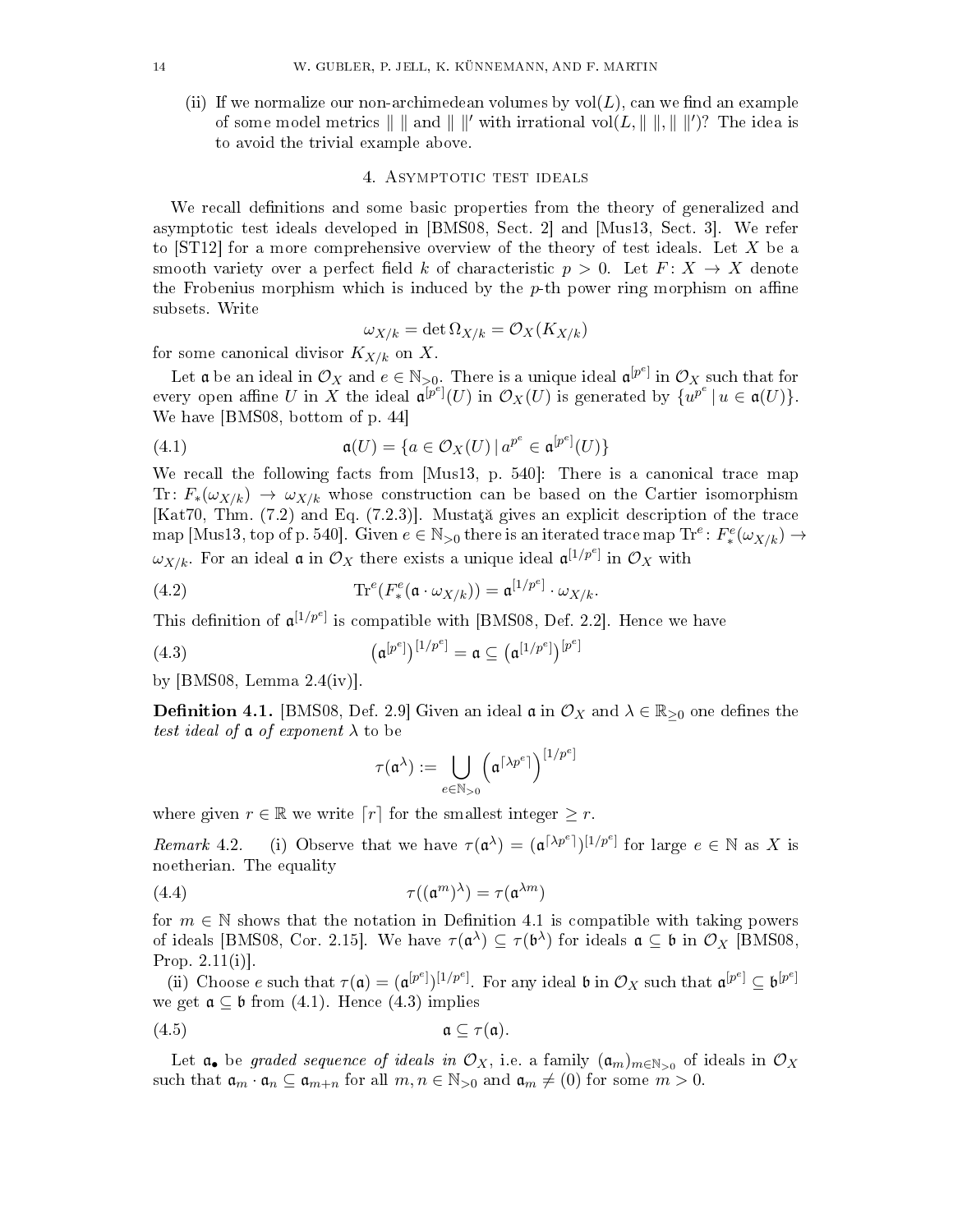(ii) If we normalize our non-archimedean volumes by $\mathrm{vol}(L)$, can we find an example of some model metrics $\| \ \|$ and $\| \ \|'$ with irrational $\mathrm{vol}(L, \| \ \|, \| \ \|')$? The idea is to avoid the trivial example above.

## 4. Asymptotic test ideals

We recall definitions and some basic properties from the theory of generalized and asymptotic test ideals developed in [BMS08, Sect. 2] and [Mus13, Sect. 3]. We refer to [ST12] for a more comprehensive overview of the theory of test ideals. Let $X$ be a smooth variety over a perfect field $k$ of characteristic $p > 0$. Let $F\colon X \to X$ denote the Frobenius morphism which is induced by the $p$-th power ring morphism on affine subsets. Write

$$\omega_{X/k} = \det \Omega_{X/k} = \mathcal{O}_X(K_{X/k})$$

for some canonical divisor $K_{X/k}$ on $X$.

Let $\mathfrak{a}$ be an ideal in $\mathcal{O}_X$ and $e \in \mathbb{N}_{>0}$. There is a unique ideal $\mathfrak{a}^{[p^e]}$ in $\mathcal{O}_X$ such that for every open affine $U$ in $X$ the ideal $\mathfrak{a}^{[p^e]}(U)$ in $\mathcal{O}_X(U)$ is generated by $\{u^{p^e} \mid u \in \mathfrak{a}(U)\}$. We have [BMS08, bottom of p. 44]

$$\mathfrak{a}(U) = \{a \in \mathcal{O}_X(U) \mid a^{p^e} \in \mathfrak{a}^{[p^e]}(U)\} \tag{4.1}$$

We recall the following facts from [Mus13, p. 540]: There is a canonical trace map $\mathrm{Tr}\colon F_*(\omega_{X/k}) \to \omega_{X/k}$ whose construction can be based on the Cartier isomorphism [Kat70, Thm. (7.2) and Eq. (7.2.3)]. Mustaţă gives an explicit description of the trace map [Mus13, top of p. 540]. Given $e \in \mathbb{N}_{>0}$ there is an iterated trace map $\mathrm{Tr}^e\colon F^e_*(\omega_{X/k}) \to \omega_{X/k}$. For an ideal $\mathfrak{a}$ in $\mathcal{O}_X$ there exists a unique ideal $\mathfrak{a}^{[1/p^e]}$ in $\mathcal{O}_X$ with

$$\mathrm{Tr}^e(F^e_*(\mathfrak{a} \cdot \omega_{X/k})) = \mathfrak{a}^{[1/p^e]} \cdot \omega_{X/k}. \tag{4.2}$$

This definition of $\mathfrak{a}^{[1/p^e]}$ is compatible with [BMS08, Def. 2.2]. Hence we have

$$\left(\mathfrak{a}^{[p^e]}\right)^{[1/p^e]} = \mathfrak{a} \subseteq \left(\mathfrak{a}^{[1/p^e]}\right)^{[p^e]} \tag{4.3}$$

by [BMS08, Lemma 2.4(iv)].

**Definition 4.1.** [BMS08, Def. 2.9] Given an ideal $\mathfrak{a}$ in $\mathcal{O}_X$ and $\lambda \in \mathbb{R}_{\geq 0}$ one defines the *test ideal of* $\mathfrak{a}$ *of exponent* $\lambda$ to be

$$\tau(\mathfrak{a}^\lambda) := \bigcup_{e \in \mathbb{N}_{>0}} \left(\mathfrak{a}^{\lceil \lambda p^e \rceil}\right)^{[1/p^e]}$$

where given $r \in \mathbb{R}$ we write $\lceil r \rceil$ for the smallest integer $\geq r$.

*Remark* 4.2. (i) Observe that we have $\tau(\mathfrak{a}^\lambda) = (\mathfrak{a}^{\lceil \lambda p^e \rceil})^{[1/p^e]}$ for large $e \in \mathbb{N}$ as $X$ is noetherian. The equality

$$\tau((\mathfrak{a}^m)^\lambda) = \tau(\mathfrak{a}^{\lambda m}) \tag{4.4}$$

for $m \in \mathbb{N}$ shows that the notation in Definition 4.1 is compatible with taking powers of ideals [BMS08, Cor. 2.15]. We have $\tau(\mathfrak{a}^\lambda) \subseteq \tau(\mathfrak{b}^\lambda)$ for ideals $\mathfrak{a} \subseteq \mathfrak{b}$ in $\mathcal{O}_X$ [BMS08, Prop. 2.11(i)].

(ii) Choose $e$ such that $\tau(\mathfrak{a}) = (\mathfrak{a}^{[p^e]})^{[1/p^e]}$. For any ideal $\mathfrak{b}$ in $\mathcal{O}_X$ such that $\mathfrak{a}^{[p^e]} \subseteq \mathfrak{b}^{[p^e]}$ we get $\mathfrak{a} \subseteq \mathfrak{b}$ from (4.1). Hence (4.3) implies

$$\mathfrak{a} \subseteq \tau(\mathfrak{a}). \tag{4.5}$$

Let $\mathfrak{a}_\bullet$ be *graded sequence of ideals in* $\mathcal{O}_X$, i.e. a family $(\mathfrak{a}_m)_{m \in \mathbb{N}_{>0}}$ of ideals in $\mathcal{O}_X$ such that $\mathfrak{a}_m \cdot \mathfrak{a}_n \subseteq \mathfrak{a}_{m+n}$ for all $m, n \in \mathbb{N}_{>0}$ and $\mathfrak{a}_m \neq (0)$ for some $m > 0$.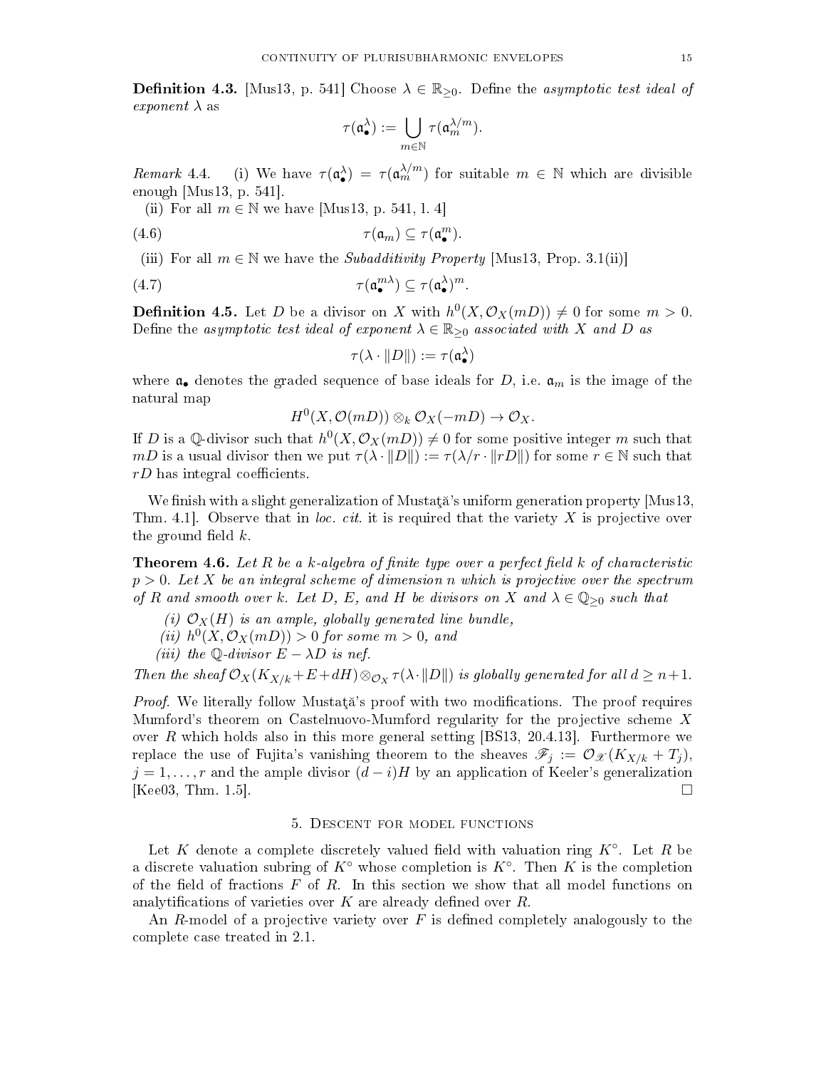**Definition 4.3.** [Mus13, p. 541] Choose $\lambda \in \mathbb{R}_{\geq 0}$. Define the *asymptotic test ideal of exponent* $\lambda$ as

$$\tau(\mathfrak{a}_\bullet^\lambda) := \bigcup_{m \in \mathbb{N}} \tau(\mathfrak{a}_m^{\lambda/m}).$$

*Remark* 4.4. (i) We have $\tau(\mathfrak{a}_\bullet^\lambda) = \tau(\mathfrak{a}_m^{\lambda/m})$ for suitable $m \in \mathbb{N}$ which are divisible enough [Mus13, p. 541].

(ii) For all $m \in \mathbb{N}$ we have [Mus13, p. 541, l. 4]

$$\tau(\mathfrak{a}_m) \subseteq \tau(\mathfrak{a}_\bullet^m). \tag{4.6}$$

(iii) For all $m \in \mathbb{N}$ we have the *Subadditivity Property* [Mus13, Prop. 3.1(ii)]

$$\tau(\mathfrak{a}_\bullet^{m\lambda}) \subseteq \tau(\mathfrak{a}_\bullet^\lambda)^m. \tag{4.7}$$

**Definition 4.5.** Let $D$ be a divisor on $X$ with $h^0(X, \mathcal{O}_X(mD)) \neq 0$ for some $m > 0$. Define the *asymptotic test ideal of exponent* $\lambda \in \mathbb{R}_{\geq 0}$ *associated with* $X$ *and* $D$ *as*

$$\tau(\lambda \cdot \|D\|) := \tau(\mathfrak{a}_\bullet^\lambda)$$

where $\mathfrak{a}_\bullet$ denotes the graded sequence of base ideals for $D$, i.e. $\mathfrak{a}_m$ is the image of the natural map

$$H^0(X, \mathcal{O}(mD)) \otimes_k \mathcal{O}_X(-mD) \to \mathcal{O}_X.$$

If $D$ is a $\mathbb{Q}$-divisor such that $h^0(X, \mathcal{O}_X(mD)) \neq 0$ for some positive integer $m$ such that $mD$ is a usual divisor then we put $\tau(\lambda \cdot \|D\|) := \tau(\lambda/r \cdot \|rD\|)$ for some $r \in \mathbb{N}$ such that $rD$ has integral coefficients.

We finish with a slight generalization of Mustaţă's uniform generation property [Mus13, Thm. 4.1]. Observe that in *loc. cit.* it is required that the variety $X$ is projective over the ground field $k$.

**Theorem 4.6.** *Let $R$ be a $k$-algebra of finite type over a perfect field $k$ of characteristic $p > 0$. Let $X$ be an integral scheme of dimension $n$ which is projective over the spectrum of $R$ and smooth over $k$. Let $D$, $E$, and $H$ be divisors on $X$ and $\lambda \in \mathbb{Q}_{\geq 0}$ such that*

*(i) $\mathcal{O}_X(H)$ is an ample, globally generated line bundle,*

*(ii) $h^0(X, \mathcal{O}_X(mD)) > 0$ for some $m > 0$, and*

*(iii) the $\mathbb{Q}$-divisor $E - \lambda D$ is nef.*

*Then the sheaf $\mathcal{O}_X(K_{X/k} + E + dH) \otimes_{\mathcal{O}_X} \tau(\lambda \cdot \|D\|)$ is globally generated for all $d \geq n+1$.*

*Proof.* We literally follow Mustaţă's proof with two modifications. The proof requires Mumford's theorem on Castelnuovo-Mumford regularity for the projective scheme $X$ over $R$ which holds also in this more general setting [BS13, 20.4.13]. Furthermore we replace the use of Fujita's vanishing theorem to the sheaves $\mathscr{F}_j := \mathcal{O}_{\mathscr{X}}(K_{X/k} + T_j)$, $j = 1, \ldots, r$ and the ample divisor $(d - i)H$ by an application of Keeler's generalization [Kee03, Thm. 1.5]. □

## 5. Descent for model functions

Let $K$ denote a complete discretely valued field with valuation ring $K^\circ$. Let $R$ be a discrete valuation subring of $K^\circ$ whose completion is $K^\circ$. Then $K$ is the completion of the field of fractions $F$ of $R$. In this section we show that all model functions on analytifications of varieties over $K$ are already defined over $R$.

An $R$-model of a projective variety over $F$ is defined completely analogously to the complete case treated in 2.1.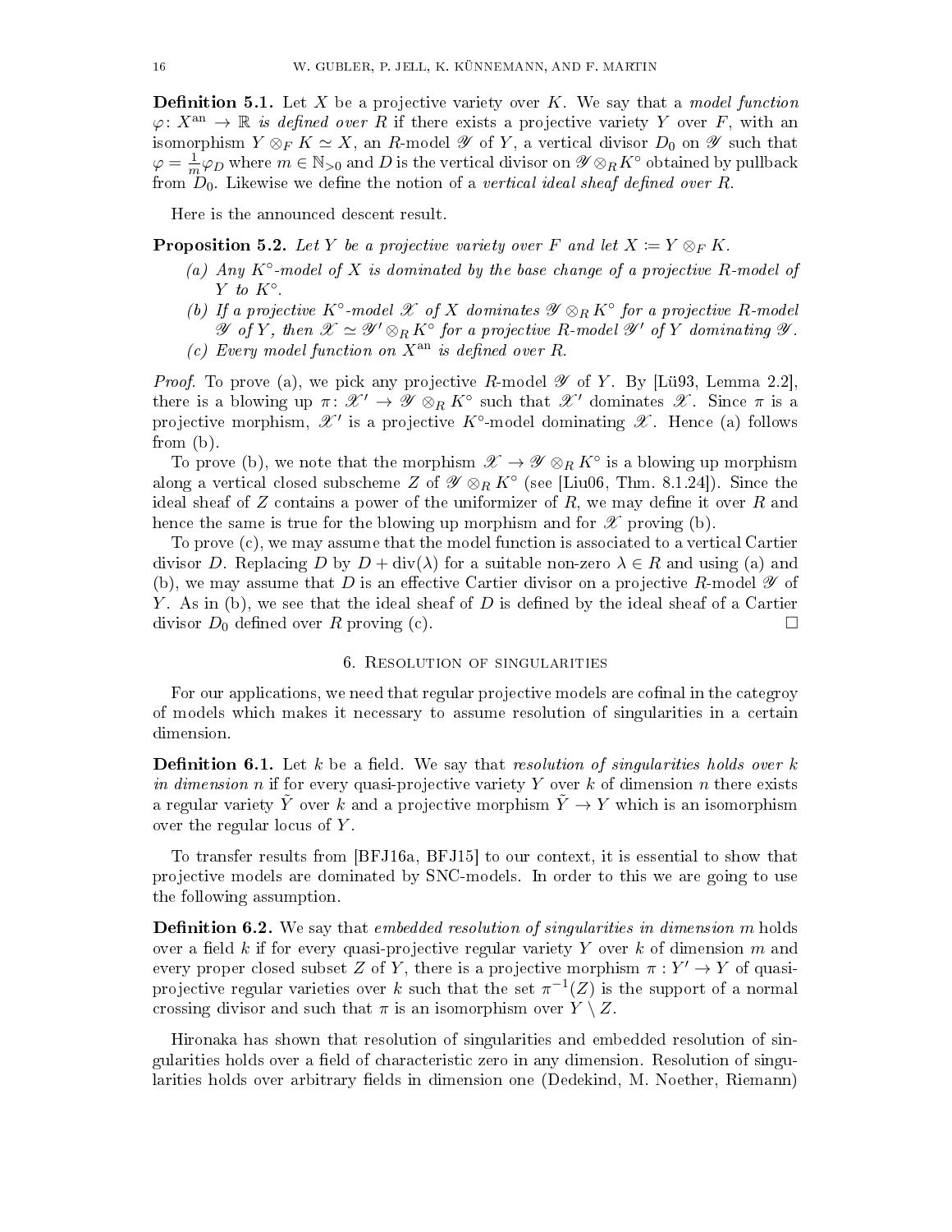**Definition 5.1.** Let $X$ be a projective variety over $K$. We say that a *model function* $\varphi\colon X^{\mathrm{an}} \to \mathbb{R}$ *is defined over* $R$ if there exists a projective variety $Y$ over $F$, with an isomorphism $Y \otimes_F K \simeq X$, an $R$-model $\mathscr{Y}$ of $Y$, a vertical divisor $D_0$ on $\mathscr{Y}$ such that $\varphi = \frac{1}{m}\varphi_D$ where $m \in \mathbb{N}_{>0}$ and $D$ is the vertical divisor on $\mathscr{Y} \otimes_R K^\circ$ obtained by pullback from $D_0$. Likewise we define the notion of a *vertical ideal sheaf defined over* $R$.

Here is the announced descent result.

**Proposition 5.2.** *Let $Y$ be a projective variety over $F$ and let $X := Y \otimes_F K$.*

*(a) Any $K^\circ$-model of $X$ is dominated by the base change of a projective $R$-model of $Y$ to $K^\circ$.*

*(b) If a projective $K^\circ$-model $\mathscr{X}$ of $X$ dominates $\mathscr{Y} \otimes_R K^\circ$ for a projective $R$-model $\mathscr{Y}$ of $Y$, then $\mathscr{X} \simeq \mathscr{Y}' \otimes_R K^\circ$ for a projective $R$-model $\mathscr{Y}'$ of $Y$ dominating $\mathscr{Y}$.*

*(c) Every model function on $X^{\mathrm{an}}$ is defined over $R$.*

*Proof.* To prove (a), we pick any projective $R$-model $\mathscr{Y}$ of $Y$. By [Lü93, Lemma 2.2], there is a blowing up $\pi\colon \mathscr{X}' \to \mathscr{Y} \otimes_R K^\circ$ such that $\mathscr{X}'$ dominates $\mathscr{X}$. Since $\pi$ is a projective morphism, $\mathscr{X}'$ is a projective $K^\circ$-model dominating $\mathscr{X}$. Hence (a) follows from (b).

To prove (b), we note that the morphism $\mathscr{X} \to \mathscr{Y} \otimes_R K^\circ$ is a blowing up morphism along a vertical closed subscheme $Z$ of $\mathscr{Y} \otimes_R K^\circ$ (see [Liu06, Thm. 8.1.24]). Since the ideal sheaf of $Z$ contains a power of the uniformizer of $R$, we may define it over $R$ and hence the same is true for the blowing up morphism and for $\mathscr{X}$ proving (b).

To prove (c), we may assume that the model function is associated to a vertical Cartier divisor $D$. Replacing $D$ by $D + \mathrm{div}(\lambda)$ for a suitable non-zero $\lambda \in R$ and using (a) and (b), we may assume that $D$ is an effective Cartier divisor on a projective $R$-model $\mathscr{Y}$ of $Y$. As in (b), we see that the ideal sheaf of $D$ is defined by the ideal sheaf of a Cartier divisor $D_0$ defined over $R$ proving (c). $\square$

## 6. Resolution of singularities

For our applications, we need that regular projective models are cofinal in the categroy of models which makes it necessary to assume resolution of singularities in a certain dimension.

**Definition 6.1.** Let $k$ be a field. We say that *resolution of singularities holds over $k$ in dimension $n$* if for every quasi-projective variety $Y$ over $k$ of dimension $n$ there exists a regular variety $\tilde{Y}$ over $k$ and a projective morphism $\tilde{Y} \to Y$ which is an isomorphism over the regular locus of $Y$.

To transfer results from [BFJ16a, BFJ15] to our context, it is essential to show that projective models are dominated by SNC-models. In order to this we are going to use the following assumption.

**Definition 6.2.** We say that *embedded resolution of singularities in dimension $m$* holds over a field $k$ if for every quasi-projective regular variety $Y$ over $k$ of dimension $m$ and every proper closed subset $Z$ of $Y$, there is a projective morphism $\pi : Y' \to Y$ of quasi-projective regular varieties over $k$ such that the set $\pi^{-1}(Z)$ is the support of a normal crossing divisor and such that $\pi$ is an isomorphism over $Y \setminus Z$.

Hironaka has shown that resolution of singularities and embedded resolution of singularities holds over a field of characteristic zero in any dimension. Resolution of singularities holds over arbitrary fields in dimension one (Dedekind, M. Noether, Riemann)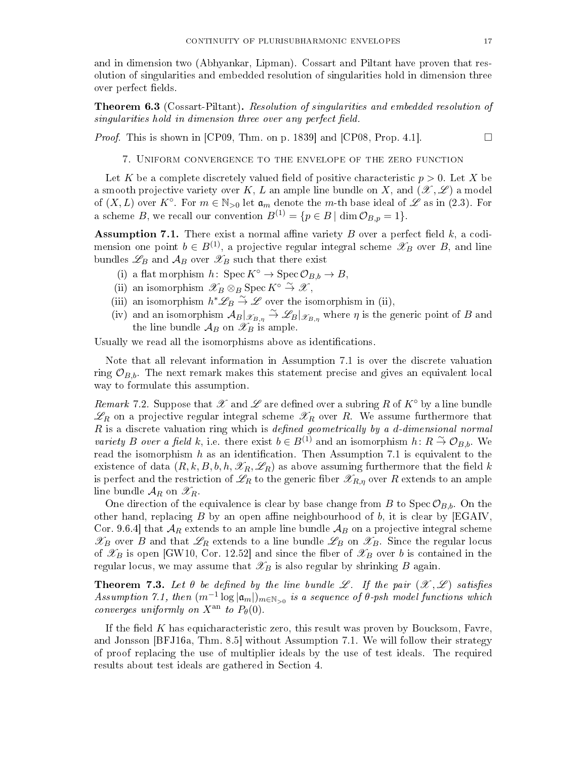and in dimension two (Abhyankar, Lipman). Cossart and Piltant have proven that resolution of singularities and embedded resolution of singularities hold in dimension three over perfect fields.

**Theorem 6.3** (Cossart-Piltant)**.** *Resolution of singularities and embedded resolution of singularities hold in dimension three over any perfect field.*

*Proof.* This is shown in [CP09, Thm. on p. 1839] and [CP08, Prop. 4.1]. □

## 7. Uniform convergence to the envelope of the zero function

Let $K$ be a complete discretely valued field of positive characteristic $p > 0$. Let $X$ be a smooth projective variety over $K$, $L$ an ample line bundle on $X$, and $(\mathscr{X}, \mathscr{L})$ a model of $(X, L)$ over $K^\circ$. For $m \in \mathbb{N}_{>0}$ let $\mathfrak{a}_m$ denote the $m$-th base ideal of $\mathscr{L}$ as in (2.3). For a scheme $B$, we recall our convention $B^{(1)} = \{p \in B \mid \dim \mathcal{O}_{B,p} = 1\}$.

**Assumption 7.1.** There exist a normal affine variety $B$ over a perfect field $k$, a codimension one point $b \in B^{(1)}$, a projective regular integral scheme $\mathscr{X}_B$ over $B$, and line bundles $\mathscr{L}_B$ and $\mathcal{A}_B$ over $\mathscr{X}_B$ such that there exist

(i) a flat morphism $h\colon \operatorname{Spec} K^\circ \to \operatorname{Spec} \mathcal{O}_{B,b} \to B$,

(ii) an isomorphism $\mathscr{X}_B \otimes_B \operatorname{Spec} K^\circ \xrightarrow{\sim} \mathscr{X}$,

(iii) an isomorphism $h^*\mathscr{L}_B \xrightarrow{\sim} \mathscr{L}$ over the isomorphism in (ii),

(iv) and an isomorphism $\mathcal{A}_B|_{\mathscr{X}_{B,\eta}} \xrightarrow{\sim} \mathscr{L}_B|_{\mathscr{X}_{B,\eta}}$ where $\eta$ is the generic point of $B$ and the line bundle $\mathcal{A}_B$ on $\mathscr{X}_B$ is ample.

Usually we read all the isomorphisms above as identifications.

Note that all relevant information in Assumption 7.1 is over the discrete valuation ring $\mathcal{O}_{B,b}$. The next remark makes this statement precise and gives an equivalent local way to formulate this assumption.

*Remark* 7.2. Suppose that $\mathscr{X}$ and $\mathscr{L}$ are defined over a subring $R$ of $K^\circ$ by a line bundle $\mathscr{L}_R$ on a projective regular integral scheme $\mathscr{X}_R$ over $R$. We assume furthermore that $R$ is a discrete valuation ring which is *defined geometrically by a $d$-dimensional normal variety $B$ over a field $k$*, i.e. there exist $b \in B^{(1)}$ and an isomorphism $h\colon R \xrightarrow{\sim} \mathcal{O}_{B,b}$. We read the isomorphism $h$ as an identification. Then Assumption 7.1 is equivalent to the existence of data $(R, k, B, b, h, \mathscr{X}_R, \mathscr{L}_R)$ as above assuming furthermore that the field $k$ is perfect and the restriction of $\mathscr{L}_R$ to the generic fiber $\mathscr{X}_{R,\eta}$ over $R$ extends to an ample line bundle $\mathcal{A}_R$ on $\mathscr{X}_R$.

One direction of the equivalence is clear by base change from $B$ to $\operatorname{Spec} \mathcal{O}_{B,b}$. On the other hand, replacing $B$ by an open affine neighbourhood of $b$, it is clear by [EGAIV, Cor. 9.6.4] that $\mathcal{A}_R$ extends to an ample line bundle $\mathcal{A}_B$ on a projective integral scheme $\mathscr{X}_B$ over $B$ and that $\mathscr{L}_R$ extends to a line bundle $\mathscr{L}_B$ on $\mathscr{X}_B$. Since the regular locus of $\mathscr{X}_B$ is open [GW10, Cor. 12.52] and since the fiber of $\mathscr{X}_B$ over $b$ is contained in the regular locus, we may assume that $\mathscr{X}_B$ is also regular by shrinking $B$ again.

**Theorem 7.3.** *Let $\theta$ be defined by the line bundle $\mathscr{L}$. If the pair $(\mathscr{X}, \mathscr{L})$ satisfies Assumption 7.1, then $(m^{-1} \log |\mathfrak{a}_m|)_{m \in \mathbb{N}_{>0}}$ is a sequence of $\theta$-psh model functions which converges uniformly on $X^{\mathrm{an}}$ to $P_\theta(0)$.*

If the field $K$ has equicharacteristic zero, this result was proven by Boucksom, Favre, and Jonsson [BFJ16a, Thm. 8.5] without Assumption 7.1. We will follow their strategy of proof replacing the use of multiplier ideals by the use of test ideals. The required results about test ideals are gathered in Section 4.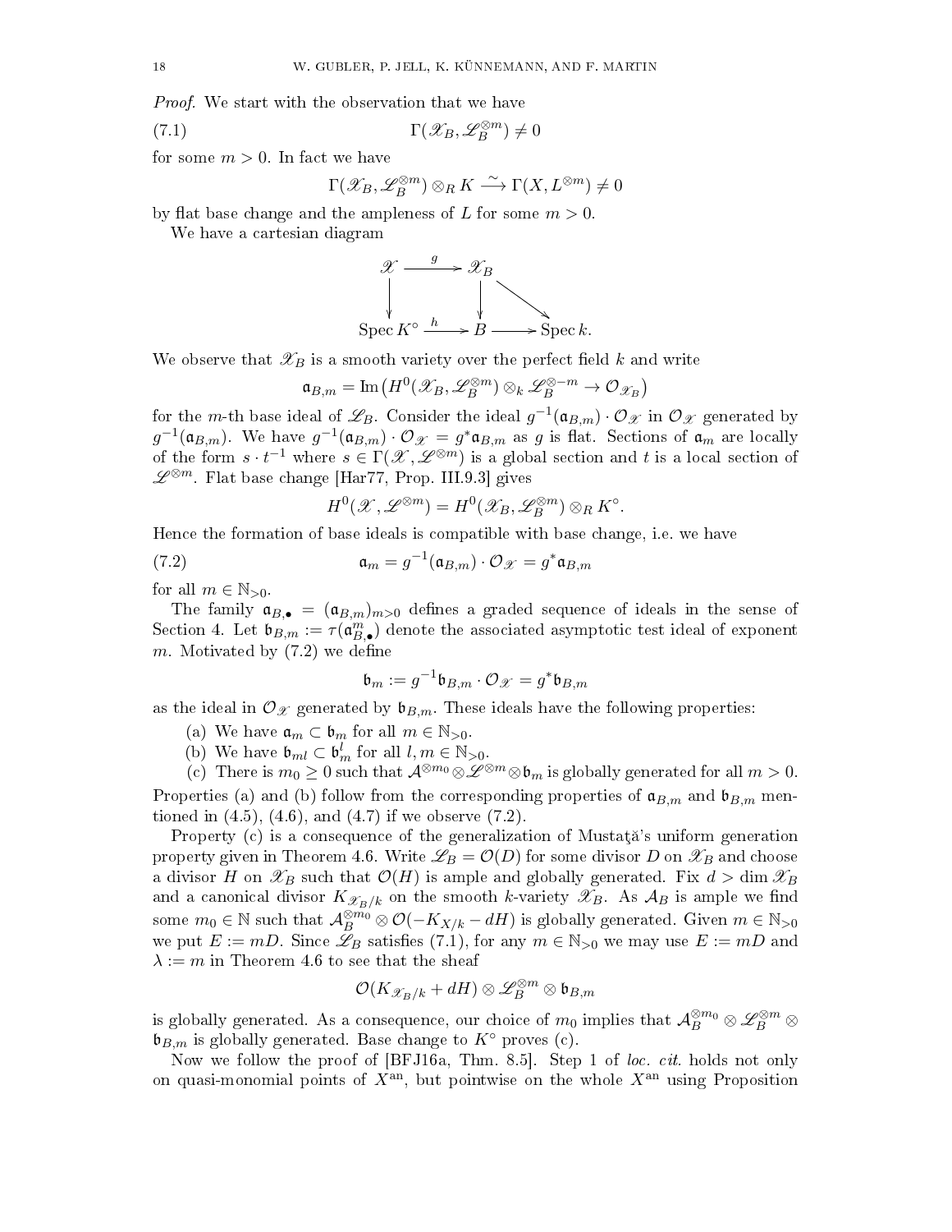*Proof.* We start with the observation that we have

$$\Gamma(\mathscr{X}_B, \mathscr{L}_B^{\otimes m}) \neq 0 \tag{7.1}$$

for some $m > 0$. In fact we have

$$\Gamma(\mathscr{X}_B, \mathscr{L}_B^{\otimes m}) \otimes_R K \xrightarrow{\sim} \Gamma(X, L^{\otimes m}) \neq 0$$

by flat base change and the ampleness of $L$ for some $m > 0$.

We have a cartesian diagram

$$\begin{array}{ccccc} \mathscr{X} & \xrightarrow{g} & \mathscr{X}_B & & \\ \downarrow & & \downarrow & \searrow & \\ \operatorname{Spec} K^\circ & \xrightarrow{h} & B & \longrightarrow & \operatorname{Spec} k. \end{array}$$

We observe that $\mathscr{X}_B$ is a smooth variety over the perfect field $k$ and write

$$\mathfrak{a}_{B,m} = \operatorname{Im}\left(H^0(\mathscr{X}_B, \mathscr{L}_B^{\otimes m}) \otimes_k \mathscr{L}_B^{\otimes -m} \to \mathcal{O}_{\mathscr{X}_B}\right)$$

for the $m$-th base ideal of $\mathscr{L}_B$. Consider the ideal $g^{-1}(\mathfrak{a}_{B,m}) \cdot \mathcal{O}_{\mathscr{X}}$ in $\mathcal{O}_{\mathscr{X}}$ generated by $g^{-1}(\mathfrak{a}_{B,m})$. We have $g^{-1}(\mathfrak{a}_{B,m}) \cdot \mathcal{O}_{\mathscr{X}} = g^*\mathfrak{a}_{B,m}$ as $g$ is flat. Sections of $\mathfrak{a}_m$ are locally of the form $s \cdot t^{-1}$ where $s \in \Gamma(\mathscr{X}, \mathscr{L}^{\otimes m})$ is a global section and $t$ is a local section of $\mathscr{L}^{\otimes m}$. Flat base change [Har77, Prop. III.9.3] gives

$$H^0(\mathscr{X}, \mathscr{L}^{\otimes m}) = H^0(\mathscr{X}_B, \mathscr{L}_B^{\otimes m}) \otimes_R K^\circ.$$

Hence the formation of base ideals is compatible with base change, i.e. we have

$$\mathfrak{a}_m = g^{-1}(\mathfrak{a}_{B,m}) \cdot \mathcal{O}_{\mathscr{X}} = g^*\mathfrak{a}_{B,m} \tag{7.2}$$

for all $m \in \mathbb{N}_{>0}$.

The family $\mathfrak{a}_{B,\bullet} = (\mathfrak{a}_{B,m})_{m>0}$ defines a graded sequence of ideals in the sense of Section 4. Let $\mathfrak{b}_{B,m} := \tau(\mathfrak{a}_{B,\bullet}^m)$ denote the associated asymptotic test ideal of exponent $m$. Motivated by (7.2) we define

$$\mathfrak{b}_m := g^{-1}\mathfrak{b}_{B,m} \cdot \mathcal{O}_{\mathscr{X}} = g^*\mathfrak{b}_{B,m}$$

as the ideal in $\mathcal{O}_{\mathscr{X}}$ generated by $\mathfrak{b}_{B,m}$. These ideals have the following properties:

(a) We have $\mathfrak{a}_m \subset \mathfrak{b}_m$ for all $m \in \mathbb{N}_{>0}$.

(b) We have $\mathfrak{b}_{ml} \subset \mathfrak{b}_m^l$ for all $l, m \in \mathbb{N}_{>0}$.

(c) There is $m_0 \geq 0$ such that $\mathcal{A}^{\otimes m_0} \otimes \mathscr{L}^{\otimes m} \otimes \mathfrak{b}_m$ is globally generated for all $m > 0$.

Properties (a) and (b) follow from the corresponding properties of $\mathfrak{a}_{B,m}$ and $\mathfrak{b}_{B,m}$ mentioned in (4.5), (4.6), and (4.7) if we observe (7.2).

Property (c) is a consequence of the generalization of Mustaţă's uniform generation property given in Theorem 4.6. Write $\mathscr{L}_B = \mathcal{O}(D)$ for some divisor $D$ on $\mathscr{X}_B$ and choose a divisor $H$ on $\mathscr{X}_B$ such that $\mathcal{O}(H)$ is ample and globally generated. Fix $d > \dim \mathscr{X}_B$ and a canonical divisor $K_{\mathscr{X}_B/k}$ on the smooth $k$-variety $\mathscr{X}_B$. As $\mathcal{A}_B$ is ample we find some $m_0 \in \mathbb{N}$ such that $\mathcal{A}_B^{\otimes m_0} \otimes \mathcal{O}(-K_{X/k} - dH)$ is globally generated. Given $m \in \mathbb{N}_{>0}$ we put $E := mD$. Since $\mathscr{L}_B$ satisfies (7.1), for any $m \in \mathbb{N}_{>0}$ we may use $E := mD$ and $\lambda := m$ in Theorem 4.6 to see that the sheaf

$$\mathcal{O}(K_{\mathscr{X}_B/k} + dH) \otimes \mathscr{L}_B^{\otimes m} \otimes \mathfrak{b}_{B,m}$$

is globally generated. As a consequence, our choice of $m_0$ implies that $\mathcal{A}_B^{\otimes m_0} \otimes \mathscr{L}_B^{\otimes m} \otimes \mathfrak{b}_{B,m}$ is globally generated. Base change to $K^\circ$ proves (c).

Now we follow the proof of [BFJ16a, Thm. 8.5]. Step 1 of *loc. cit.* holds not only on quasi-monomial points of $X^{\mathrm{an}}$, but pointwise on the whole $X^{\mathrm{an}}$ using Proposition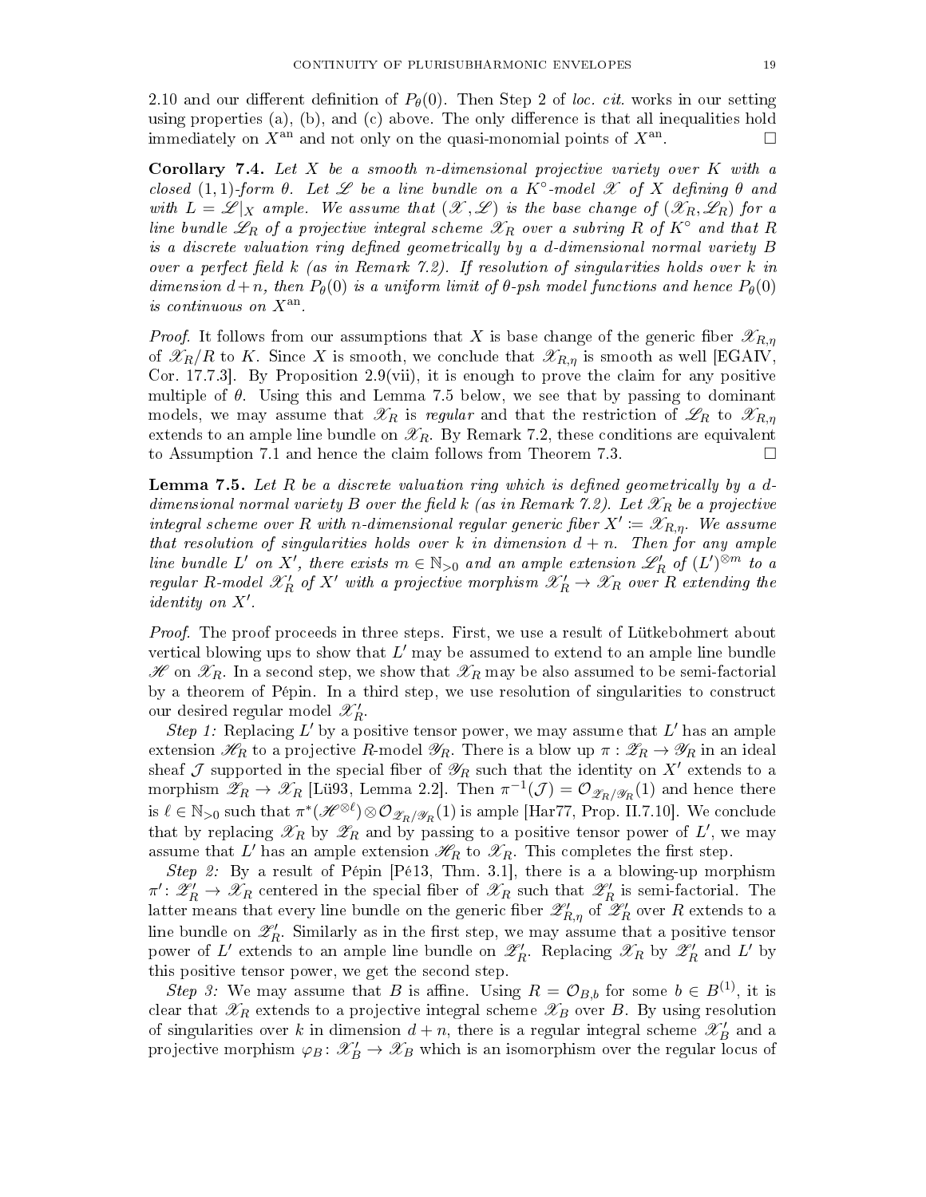2.10 and our different definition of $P_\theta(0)$. Then Step 2 of *loc. cit.* works in our setting using properties (a), (b), and (c) above. The only difference is that all inequalities hold immediately on $X^{\mathrm{an}}$ and not only on the quasi-monomial points of $X^{\mathrm{an}}$. □

**Corollary 7.4.** *Let $X$ be a smooth $n$-dimensional projective variety over $K$ with a closed $(1,1)$-form $\theta$. Let $\mathscr{L}$ be a line bundle on a $K^\circ$-model $\mathscr{X}$ of $X$ defining $\theta$ and with $L = \mathscr{L}|_X$ ample. We assume that $(\mathscr{X}, \mathscr{L})$ is the base change of $(\mathscr{X}_R, \mathscr{L}_R)$ for a line bundle $\mathscr{L}_R$ of a projective integral scheme $\mathscr{X}_R$ over a subring $R$ of $K^\circ$ and that $R$ is a discrete valuation ring defined geometrically by a $d$-dimensional normal variety $B$ over a perfect field $k$ (as in Remark 7.2). If resolution of singularities holds over $k$ in dimension $d+n$, then $P_\theta(0)$ is a uniform limit of $\theta$-psh model functions and hence $P_\theta(0)$ is continuous on $X^{\mathrm{an}}$.*

*Proof.* It follows from our assumptions that $X$ is base change of the generic fiber $\mathscr{X}_{R,\eta}$ of $\mathscr{X}_R/R$ to $K$. Since $X$ is smooth, we conclude that $\mathscr{X}_{R,\eta}$ is smooth as well [EGAIV, Cor. 17.7.3]. By Proposition 2.9(vii), it is enough to prove the claim for any positive multiple of $\theta$. Using this and Lemma 7.5 below, we see that by passing to dominant models, we may assume that $\mathscr{X}_R$ is *regular* and that the restriction of $\mathscr{L}_R$ to $\mathscr{X}_{R,\eta}$ extends to an ample line bundle on $\mathscr{X}_R$. By Remark 7.2, these conditions are equivalent to Assumption 7.1 and hence the claim follows from Theorem 7.3. □

**Lemma 7.5.** *Let $R$ be a discrete valuation ring which is defined geometrically by a $d$-dimensional normal variety $B$ over the field $k$ (as in Remark 7.2). Let $\mathscr{X}_R$ be a projective integral scheme over $R$ with $n$-dimensional regular generic fiber $X' := \mathscr{X}_{R,\eta}$. We assume that resolution of singularities holds over $k$ in dimension $d+n$. Then for any ample line bundle $L'$ on $X'$, there exists $m \in \mathbb{N}_{>0}$ and an ample extension $\mathscr{L}'_R$ of $(L')^{\otimes m}$ to a regular $R$-model $\mathscr{X}'_R$ of $X'$ with a projective morphism $\mathscr{X}'_R \to \mathscr{X}_R$ over $R$ extending the identity on $X'$.*

*Proof.* The proof proceeds in three steps. First, we use a result of Lütkebohmert about vertical blowing ups to show that $L'$ may be assumed to extend to an ample line bundle $\mathscr{H}$ on $\mathscr{X}_R$. In a second step, we show that $\mathscr{X}_R$ may be also assumed to be semi-factorial by a theorem of Pépin. In a third step, we use resolution of singularities to construct our desired regular model $\mathscr{X}'_R$.

*Step 1:* Replacing $L'$ by a positive tensor power, we may assume that $L'$ has an ample extension $\mathscr{H}_R$ to a projective $R$-model $\mathscr{Y}_R$. There is a blow up $\pi : \mathscr{Z}_R \to \mathscr{Y}_R$ in an ideal sheaf $\mathcal{J}$ supported in the special fiber of $\mathscr{Y}_R$ such that the identity on $X'$ extends to a morphism $\mathscr{Z}_R \to \mathscr{X}_R$ [Lü93, Lemma 2.2]. Then $\pi^{-1}(\mathcal{J}) = \mathcal{O}_{\mathscr{Z}_R/\mathscr{Y}_R}(1)$ and hence there is $\ell \in \mathbb{N}_{>0}$ such that $\pi^*(\mathscr{H}^{\otimes \ell}) \otimes \mathcal{O}_{\mathscr{Z}_R/\mathscr{Y}_R}(1)$ is ample [Har77, Prop. II.7.10]. We conclude that by replacing $\mathscr{X}_R$ by $\mathscr{Z}_R$ and by passing to a positive tensor power of $L'$, we may assume that $L'$ has an ample extension $\mathscr{H}_R$ to $\mathscr{X}_R$. This completes the first step.

*Step 2:* By a result of Pépin [Pé13, Thm. 3.1], there is a a blowing-up morphism $\pi' : \mathscr{Z}'_R \to \mathscr{X}_R$ centered in the special fiber of $\mathscr{X}_R$ such that $\mathscr{Z}'_R$ is semi-factorial. The latter means that every line bundle on the generic fiber $\mathscr{Z}'_{R,\eta}$ of $\mathscr{Z}'_R$ over $R$ extends to a line bundle on $\mathscr{Z}'_R$. Similarly as in the first step, we may assume that a positive tensor power of $L'$ extends to an ample line bundle on $\mathscr{Z}'_R$. Replacing $\mathscr{X}_R$ by $\mathscr{Z}'_R$ and $L'$ by this positive tensor power, we get the second step.

*Step 3:* We may assume that $B$ is affine. Using $R = \mathcal{O}_{B,b}$ for some $b \in B^{(1)}$, it is clear that $\mathscr{X}_R$ extends to a projective integral scheme $\mathscr{X}_B$ over $B$. By using resolution of singularities over $k$ in dimension $d+n$, there is a regular integral scheme $\mathscr{X}'_B$ and a projective morphism $\varphi_B : \mathscr{X}'_B \to \mathscr{X}_B$ which is an isomorphism over the regular locus of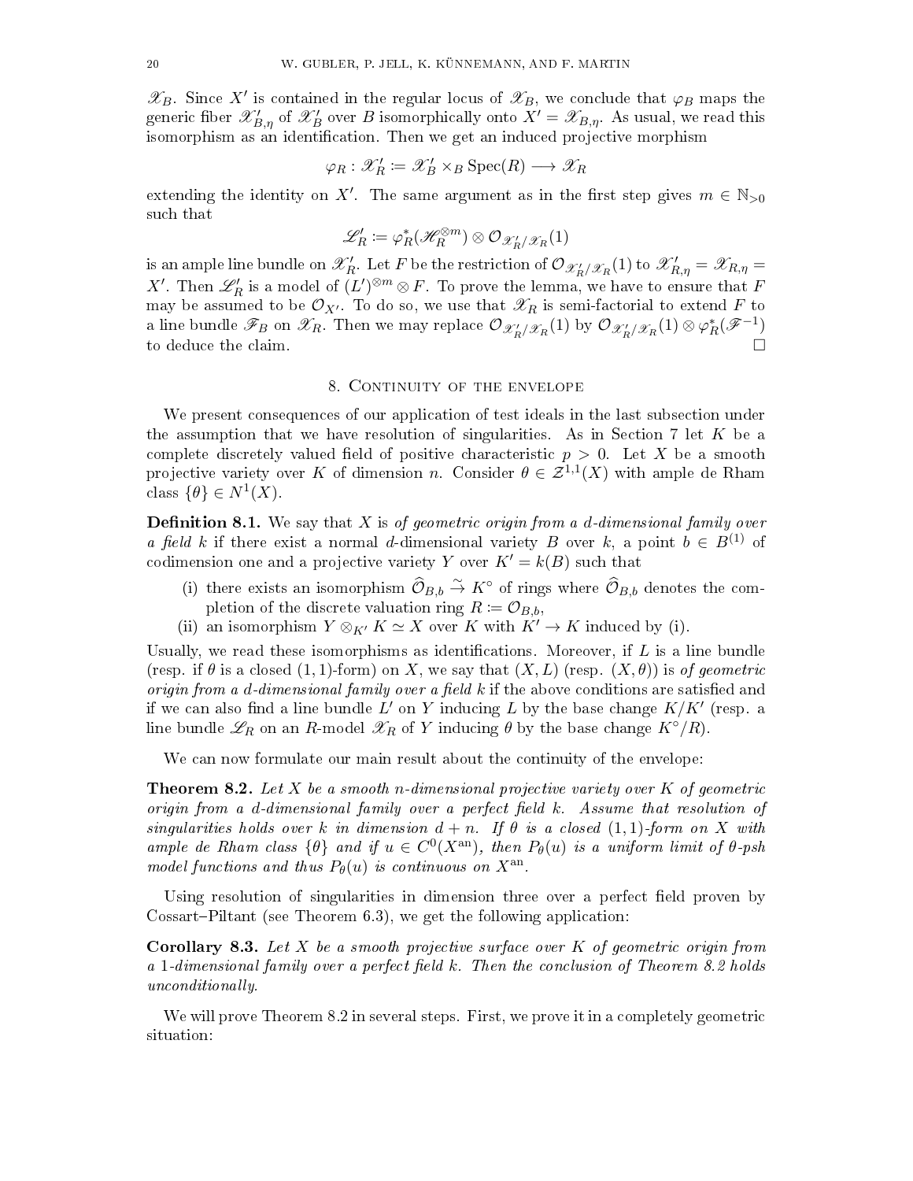$\mathscr{X}_B$. Since $X'$ is contained in the regular locus of $\mathscr{X}_B$, we conclude that $\varphi_B$ maps the generic fiber $\mathscr{X}'_{B,\eta}$ of $\mathscr{X}'_B$ over $B$ isomorphically onto $X' = \mathscr{X}_{B,\eta}$. As usual, we read this isomorphism as an identification. Then we get an induced projective morphism

$$\varphi_R : \mathscr{X}'_R := \mathscr{X}'_B \times_B \operatorname{Spec}(R) \longrightarrow \mathscr{X}_R$$

extending the identity on $X'$. The same argument as in the first step gives $m \in \mathbb{N}_{>0}$ such that

$$\mathscr{L}'_R := \varphi_R^*(\mathscr{H}_R^{\otimes m}) \otimes \mathcal{O}_{\mathscr{X}'_R/\mathscr{X}_R}(1)$$

is an ample line bundle on $\mathscr{X}'_R$. Let $F$ be the restriction of $\mathcal{O}_{\mathscr{X}'_R/\mathscr{X}_R}(1)$ to $\mathscr{X}'_{R,\eta} = \mathscr{X}_{R,\eta} = X'$. Then $\mathscr{L}'_R$ is a model of $(L')^{\otimes m} \otimes F$. To prove the lemma, we have to ensure that $F$ may be assumed to be $\mathcal{O}_{X'}$. To do so, we use that $\mathscr{X}_R$ is semi-factorial to extend $F$ to a line bundle $\mathscr{F}_B$ on $\mathscr{X}_R$. Then we may replace $\mathcal{O}_{\mathscr{X}'_R/\mathscr{X}_R}(1)$ by $\mathcal{O}_{\mathscr{X}'_R/\mathscr{X}_R}(1) \otimes \varphi_R^*(\mathscr{F}^{-1})$ to deduce the claim. $\square$

## 8. Continuity of the envelope

We present consequences of our application of test ideals in the last subsection under the assumption that we have resolution of singularities. As in Section 7 let $K$ be a complete discretely valued field of positive characteristic $p > 0$. Let $X$ be a smooth projective variety over $K$ of dimension $n$. Consider $\theta \in \mathcal{Z}^{1,1}(X)$ with ample de Rham class $\{\theta\} \in N^1(X)$.

**Definition 8.1.** We say that $X$ is *of geometric origin from a $d$-dimensional family over a field $k$* if there exist a normal $d$-dimensional variety $B$ over $k$, a point $b \in B^{(1)}$ of codimension one and a projective variety $Y$ over $K' = k(B)$ such that

(i) there exists an isomorphism $\widehat{\mathcal{O}}_{B,b} \xrightarrow{\sim} K^\circ$ of rings where $\widehat{\mathcal{O}}_{B,b}$ denotes the completion of the discrete valuation ring $R := \mathcal{O}_{B,b}$,

(ii) an isomorphism $Y \otimes_{K'} K \simeq X$ over $K$ with $K' \to K$ induced by (i).

Usually, we read these isomorphisms as identifications. Moreover, if $L$ is a line bundle (resp. if $\theta$ is a closed $(1,1)$-form) on $X$, we say that $(X, L)$ (resp. $(X, \theta)$) is *of geometric origin from a $d$-dimensional family over a field $k$* if the above conditions are satisfied and if we can also find a line bundle $L'$ on $Y$ inducing $L$ by the base change $K/K'$ (resp. a line bundle $\mathscr{L}_R$ on an $R$-model $\mathscr{X}_R$ of $Y$ inducing $\theta$ by the base change $K^\circ/R$).

We can now formulate our main result about the continuity of the envelope:

**Theorem 8.2.** *Let $X$ be a smooth $n$-dimensional projective variety over $K$ of geometric origin from a $d$-dimensional family over a perfect field $k$. Assume that resolution of singularities holds over $k$ in dimension $d + n$. If $\theta$ is a closed $(1,1)$-form on $X$ with ample de Rham class $\{\theta\}$ and if $u \in C^0(X^{\mathrm{an}})$, then $P_\theta(u)$ is a uniform limit of $\theta$-psh model functions and thus $P_\theta(u)$ is continuous on $X^{\mathrm{an}}$.*

Using resolution of singularities in dimension three over a perfect field proven by Cossart–Piltant (see Theorem 6.3), we get the following application:

**Corollary 8.3.** *Let $X$ be a smooth projective surface over $K$ of geometric origin from a 1-dimensional family over a perfect field $k$. Then the conclusion of Theorem 8.2 holds unconditionally.*

We will prove Theorem 8.2 in several steps. First, we prove it in a completely geometric situation: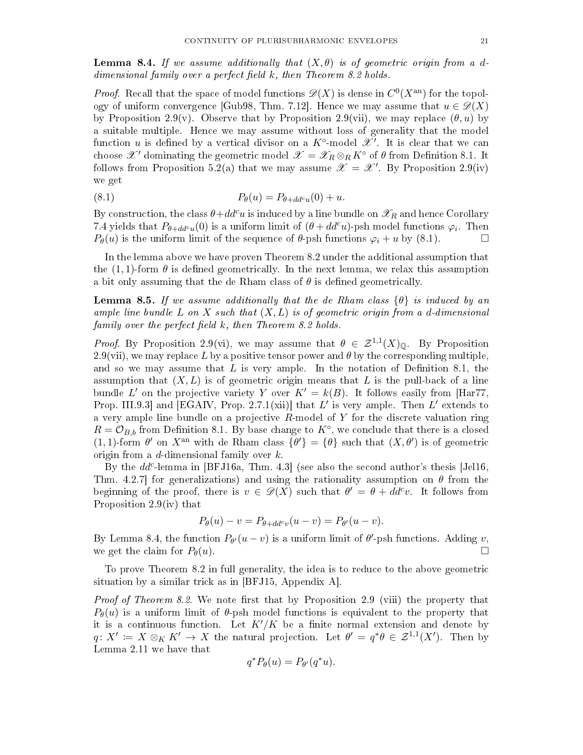**Lemma 8.4.** *If we assume additionally that $(X, \theta)$ is of geometric origin from a $d$-dimensional family over a perfect field $k$, then Theorem 8.2 holds.*

*Proof.* Recall that the space of model functions $\mathscr{D}(X)$ is dense in $C^0(X^{\mathrm{an}})$ for the topology of uniform convergence [Gub98, Thm. 7.12]. Hence we may assume that $u \in \mathscr{D}(X)$ by Proposition 2.9(v). Observe that by Proposition 2.9(vii), we may replace $(\theta, u)$ by a suitable multiple. Hence we may assume without loss of generality that the model function $u$ is defined by a vertical divisor on a $K^\circ$-model $\mathscr{X}'$. It is clear that we can choose $\mathscr{X}'$ dominating the geometric model $\mathscr{X} = \mathscr{X}_R \otimes_R K^\circ$ of $\theta$ from Definition 8.1. It follows from Proposition 5.2(a) that we may assume $\mathscr{X} = \mathscr{X}'$. By Proposition 2.9(iv) we get

$$P_\theta(u) = P_{\theta + dd^c u}(0) + u. \tag{8.1}$$

By construction, the class $\theta + dd^c u$ is induced by a line bundle on $\mathscr{X}_R$ and hence Corollary 7.4 yields that $P_{\theta + dd^c u}(0)$ is a uniform limit of $(\theta + dd^c u)$-psh model functions $\varphi_i$. Then $P_\theta(u)$ is the uniform limit of the sequence of $\theta$-psh functions $\varphi_i + u$ by (8.1). $\square$

In the lemma above we have proven Theorem 8.2 under the additional assumption that the $(1,1)$-form $\theta$ is defined geometrically. In the next lemma, we relax this assumption a bit only assuming that the de Rham class of $\theta$ is defined geometrically.

**Lemma 8.5.** *If we assume additionally that the de Rham class $\{\theta\}$ is induced by an ample line bundle $L$ on $X$ such that $(X, L)$ is of geometric origin from a $d$-dimensional family over the perfect field $k$, then Theorem 8.2 holds.*

*Proof.* By Proposition 2.9(vi), we may assume that $\theta \in \mathcal{Z}^{1,1}(X)_{\mathbb{Q}}$. By Proposition 2.9(vii), we may replace $L$ by a positive tensor power and $\theta$ by the corresponding multiple, and so we may assume that $L$ is very ample. In the notation of Definition 8.1, the assumption that $(X, L)$ is of geometric origin means that $L$ is the pull-back of a line bundle $L'$ on the projective variety $Y$ over $K' = k(B)$. It follows easily from [Har77, Prop. III.9.3] and [EGAIV, Prop. 2.7.1(xii)] that $L'$ is very ample. Then $L'$ extends to a very ample line bundle on a projective $R$-model of $Y$ for the discrete valuation ring $R = \mathcal{O}_{B,b}$ from Definition 8.1. By base change to $K^\circ$, we conclude that there is a closed $(1,1)$-form $\theta'$ on $X^{\mathrm{an}}$ with de Rham class $\{\theta'\} = \{\theta\}$ such that $(X, \theta')$ is of geometric origin from a $d$-dimensional family over $k$.

By the $dd^c$-lemma in [BFJ16a, Thm. 4.3] (see also the second author's thesis [Jel16, Thm. 4.2.7] for generalizations) and using the rationality assumption on $\theta$ from the beginning of the proof, there is $v \in \mathscr{D}(X)$ such that $\theta' = \theta + dd^c v$. It follows from Proposition 2.9(iv) that

$$P_\theta(u) - v = P_{\theta + dd^c v}(u - v) = P_{\theta'}(u - v).$$

By Lemma 8.4, the function $P_{\theta'}(u - v)$ is a uniform limit of $\theta'$-psh functions. Adding $v$, we get the claim for $P_\theta(u)$. $\square$

To prove Theorem 8.2 in full generality, the idea is to reduce to the above geometric situation by a similar trick as in [BFJ15, Appendix A].

*Proof of Theorem 8.2.* We note first that by Proposition 2.9 (viii) the property that $P_\theta(u)$ is a uniform limit of $\theta$-psh model functions is equivalent to the property that it is a continuous function. Let $K'/K$ be a finite normal extension and denote by $q \colon X' := X \otimes_K K' \to X$ the natural projection. Let $\theta' = q^*\theta \in \mathcal{Z}^{1,1}(X')$. Then by Lemma 2.11 we have that

$$q^* P_\theta(u) = P_{\theta'}(q^* u).$$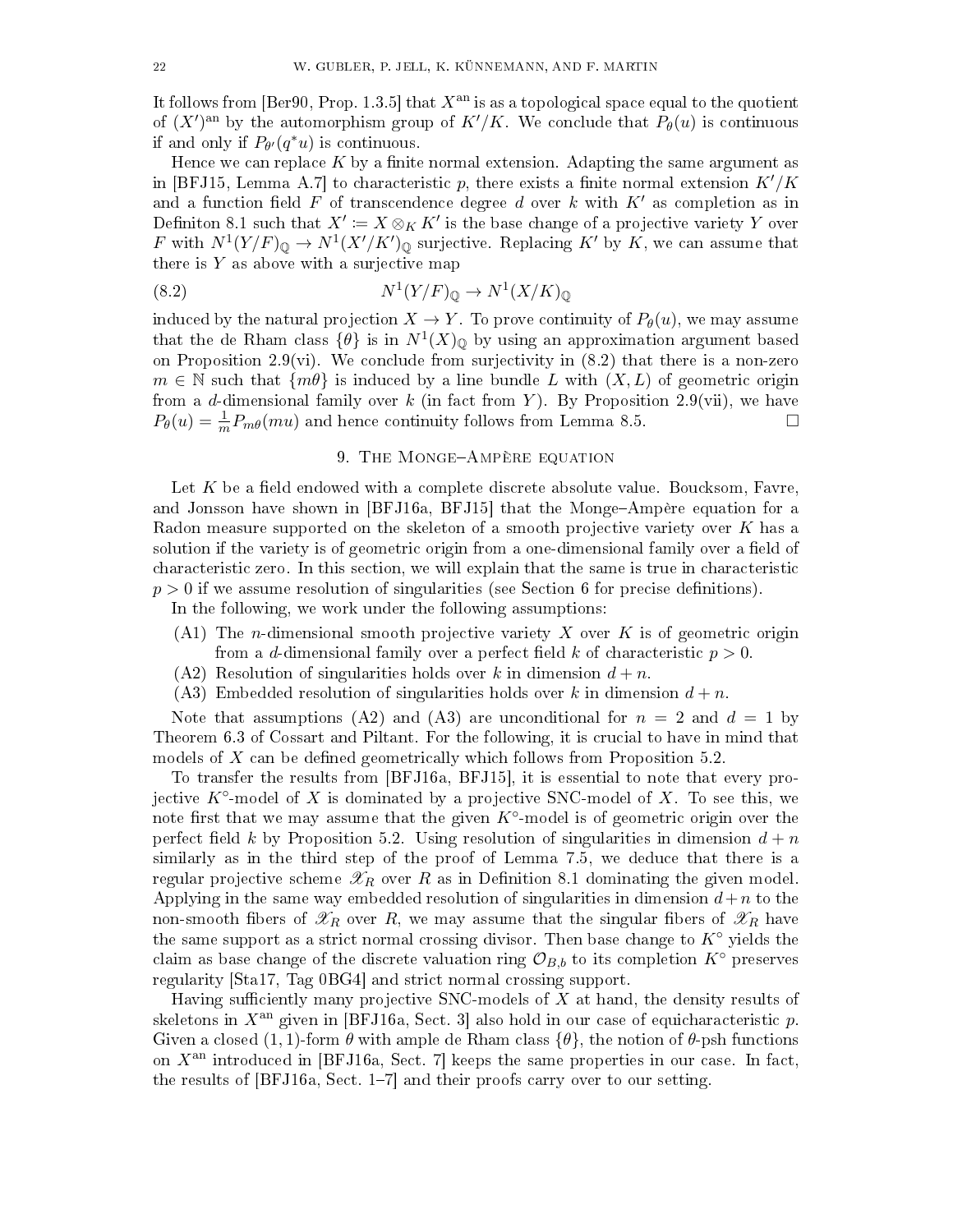It follows from [Ber90, Prop. 1.3.5] that $X^{\mathrm{an}}$ is as a topological space equal to the quotient of $(X')^{\mathrm{an}}$ by the automorphism group of $K'/K$. We conclude that $P_\theta(u)$ is continuous if and only if $P_{\theta'}(q^*u)$ is continuous.

Hence we can replace $K$ by a finite normal extension. Adapting the same argument as in [BFJ15, Lemma A.7] to characteristic $p$, there exists a finite normal extension $K'/K$ and a function field $F$ of transcendence degree $d$ over $k$ with $K'$ as completion as in Definiton 8.1 such that $X' := X \otimes_K K'$ is the base change of a projective variety $Y$ over $F$ with $N^1(Y/F)_{\mathbb{Q}} \to N^1(X'/K')_{\mathbb{Q}}$ surjective. Replacing $K'$ by $K$, we can assume that there is $Y$ as above with a surjective map

$$N^1(Y/F)_{\mathbb{Q}} \to N^1(X/K)_{\mathbb{Q}} \tag{8.2}$$

induced by the natural projection $X \to Y$. To prove continuity of $P_\theta(u)$, we may assume that the de Rham class $\{\theta\}$ is in $N^1(X)_{\mathbb{Q}}$ by using an approximation argument based on Proposition 2.9(vi). We conclude from surjectivity in (8.2) that there is a non-zero $m \in \mathbb{N}$ such that $\{m\theta\}$ is induced by a line bundle $L$ with $(X, L)$ of geometric origin from a $d$-dimensional family over $k$ (in fact from $Y$). By Proposition 2.9(vii), we have $P_\theta(u) = \frac{1}{m} P_{m\theta}(mu)$ and hence continuity follows from Lemma 8.5. □

## 9. The Monge–Ampère equation

Let $K$ be a field endowed with a complete discrete absolute value. Boucksom, Favre, and Jonsson have shown in [BFJ16a, BFJ15] that the Monge–Ampère equation for a Radon measure supported on the skeleton of a smooth projective variety over $K$ has a solution if the variety is of geometric origin from a one-dimensional family over a field of characteristic zero. In this section, we will explain that the same is true in characteristic $p > 0$ if we assume resolution of singularities (see Section 6 for precise definitions).

In the following, we work under the following assumptions:

- (A1) The $n$-dimensional smooth projective variety $X$ over $K$ is of geometric origin from a $d$-dimensional family over a perfect field $k$ of characteristic $p > 0$.
- (A2) Resolution of singularities holds over $k$ in dimension $d + n$.
- (A3) Embedded resolution of singularities holds over $k$ in dimension $d + n$.

Note that assumptions (A2) and (A3) are unconditional for $n = 2$ and $d = 1$ by Theorem 6.3 of Cossart and Piltant. For the following, it is crucial to have in mind that models of $X$ can be defined geometrically which follows from Proposition 5.2.

To transfer the results from [BFJ16a, BFJ15], it is essential to note that every projective $K^\circ$-model of $X$ is dominated by a projective SNC-model of $X$. To see this, we note first that we may assume that the given $K^\circ$-model is of geometric origin over the perfect field $k$ by Proposition 5.2. Using resolution of singularities in dimension $d + n$ similarly as in the third step of the proof of Lemma 7.5, we deduce that there is a regular projective scheme $\mathscr{X}_R$ over $R$ as in Definition 8.1 dominating the given model. Applying in the same way embedded resolution of singularities in dimension $d+n$ to the non-smooth fibers of $\mathscr{X}_R$ over $R$, we may assume that the singular fibers of $\mathscr{X}_R$ have the same support as a strict normal crossing divisor. Then base change to $K^\circ$ yields the claim as base change of the discrete valuation ring $\mathcal{O}_{B,b}$ to its completion $K^\circ$ preserves regularity [Sta17, Tag 0BG4] and strict normal crossing support.

Having sufficiently many projective SNC-models of $X$ at hand, the density results of skeletons in $X^{\mathrm{an}}$ given in [BFJ16a, Sect. 3] also hold in our case of equicharacteristic $p$. Given a closed $(1,1)$-form $\theta$ with ample de Rham class $\{\theta\}$, the notion of $\theta$-psh functions on $X^{\mathrm{an}}$ introduced in [BFJ16a, Sect. 7] keeps the same properties in our case. In fact, the results of [BFJ16a, Sect. 1–7] and their proofs carry over to our setting.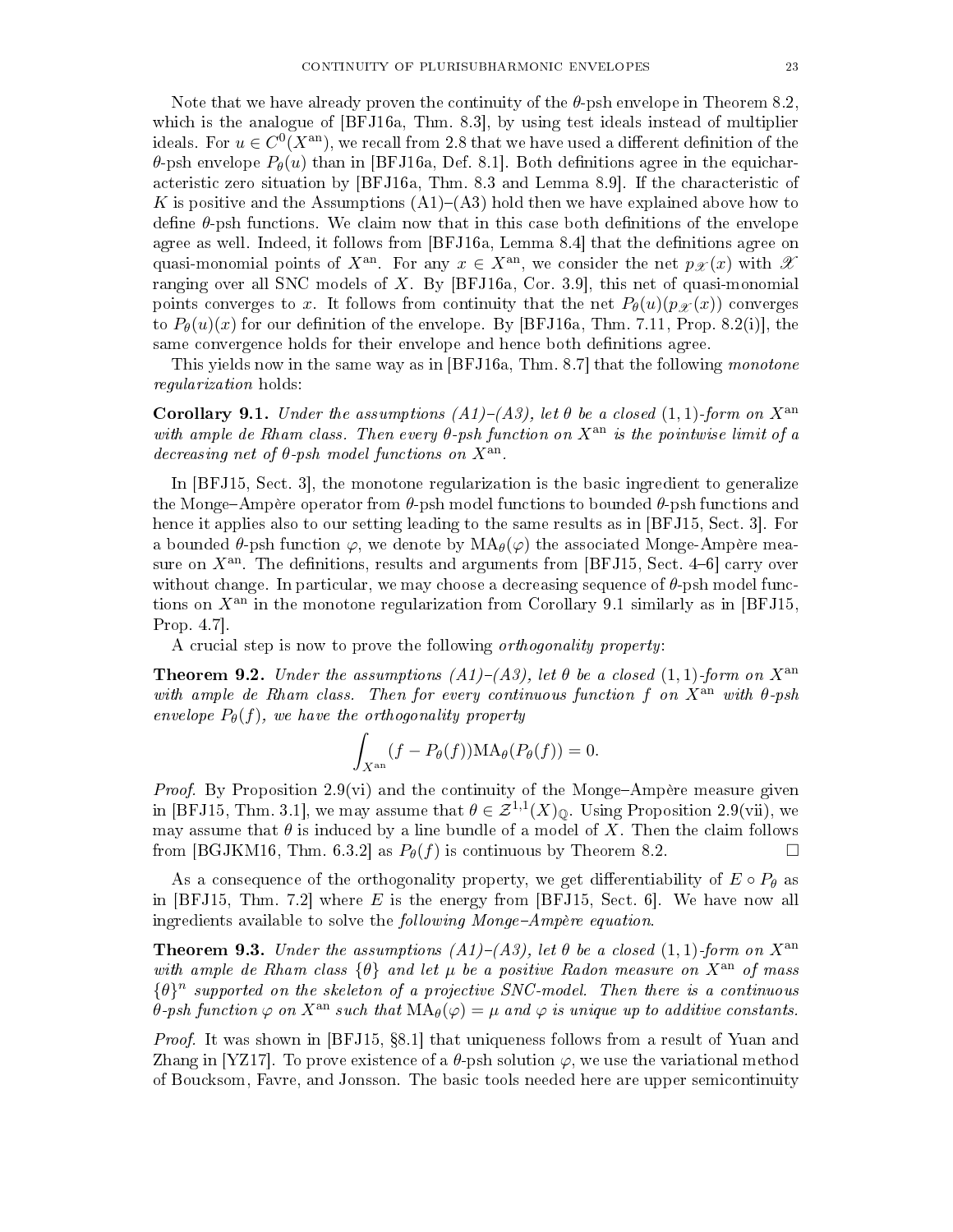Note that we have already proven the continuity of the $\theta$-psh envelope in Theorem 8.2, which is the analogue of [BFJ16a, Thm. 8.3], by using test ideals instead of multiplier ideals. For $u \in C^0(X^{\mathrm{an}})$, we recall from 2.8 that we have used a different definition of the $\theta$-psh envelope $P_\theta(u)$ than in [BFJ16a, Def. 8.1]. Both definitions agree in the equicharacteristic zero situation by [BFJ16a, Thm. 8.3 and Lemma 8.9]. If the characteristic of $K$ is positive and the Assumptions (A1)–(A3) hold then we have explained above how to define $\theta$-psh functions. We claim now that in this case both definitions of the envelope agree as well. Indeed, it follows from [BFJ16a, Lemma 8.4] that the definitions agree on quasi-monomial points of $X^{\mathrm{an}}$. For any $x \in X^{\mathrm{an}}$, we consider the net $p_{\mathscr{X}}(x)$ with $\mathscr{X}$ ranging over all SNC models of $X$. By [BFJ16a, Cor. 3.9], this net of quasi-monomial points converges to $x$. It follows from continuity that the net $P_\theta(u)(p_{\mathscr{X}}(x))$ converges to $P_\theta(u)(x)$ for our definition of the envelope. By [BFJ16a, Thm. 7.11, Prop. 8.2(i)], the same convergence holds for their envelope and hence both definitions agree.

This yields now in the same way as in [BFJ16a, Thm. 8.7] that the following *monotone regularization* holds:

**Corollary 9.1.** *Under the assumptions (A1)–(A3), let $\theta$ be a closed $(1,1)$-form on $X^{\mathrm{an}}$ with ample de Rham class. Then every $\theta$-psh function on $X^{\mathrm{an}}$ is the pointwise limit of a decreasing net of $\theta$-psh model functions on $X^{\mathrm{an}}$.*

In [BFJ15, Sect. 3], the monotone regularization is the basic ingredient to generalize the Monge–Ampère operator from $\theta$-psh model functions to bounded $\theta$-psh functions and hence it applies also to our setting leading to the same results as in [BFJ15, Sect. 3]. For a bounded $\theta$-psh function $\varphi$, we denote by $\mathrm{MA}_\theta(\varphi)$ the associated Monge-Ampère measure on $X^{\mathrm{an}}$. The definitions, results and arguments from [BFJ15, Sect. 4–6] carry over without change. In particular, we may choose a decreasing sequence of $\theta$-psh model functions on $X^{\mathrm{an}}$ in the monotone regularization from Corollary 9.1 similarly as in [BFJ15, Prop. 4.7].

A crucial step is now to prove the following *orthogonality property*:

**Theorem 9.2.** *Under the assumptions (A1)–(A3), let $\theta$ be a closed $(1,1)$-form on $X^{\mathrm{an}}$ with ample de Rham class. Then for every continuous function $f$ on $X^{\mathrm{an}}$ with $\theta$-psh envelope $P_\theta(f)$, we have the orthogonality property*

$$\int_{X^{\mathrm{an}}} (f - P_\theta(f))\mathrm{MA}_\theta(P_\theta(f)) = 0.$$

*Proof.* By Proposition 2.9(vi) and the continuity of the Monge–Ampère measure given in [BFJ15, Thm. 3.1], we may assume that $\theta \in \mathcal{Z}^{1,1}(X)_{\mathbb{Q}}$. Using Proposition 2.9(vii), we may assume that $\theta$ is induced by a line bundle of a model of $X$. Then the claim follows from [BGJKM16, Thm. 6.3.2] as $P_\theta(f)$ is continuous by Theorem 8.2. □

As a consequence of the orthogonality property, we get differentiability of $E \circ P_\theta$ as in [BFJ15, Thm. 7.2] where $E$ is the energy from [BFJ15, Sect. 6]. We have now all ingredients available to solve the *following Monge–Ampère equation*.

**Theorem 9.3.** *Under the assumptions (A1)–(A3), let $\theta$ be a closed $(1,1)$-form on $X^{\mathrm{an}}$ with ample de Rham class $\{\theta\}$ and let $\mu$ be a positive Radon measure on $X^{\mathrm{an}}$ of mass $\{\theta\}^n$ supported on the skeleton of a projective SNC-model. Then there is a continuous $\theta$-psh function $\varphi$ on $X^{\mathrm{an}}$ such that $\mathrm{MA}_\theta(\varphi) = \mu$ and $\varphi$ is unique up to additive constants.*

*Proof.* It was shown in [BFJ15, §8.1] that uniqueness follows from a result of Yuan and Zhang in [YZ17]. To prove existence of a $\theta$-psh solution $\varphi$, we use the variational method of Boucksom, Favre, and Jonsson. The basic tools needed here are upper semicontinuity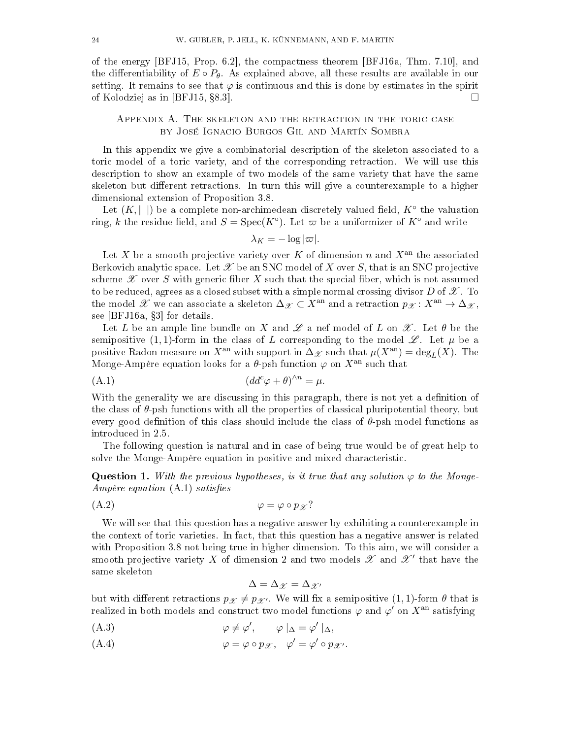of the energy [BFJ15, Prop. 6.2], the compactness theorem [BFJ16a, Thm. 7.10], and the differentiability of $E \circ P_\theta$. As explained above, all these results are available in our setting. It remains to see that $\varphi$ is continuous and this is done by estimates in the spirit of Kolodziej as in [BFJ15, §8.3]. $\square$

## Appendix A. The skeleton and the retraction in the toric case by José Ignacio Burgos Gil and Martín Sombra

In this appendix we give a combinatorial description of the skeleton associated to a toric model of a toric variety, and of the corresponding retraction. We will use this description to show an example of two models of the same variety that have the same skeleton but different retractions. In turn this will give a counterexample to a higher dimensional extension of Proposition 3.8.

Let $(K, |\ |)$ be a complete non-archimedean discretely valued field, $K^\circ$ the valuation ring, $k$ the residue field, and $S = \operatorname{Spec}(K^\circ)$. Let $\varpi$ be a uniformizer of $K^\circ$ and write

$$\lambda_K = -\log|\varpi|.$$

Let $X$ be a smooth projective variety over $K$ of dimension $n$ and $X^{\mathrm{an}}$ the associated Berkovich analytic space. Let $\mathscr{X}$ be an SNC model of $X$ over $S$, that is an SNC projective scheme $\mathscr{X}$ over $S$ with generic fiber $X$ such that the special fiber, which is not assumed to be reduced, agrees as a closed subset with a simple normal crossing divisor $D$ of $\mathscr{X}$. To the model $\mathscr{X}$ we can associate a skeleton $\Delta_{\mathscr{X}} \subset X^{\mathrm{an}}$ and a retraction $p_{\mathscr{X}} \colon X^{\mathrm{an}} \to \Delta_{\mathscr{X}}$, see [BFJ16a, §3] for details.

Let $L$ be an ample line bundle on $X$ and $\mathscr{L}$ a nef model of $L$ on $\mathscr{X}$. Let $\theta$ be the semipositive $(1,1)$-form in the class of $L$ corresponding to the model $\mathscr{L}$. Let $\mu$ be a positive Radon measure on $X^{\mathrm{an}}$ with support in $\Delta_{\mathscr{X}}$ such that $\mu(X^{\mathrm{an}}) = \deg_L(X)$. The Monge-Ampère equation looks for a $\theta$-psh function $\varphi$ on $X^{\mathrm{an}}$ such that

$$(dd^c\varphi + \theta)^{\wedge n} = \mu. \tag{A.1}$$

With the generality we are discussing in this paragraph, there is not yet a definition of the class of $\theta$-psh functions with all the properties of classical pluripotential theory, but every good definition of this class should include the class of $\theta$-psh model functions as introduced in 2.5.

The following question is natural and in case of being true would be of great help to solve the Monge-Ampère equation in positive and mixed characteristic.

**Question 1.** *With the previous hypotheses, is it true that any solution $\varphi$ to the Monge-Ampère equation* (A.1) *satisfies*

$$\varphi = \varphi \circ p_{\mathscr{X}}? \tag{A.2}$$

We will see that this question has a negative answer by exhibiting a counterexample in the context of toric varieties. In fact, that this question has a negative answer is related with Proposition 3.8 not being true in higher dimension. To this aim, we will consider a smooth projective variety $X$ of dimension 2 and two models $\mathscr{X}$ and $\mathscr{X}'$ that have the same skeleton

$$\Delta = \Delta_{\mathscr{X}} = \Delta_{\mathscr{X}'}$$

but with different retractions $p_{\mathscr{X}} \neq p_{\mathscr{X}'}$. We will fix a semipositive $(1,1)$-form $\theta$ that is realized in both models and construct two model functions $\varphi$ and $\varphi'$ on $X^{\mathrm{an}}$ satisfying

$$\varphi \neq \varphi', \qquad \varphi\,|_\Delta = \varphi'\,|_\Delta, \tag{A.3}$$

$$\varphi = \varphi \circ p_{\mathscr{X}}, \quad \varphi' = \varphi' \circ p_{\mathscr{X}'}. \tag{A.4}$$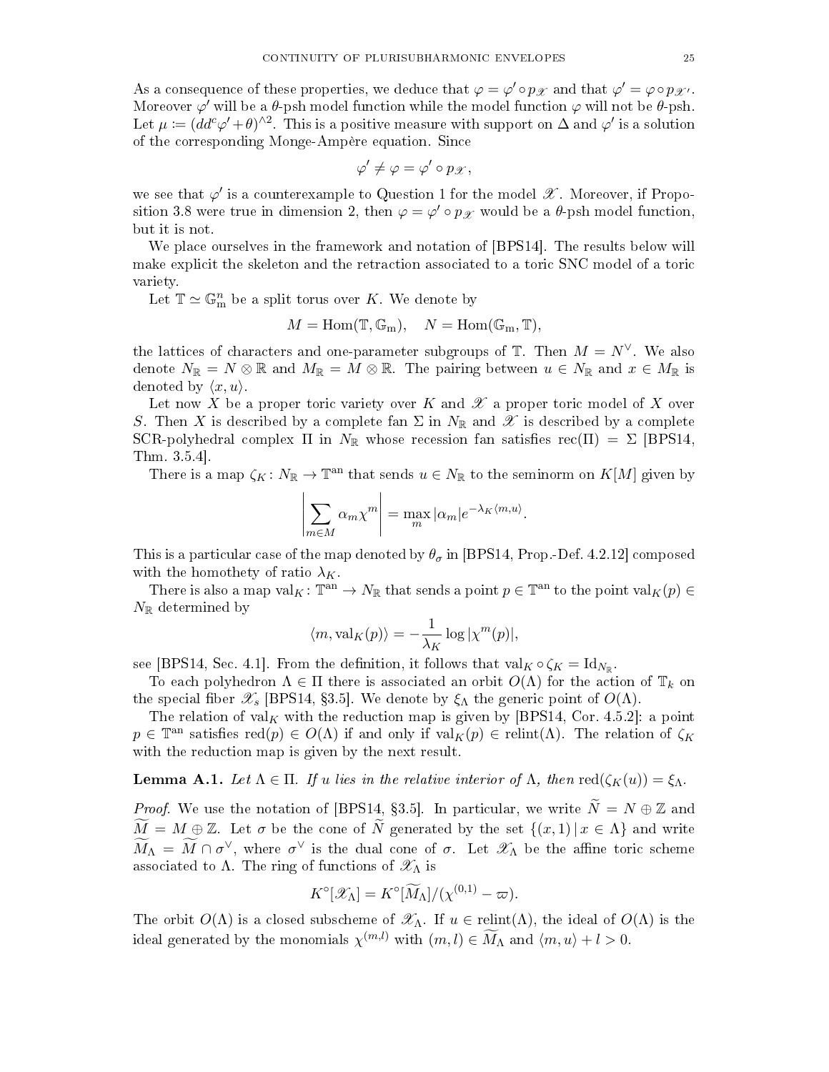As a consequence of these properties, we deduce that $\varphi = \varphi' \circ p_{\mathscr{X}}$ and that $\varphi' = \varphi \circ p_{\mathscr{X}'}$. Moreover $\varphi'$ will be a $\theta$-psh model function while the model function $\varphi$ will not be $\theta$-psh. Let $\mu := (dd^c\varphi' + \theta)^{\wedge 2}$. This is a positive measure with support on $\Delta$ and $\varphi'$ is a solution of the corresponding Monge-Ampère equation. Since

$$\varphi' \neq \varphi = \varphi' \circ p_{\mathscr{X}},$$

we see that $\varphi'$ is a counterexample to Question 1 for the model $\mathscr{X}$. Moreover, if Proposition 3.8 were true in dimension 2, then $\varphi = \varphi' \circ p_{\mathscr{X}}$ would be a $\theta$-psh model function, but it is not.

We place ourselves in the framework and notation of [BPS14]. The results below will make explicit the skeleton and the retraction associated to a toric SNC model of a toric variety.

Let $\mathbb{T} \simeq \mathbb{G}_{\mathrm{m}}^n$ be a split torus over $K$. We denote by

$$M = \operatorname{Hom}(\mathbb{T}, \mathbb{G}_{\mathrm{m}}), \quad N = \operatorname{Hom}(\mathbb{G}_{\mathrm{m}}, \mathbb{T}),$$

the lattices of characters and one-parameter subgroups of $\mathbb{T}$. Then $M = N^\vee$. We also denote $N_{\mathbb{R}} = N \otimes \mathbb{R}$ and $M_{\mathbb{R}} = M \otimes \mathbb{R}$. The pairing between $u \in N_{\mathbb{R}}$ and $x \in M_{\mathbb{R}}$ is denoted by $\langle x, u \rangle$.

Let now $X$ be a proper toric variety over $K$ and $\mathscr{X}$ a proper toric model of $X$ over $S$. Then $X$ is described by a complete fan $\Sigma$ in $N_{\mathbb{R}}$ and $\mathscr{X}$ is described by a complete SCR-polyhedral complex $\Pi$ in $N_{\mathbb{R}}$ whose recession fan satisfies $\operatorname{rec}(\Pi) = \Sigma$ [BPS14, Thm. 3.5.4].

There is a map $\zeta_K \colon N_{\mathbb{R}} \to \mathbb{T}^{\mathrm{an}}$ that sends $u \in N_{\mathbb{R}}$ to the seminorm on $K[M]$ given by

$$\left| \sum_{m \in M} \alpha_m \chi^m \right| = \max_m |\alpha_m| e^{-\lambda_K \langle m, u \rangle}.$$

This is a particular case of the map denoted by $\theta_\sigma$ in [BPS14, Prop.-Def. 4.2.12] composed with the homothety of ratio $\lambda_K$.

There is also a map $\operatorname{val}_K \colon \mathbb{T}^{\mathrm{an}} \to N_{\mathbb{R}}$ that sends a point $p \in \mathbb{T}^{\mathrm{an}}$ to the point $\operatorname{val}_K(p) \in N_{\mathbb{R}}$ determined by

$$\langle m, \operatorname{val}_K(p) \rangle = -\frac{1}{\lambda_K} \log |\chi^m(p)|,$$

see [BPS14, Sec. 4.1]. From the definition, it follows that $\operatorname{val}_K \circ \zeta_K = \operatorname{Id}_{N_{\mathbb{R}}}$.

To each polyhedron $\Lambda \in \Pi$ there is associated an orbit $O(\Lambda)$ for the action of $\mathbb{T}_k$ on the special fiber $\mathscr{X}_s$ [BPS14, §3.5]. We denote by $\xi_\Lambda$ the generic point of $O(\Lambda)$.

The relation of $\operatorname{val}_K$ with the reduction map is given by [BPS14, Cor. 4.5.2]: a point $p \in \mathbb{T}^{\mathrm{an}}$ satisfies $\operatorname{red}(p) \in O(\Lambda)$ if and only if $\operatorname{val}_K(p) \in \operatorname{relint}(\Lambda)$. The relation of $\zeta_K$ with the reduction map is given by the next result.

**Lemma A.1.** *Let $\Lambda \in \Pi$. If $u$ lies in the relative interior of $\Lambda$, then $\operatorname{red}(\zeta_K(u)) = \xi_\Lambda$.*

*Proof.* We use the notation of [BPS14, §3.5]. In particular, we write $\widetilde{N} = N \oplus \mathbb{Z}$ and $\widetilde{M} = M \oplus \mathbb{Z}$. Let $\sigma$ be the cone of $\widetilde{N}$ generated by the set $\{(x, 1) \mid x \in \Lambda\}$ and write $\widetilde{M}_\Lambda = \widetilde{M} \cap \sigma^\vee$, where $\sigma^\vee$ is the dual cone of $\sigma$. Let $\mathscr{X}_\Lambda$ be the affine toric scheme associated to $\Lambda$. The ring of functions of $\mathscr{X}_\Lambda$ is

$$K^\circ[\mathscr{X}_\Lambda] = K^\circ[\widetilde{M}_\Lambda]/(\chi^{(0,1)} - \varpi).$$

The orbit $O(\Lambda)$ is a closed subscheme of $\mathscr{X}_\Lambda$. If $u \in \operatorname{relint}(\Lambda)$, the ideal of $O(\Lambda)$ is the ideal generated by the monomials $\chi^{(m,l)}$ with $(m, l) \in \widetilde{M}_\Lambda$ and $\langle m, u \rangle + l > 0$.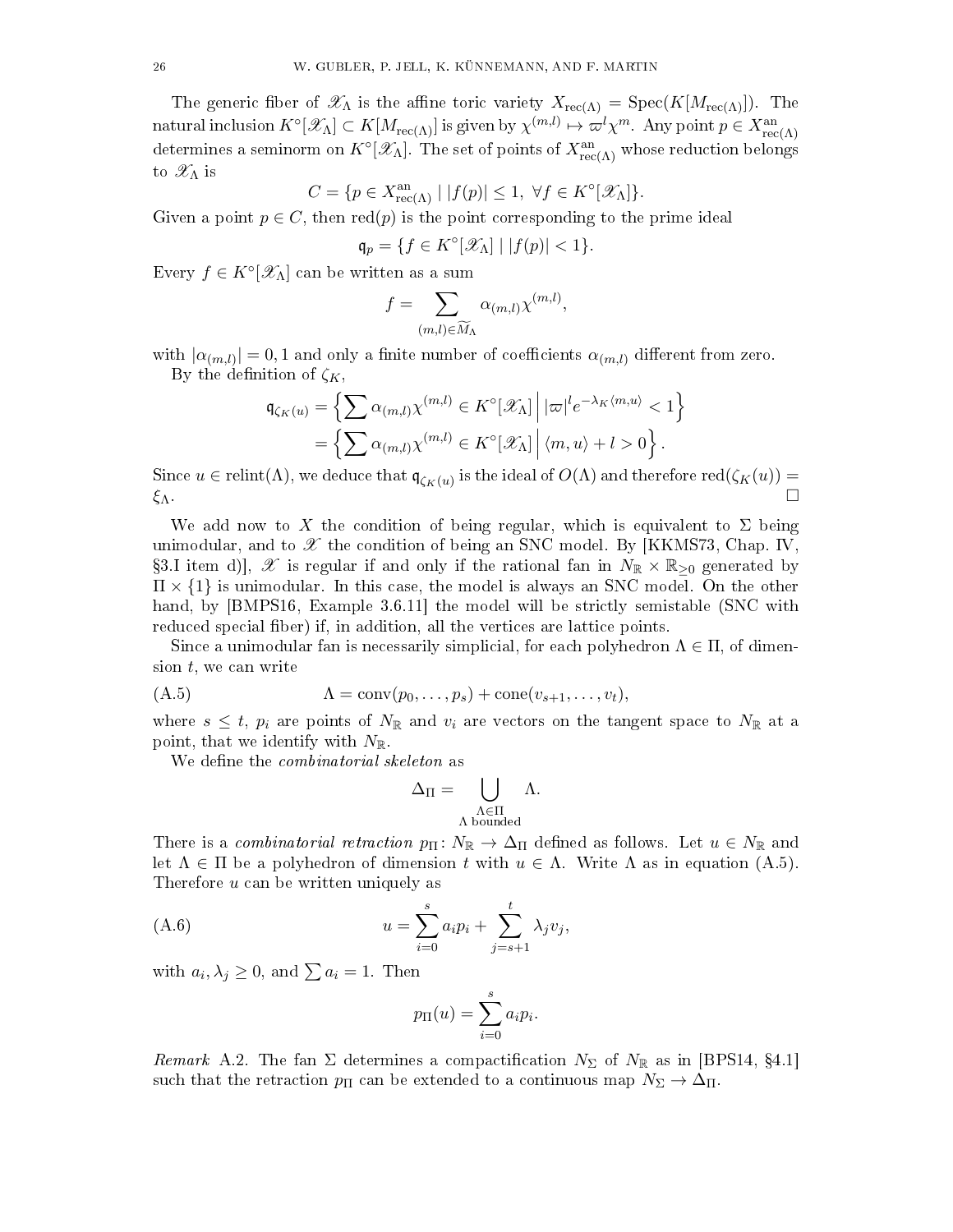The generic fiber of $\mathscr{X}_\Lambda$ is the affine toric variety $X_{\mathrm{rec}(\Lambda)} = \mathrm{Spec}(K[M_{\mathrm{rec}(\Lambda)}])$. The natural inclusion $K^\circ[\mathscr{X}_\Lambda] \subset K[M_{\mathrm{rec}(\Lambda)}]$ is given by $\chi^{(m,l)} \mapsto \varpi^l \chi^m$. Any point $p \in X^{\mathrm{an}}_{\mathrm{rec}(\Lambda)}$ determines a seminorm on $K^\circ[\mathscr{X}_\Lambda]$. The set of points of $X^{\mathrm{an}}_{\mathrm{rec}(\Lambda)}$ whose reduction belongs to $\mathscr{X}_\Lambda$ is

$$C = \{p \in X^{\mathrm{an}}_{\mathrm{rec}(\Lambda)} \mid |f(p)| \leq 1, \ \forall f \in K^\circ[\mathscr{X}_\Lambda]\}.$$

Given a point $p \in C$, then $\mathrm{red}(p)$ is the point corresponding to the prime ideal

$$\mathfrak{q}_p = \{f \in K^\circ[\mathscr{X}_\Lambda] \mid |f(p)| < 1\}.$$

Every $f \in K^\circ[\mathscr{X}_\Lambda]$ can be written as a sum

$$f = \sum_{(m,l) \in \widetilde{M}_\Lambda} \alpha_{(m,l)} \chi^{(m,l)},$$

with $|\alpha_{(m,l)}| = 0, 1$ and only a finite number of coefficients $\alpha_{(m,l)}$ different from zero.

By the definition of $\zeta_K$,

$$\begin{aligned}
\mathfrak{q}_{\zeta_K(u)} &= \left\{ \sum \alpha_{(m,l)} \chi^{(m,l)} \in K^\circ[\mathscr{X}_\Lambda] \,\middle|\, |\varpi|^l e^{-\lambda_K \langle m, u\rangle} < 1 \right\} \\
&= \left\{ \sum \alpha_{(m,l)} \chi^{(m,l)} \in K^\circ[\mathscr{X}_\Lambda] \,\middle|\, \langle m, u\rangle + l > 0 \right\}.
\end{aligned}$$

Since $u \in \mathrm{relint}(\Lambda)$, we deduce that $\mathfrak{q}_{\zeta_K(u)}$ is the ideal of $O(\Lambda)$ and therefore $\mathrm{red}(\zeta_K(u)) = \xi_\Lambda$. $\square$

We add now to $X$ the condition of being regular, which is equivalent to $\Sigma$ being unimodular, and to $\mathscr{X}$ the condition of being an SNC model. By [KKMS73, Chap. IV, §3.I item d)], $\mathscr{X}$ is regular if and only if the rational fan in $N_\mathbb{R} \times \mathbb{R}_{\geq 0}$ generated by $\Pi \times \{1\}$ is unimodular. In this case, the model is always an SNC model. On the other hand, by [BMPS16, Example 3.6.11] the model will be strictly semistable (SNC with reduced special fiber) if, in addition, all the vertices are lattice points.

Since a unimodular fan is necessarily simplicial, for each polyhedron $\Lambda \in \Pi$, of dimension $t$, we can write

$$\Lambda = \mathrm{conv}(p_0, \dots, p_s) + \mathrm{cone}(v_{s+1}, \dots, v_t), \tag{A.5}$$

where $s \leq t$, $p_i$ are points of $N_\mathbb{R}$ and $v_i$ are vectors on the tangent space to $N_\mathbb{R}$ at a point, that we identify with $N_\mathbb{R}$.

We define the *combinatorial skeleton* as

$$\Delta_\Pi = \bigcup_{\substack{\Lambda \in \Pi \\ \Lambda \text{ bounded}}} \Lambda.$$

There is a *combinatorial retraction* $p_\Pi \colon N_\mathbb{R} \to \Delta_\Pi$ defined as follows. Let $u \in N_\mathbb{R}$ and let $\Lambda \in \Pi$ be a polyhedron of dimension $t$ with $u \in \Lambda$. Write $\Lambda$ as in equation (A.5). Therefore $u$ can be written uniquely as

$$u = \sum_{i=0}^{s} a_i p_i + \sum_{j=s+1}^{t} \lambda_j v_j, \tag{A.6}$$

with $a_i, \lambda_j \geq 0$, and $\sum a_i = 1$. Then

$$p_\Pi(u) = \sum_{i=0}^{s} a_i p_i.$$

*Remark* A.2. The fan $\Sigma$ determines a compactification $N_\Sigma$ of $N_\mathbb{R}$ as in [BPS14, §4.1] such that the retraction $p_\Pi$ can be extended to a continuous map $N_\Sigma \to \Delta_\Pi$.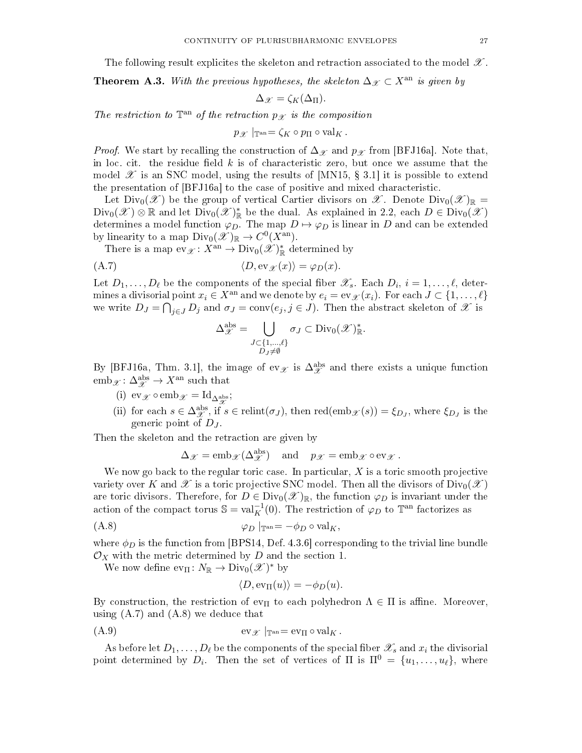The following result explicites the skeleton and retraction associated to the model $\mathscr{X}$.

**Theorem A.3.** *With the previous hypotheses, the skeleton $\Delta_{\mathscr{X}} \subset X^{\mathrm{an}}$ is given by*

$$\Delta_{\mathscr{X}} = \zeta_K(\Delta_\Pi).$$

*The restriction to $\mathbb{T}^{\mathrm{an}}$ of the retraction $p_{\mathscr{X}}$ is the composition*

$$p_{\mathscr{X}} \mid_{\mathbb{T}^{\mathrm{an}}} = \zeta_K \circ p_\Pi \circ \mathrm{val}_K .$$

*Proof.* We start by recalling the construction of $\Delta_{\mathscr{X}}$ and $p_{\mathscr{X}}$ from [BFJ16a]. Note that, in loc. cit. the residue field $k$ is of characteristic zero, but once we assume that the model $\mathscr{X}$ is an SNC model, using the results of [MN15, § 3.1] it is possible to extend the presentation of [BFJ16a] to the case of positive and mixed characteristic.

Let $\mathrm{Div}_0(\mathscr{X})$ be the group of vertical Cartier divisors on $\mathscr{X}$. Denote $\mathrm{Div}_0(\mathscr{X})_{\mathbb{R}} = \mathrm{Div}_0(\mathscr{X}) \otimes \mathbb{R}$ and let $\mathrm{Div}_0(\mathscr{X})^*_{\mathbb{R}}$ be the dual. As explained in 2.2, each $D \in \mathrm{Div}_0(\mathscr{X})$ determines a model function $\varphi_D$. The map $D \mapsto \varphi_D$ is linear in $D$ and can be extended by linearity to a map $\mathrm{Div}_0(\mathscr{X})_{\mathbb{R}} \to C^0(X^{\mathrm{an}})$.

There is a map $\mathrm{ev}_{\mathscr{X}} \colon X^{\mathrm{an}} \to \mathrm{Div}_0(\mathscr{X})^*_{\mathbb{R}}$ determined by

$$\langle D, \mathrm{ev}_{\mathscr{X}}(x)\rangle = \varphi_D(x). \tag{A.7}$$

Let $D_1, \dots, D_\ell$ be the components of the special fiber $\mathscr{X}_s$. Each $D_i$, $i = 1, \dots, \ell$, determines a divisorial point $x_i \in X^{\mathrm{an}}$ and we denote by $e_i = \mathrm{ev}_{\mathscr{X}}(x_i)$. For each $J \subset \{1, \dots, \ell\}$ we write $D_J = \bigcap_{j \in J} D_j$ and $\sigma_J = \mathrm{conv}(e_j, j \in J)$. Then the abstract skeleton of $\mathscr{X}$ is

$$\Delta^{\mathrm{abs}}_{\mathscr{X}} = \bigcup_{\substack{J \subset \{1,\dots,\ell\} \\ D_J \neq \emptyset}} \sigma_J \subset \mathrm{Div}_0(\mathscr{X})^*_{\mathbb{R}}.$$

By [BFJ16a, Thm. 3.1], the image of $\mathrm{ev}_{\mathscr{X}}$ is $\Delta^{\mathrm{abs}}_{\mathscr{X}}$ and there exists a unique function $\mathrm{emb}_{\mathscr{X}} \colon \Delta^{\mathrm{abs}}_{\mathscr{X}} \to X^{\mathrm{an}}$ such that

(i) $\mathrm{ev}_{\mathscr{X}} \circ \mathrm{emb}_{\mathscr{X}} = \mathrm{Id}_{\Delta^{\mathrm{abs}}_{\mathscr{X}}}$;

(ii) for each $s \in \Delta^{\mathrm{abs}}_{\mathscr{X}}$, if $s \in \mathrm{relint}(\sigma_J)$, then $\mathrm{red}(\mathrm{emb}_{\mathscr{X}}(s)) = \xi_{D_J}$, where $\xi_{D_J}$ is the generic point of $D_J$.

Then the skeleton and the retraction are given by

$$\Delta_{\mathscr{X}} = \mathrm{emb}_{\mathscr{X}}(\Delta^{\mathrm{abs}}_{\mathscr{X}}) \quad \text{and} \quad p_{\mathscr{X}} = \mathrm{emb}_{\mathscr{X}} \circ \mathrm{ev}_{\mathscr{X}} .$$

We now go back to the regular toric case. In particular, $X$ is a toric smooth projective variety over $K$ and $\mathscr{X}$ is a toric projective SNC model. Then all the divisors of $\mathrm{Div}_0(\mathscr{X})$ are toric divisors. Therefore, for $D \in \mathrm{Div}_0(\mathscr{X})_{\mathbb{R}}$, the function $\varphi_D$ is invariant under the action of the compact torus $\mathbb{S} = \mathrm{val}_K^{-1}(0)$. The restriction of $\varphi_D$ to $\mathbb{T}^{\mathrm{an}}$ factorizes as

$$\varphi_D \mid_{\mathbb{T}^{\mathrm{an}}} = -\phi_D \circ \mathrm{val}_K, \tag{A.8}$$

where $\phi_D$ is the function from [BPS14, Def. 4.3.6] corresponding to the trivial line bundle $\mathcal{O}_X$ with the metric determined by $D$ and the section 1.

We now define $\mathrm{ev}_\Pi \colon N_{\mathbb{R}} \to \mathrm{Div}_0(\mathscr{X})^*$ by

$$\langle D, \mathrm{ev}_\Pi(u)\rangle = -\phi_D(u).$$

By construction, the restriction of $\mathrm{ev}_\Pi$ to each polyhedron $\Lambda \in \Pi$ is affine. Moreover, using (A.7) and (A.8) we deduce that

$$\mathrm{ev}_{\mathscr{X}} \mid_{\mathbb{T}^{\mathrm{an}}} = \mathrm{ev}_\Pi \circ \mathrm{val}_K . \tag{A.9}$$

As before let $D_1, \dots, D_\ell$ be the components of the special fiber $\mathscr{X}_s$ and $x_i$ the divisorial point determined by $D_i$. Then the set of vertices of $\Pi$ is $\Pi^0 = \{u_1, \dots, u_\ell\}$, where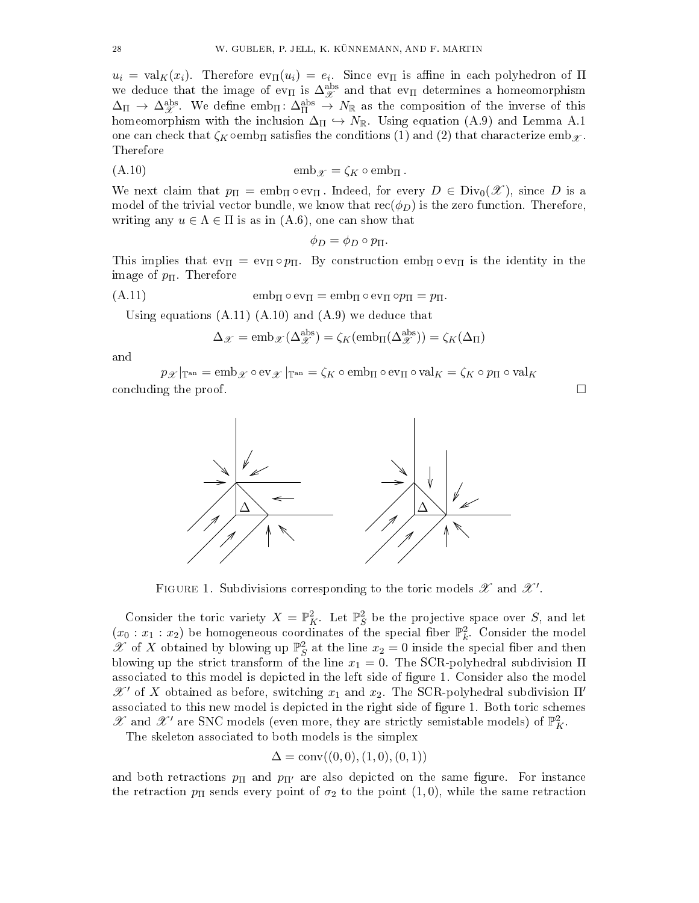$u_i = \operatorname{val}_K(x_i)$. Therefore $\operatorname{ev}_\Pi(u_i) = e_i$. Since $\operatorname{ev}_\Pi$ is affine in each polyhedron of $\Pi$ we deduce that the image of $\operatorname{ev}_\Pi$ is $\Delta^{\mathrm{abs}}_{\mathscr{X}}$ and that $\operatorname{ev}_\Pi$ determines a homeomorphism $\Delta_\Pi \to \Delta^{\mathrm{abs}}_{\mathscr{X}}$. We define $\operatorname{emb}_\Pi \colon \Delta^{\mathrm{abs}}_\Pi \to N_{\mathbb{R}}$ as the composition of the inverse of this homeomorphism with the inclusion $\Delta_\Pi \hookrightarrow N_{\mathbb{R}}$. Using equation (A.9) and Lemma A.1 one can check that $\zeta_K \circ \operatorname{emb}_\Pi$ satisfies the conditions (1) and (2) that characterize $\operatorname{emb}_{\mathscr{X}}$. Therefore

$$\operatorname{emb}_{\mathscr{X}} = \zeta_K \circ \operatorname{emb}_\Pi . \tag{A.10}$$

We next claim that $p_\Pi = \operatorname{emb}_\Pi \circ \operatorname{ev}_\Pi$. Indeed, for every $D \in \operatorname{Div}_0(\mathscr{X})$, since $D$ is a model of the trivial vector bundle, we know that $\operatorname{rec}(\phi_D)$ is the zero function. Therefore, writing any $u \in \Lambda \in \Pi$ is as in (A.6), one can show that

$$\phi_D = \phi_D \circ p_\Pi.$$

This implies that $\operatorname{ev}_\Pi = \operatorname{ev}_\Pi \circ p_\Pi$. By construction $\operatorname{emb}_\Pi \circ \operatorname{ev}_\Pi$ is the identity in the image of $p_\Pi$. Therefore

$$\operatorname{emb}_\Pi \circ \operatorname{ev}_\Pi = \operatorname{emb}_\Pi \circ \operatorname{ev}_\Pi \circ p_\Pi = p_\Pi. \tag{A.11}$$

Using equations (A.11) (A.10) and (A.9) we deduce that

$$\Delta_{\mathscr{X}} = \operatorname{emb}_{\mathscr{X}}(\Delta^{\mathrm{abs}}_{\mathscr{X}}) = \zeta_K(\operatorname{emb}_\Pi(\Delta^{\mathrm{abs}}_{\mathscr{X}})) = \zeta_K(\Delta_\Pi)$$

and

$$p_{\mathscr{X}}|_{\mathbb{T}^{\mathrm{an}}} = \operatorname{emb}_{\mathscr{X}} \circ \operatorname{ev}_{\mathscr{X}}|_{\mathbb{T}^{\mathrm{an}}} = \zeta_K \circ \operatorname{emb}_\Pi \circ \operatorname{ev}_\Pi \circ \operatorname{val}_K = \zeta_K \circ p_\Pi \circ \operatorname{val}_K$$

concluding the proof. $\square$

Figure 1. Subdivisions corresponding to the toric models $\mathscr{X}$ and $\mathscr{X}'$.

Consider the toric variety $X = \mathbb{P}^2_K$. Let $\mathbb{P}^2_S$ be the projective space over $S$, and let $(x_0 : x_1 : x_2)$ be homogeneous coordinates of the special fiber $\mathbb{P}^2_k$. Consider the model $\mathscr{X}$ of $X$ obtained by blowing up $\mathbb{P}^2_S$ at the line $x_2 = 0$ inside the special fiber and then blowing up the strict transform of the line $x_1 = 0$. The SCR-polyhedral subdivision $\Pi$ associated to this model is depicted in the left side of figure 1. Consider also the model $\mathscr{X}'$ of $X$ obtained as before, switching $x_1$ and $x_2$. The SCR-polyhedral subdivision $\Pi'$ associated to this new model is depicted in the right side of figure 1. Both toric schemes $\mathscr{X}$ and $\mathscr{X}'$ are SNC models (even more, they are strictly semistable models) of $\mathbb{P}^2_K$.

The skeleton associated to both models is the simplex

$$\Delta = \operatorname{conv}((0,0),(1,0),(0,1))$$

and both retractions $p_\Pi$ and $p_{\Pi'}$ are also depicted on the same figure. For instance the retraction $p_\Pi$ sends every point of $\sigma_2$ to the point $(1,0)$, while the same retraction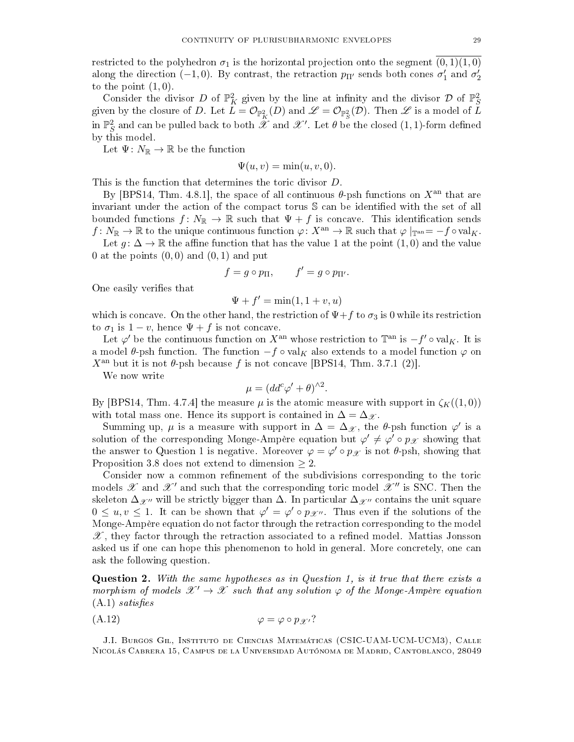restricted to the polyhedron $\sigma_1$ is the horizontal projection onto the segment $\overline{(0,1)(1,0)}$ along the direction $(-1,0)$. By contrast, the retraction $p_{\Pi'}$ sends both cones $\sigma_1'$ and $\sigma_2'$ to the point $(1,0)$.

Consider the divisor $D$ of $\mathbb{P}^2_K$ given by the line at infinity and the divisor $\mathcal{D}$ of $\mathbb{P}^2_S$ given by the closure of $D$. Let $L = \mathcal{O}_{\mathbb{P}^2_K}(D)$ and $\mathscr{L} = \mathcal{O}_{\mathbb{P}^2_S}(\mathcal{D})$. Then $\mathscr{L}$ is a model of $L$ in $\mathbb{P}^2_S$ and can be pulled back to both $\mathscr{X}$ and $\mathscr{X}'$. Let $\theta$ be the closed $(1,1)$-form defined by this model.

Let $\Psi\colon N_{\mathbb{R}} \to \mathbb{R}$ be the function

$$\Psi(u,v) = \min(u,v,0).$$

This is the function that determines the toric divisor $D$.

By [BPS14, Thm. 4.8.1], the space of all continuous $\theta$-psh functions on $X^{\mathrm{an}}$ that are invariant under the action of the compact torus $\mathbb{S}$ can be identified with the set of all bounded functions $f\colon N_{\mathbb{R}} \to \mathbb{R}$ such that $\Psi + f$ is concave. This identification sends $f\colon N_{\mathbb{R}} \to \mathbb{R}$ to the unique continuous function $\varphi\colon X^{\mathrm{an}} \to \mathbb{R}$ such that $\varphi\mid_{\mathbb{T}^{\mathrm{an}}} = -f \circ \mathrm{val}_K$.

Let $g\colon \Delta \to \mathbb{R}$ the affine function that has the value 1 at the point $(1,0)$ and the value 0 at the points $(0,0)$ and $(0,1)$ and put

$$f = g \circ p_{\Pi}, \qquad f' = g \circ p_{\Pi'}.$$

One easily verifies that

$$\Psi + f' = \min(1, 1+v, u)$$

which is concave. On the other hand, the restriction of $\Psi + f$ to $\sigma_3$ is 0 while its restriction to $\sigma_1$ is $1 - v$, hence $\Psi + f$ is not concave.

Let $\varphi'$ be the continuous function on $X^{\mathrm{an}}$ whose restriction to $\mathbb{T}^{\mathrm{an}}$ is $-f' \circ \mathrm{val}_K$. It is a model $\theta$-psh function. The function $-f \circ \mathrm{val}_K$ also extends to a model function $\varphi$ on $X^{\mathrm{an}}$ but it is not $\theta$-psh because $f$ is not concave [BPS14, Thm. 3.7.1 (2)].

We now write

$$\mu = (dd^c\varphi' + \theta)^{\wedge 2}.$$

By [BPS14, Thm. 4.7.4] the measure $\mu$ is the atomic measure with support in $\zeta_K((1,0))$ with total mass one. Hence its support is contained in $\Delta = \Delta_{\mathscr{X}}$.

Summing up, $\mu$ is a measure with support in $\Delta = \Delta_{\mathscr{X}}$, the $\theta$-psh function $\varphi'$ is a solution of the corresponding Monge-Ampère equation but $\varphi' \neq \varphi' \circ p_{\mathscr{X}}$ showing that the answer to Question 1 is negative. Moreover $\varphi = \varphi' \circ p_{\mathscr{X}}$ is not $\theta$-psh, showing that Proposition 3.8 does not extend to dimension $\geq 2$.

Consider now a common refinement of the subdivisions corresponding to the toric models $\mathscr{X}$ and $\mathscr{X}'$ and such that the corresponding toric model $\mathscr{X}''$ is SNC. Then the skeleton $\Delta_{\mathscr{X}''}$ will be strictly bigger than $\Delta$. In particular $\Delta_{\mathscr{X}''}$ contains the unit square $0 \leq u, v \leq 1$. It can be shown that $\varphi' = \varphi' \circ p_{\mathscr{X}''}$. Thus even if the solutions of the Monge-Ampère equation do not factor through the retraction corresponding to the model $\mathscr{X}$, they factor through the retraction associated to a refined model. Mattias Jonsson asked us if one can hope this phenomenon to hold in general. More concretely, one can ask the following question.

**Question 2.** *With the same hypotheses as in Question 1, is it true that there exists a morphism of models $\mathscr{X}' \to \mathscr{X}$ such that any solution $\varphi$ of the Monge-Ampère equation* (A.1) *satisfies*

$$\varphi = \varphi \circ p_{\mathscr{X}'}? \tag{A.12}$$

J.I. Burgos Gil, Instituto de Ciencias Matemáticas (CSIC-UAM-UCM-UCM3), Calle Nicolás Cabrera 15, Campus de la Universidad Autónoma de Madrid, Cantoblanco, 28049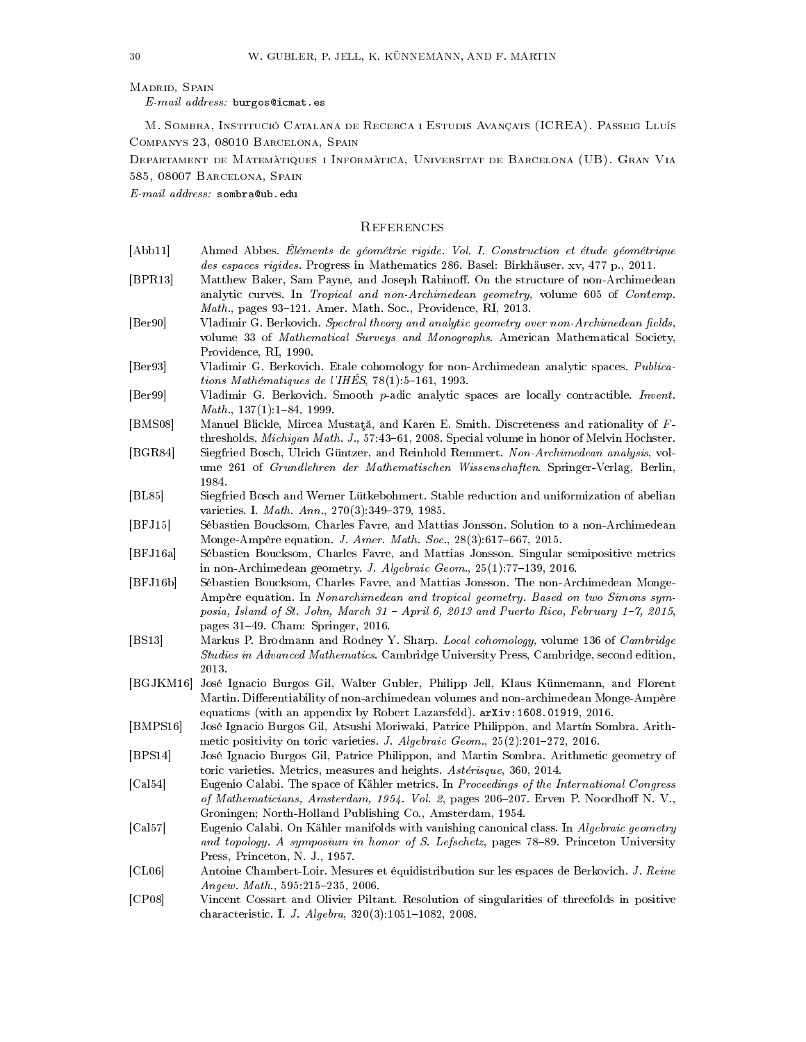Madrid, Spain

*E-mail address:* burgos@icmat.es

M. Sombra, Institució Catalana de Recerca i Estudis Avançats (ICREA). Passeig Lluís Companys 23, 08010 Barcelona, Spain

Departament de Matemàtiques i Informàtica, Universitat de Barcelona (UB). Gran Via 585, 08007 Barcelona, Spain

*E-mail address:* sombra@ub.edu

## References

[Abb11] Ahmed Abbes. *Éléments de géométrie rigide. Vol. I. Construction et étude géométrique des espaces rigides*. Progress in Mathematics 286. Basel: Birkhäuser. xv, 477 p., 2011.

[BPR13] Matthew Baker, Sam Payne, and Joseph Rabinoff. On the structure of non-Archimedean analytic curves. In *Tropical and non-Archimedean geometry*, volume 605 of *Contemp. Math.*, pages 93–121. Amer. Math. Soc., Providence, RI, 2013.

[Ber90] Vladimir G. Berkovich. *Spectral theory and analytic geometry over non-Archimedean fields*, volume 33 of *Mathematical Surveys and Monographs*. American Mathematical Society, Providence, RI, 1990.

[Ber93] Vladimir G. Berkovich. Etale cohomology for non-Archimedean analytic spaces. *Publications Mathématiques de l'IHÉS*, 78(1):5–161, 1993.

[Ber99] Vladimir G. Berkovich. Smooth $p$-adic analytic spaces are locally contractible. *Invent. Math.*, 137(1):1–84, 1999.

[BMS08] Manuel Blickle, Mircea Mustaţă, and Karen E. Smith. Discreteness and rationality of $F$-thresholds. *Michigan Math. J.*, 57:43–61, 2008. Special volume in honor of Melvin Hochster.

[BGR84] Siegfried Bosch, Ulrich Güntzer, and Reinhold Remmert. *Non-Archimedean analysis*, volume 261 of *Grundlehren der Mathematischen Wissenschaften*. Springer-Verlag, Berlin, 1984.

[BL85] Siegfried Bosch and Werner Lütkebohmert. Stable reduction and uniformization of abelian varieties. I. *Math. Ann.*, 270(3):349–379, 1985.

[BFJ15] Sébastien Boucksom, Charles Favre, and Mattias Jonsson. Solution to a non-Archimedean Monge-Ampère equation. *J. Amer. Math. Soc.*, 28(3):617–667, 2015.

[BFJ16a] Sébastien Boucksom, Charles Favre, and Mattias Jonsson. Singular semipositive metrics in non-Archimedean geometry. *J. Algebraic Geom.*, 25(1):77–139, 2016.

[BFJ16b] Sébastien Boucksom, Charles Favre, and Mattias Jonsson. The non-Archimedean Monge-Ampère equation. In *Nonarchimedean and tropical geometry. Based on two Simons symposia, Island of St. John, March 31 – April 6, 2013 and Puerto Rico, February 1–7, 2015*, pages 31–49. Cham: Springer, 2016.

[BS13] Markus P. Brodmann and Rodney Y. Sharp. *Local cohomology*, volume 136 of *Cambridge Studies in Advanced Mathematics*. Cambridge University Press, Cambridge, second edition, 2013.

[BGJKM16] José Ignacio Burgos Gil, Walter Gubler, Philipp Jell, Klaus Künnemann, and Florent Martin. Differentiability of non-archimedean volumes and non-archimedean Monge-Ampère equations (with an appendix by Robert Lazarsfeld). arXiv:1608.01919, 2016.

[BMPS16] José Ignacio Burgos Gil, Atsushi Moriwaki, Patrice Philippon, and Martín Sombra. Arithmetic positivity on toric varieties. *J. Algebraic Geom.*, 25(2):201–272, 2016.

[BPS14] José Ignacio Burgos Gil, Patrice Philippon, and Martin Sombra. Arithmetic geometry of toric varieties. Metrics, measures and heights. *Astérisque*, 360, 2014.

[Cal54] Eugenio Calabi. The space of Kähler metrics. In *Proceedings of the International Congress of Mathematicians, Amsterdam, 1954. Vol. 2*, pages 206–207. Erven P. Noordhoff N. V., Groningen; North-Holland Publishing Co., Amsterdam, 1954.

[Cal57] Eugenio Calabi. On Kähler manifolds with vanishing canonical class. In *Algebraic geometry and topology. A symposium in honor of S. Lefschetz*, pages 78–89. Princeton University Press, Princeton, N. J., 1957.

[CL06] Antoine Chambert-Loir. Mesures et équidistribution sur les espaces de Berkovich. *J. Reine Angew. Math.*, 595:215–235, 2006.

[CP08] Vincent Cossart and Olivier Piltant. Resolution of singularities of threefolds in positive characteristic. I. *J. Algebra*, 320(3):1051–1082, 2008.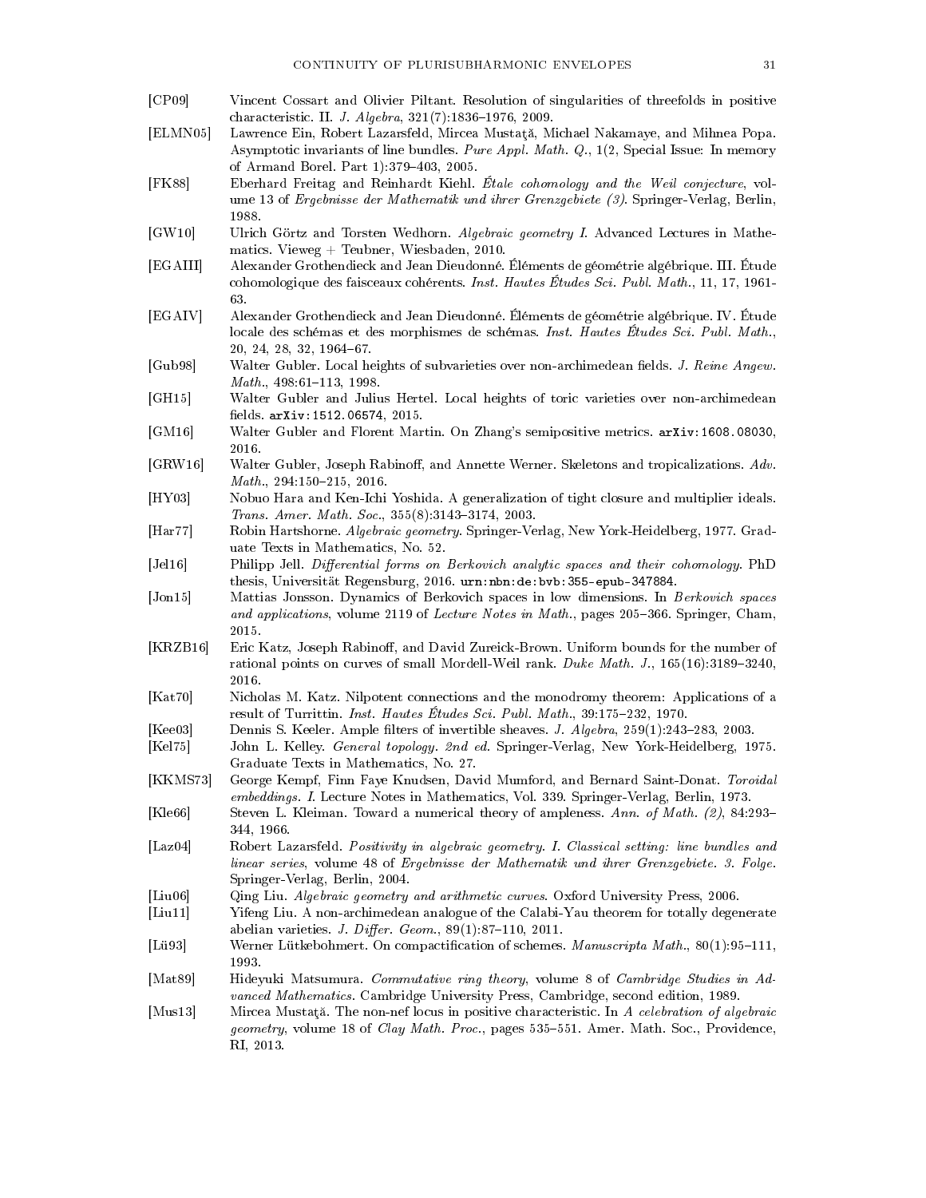[CP09] Vincent Cossart and Olivier Piltant. Resolution of singularities of threefolds in positive characteristic. II. *J. Algebra*, 321(7):1836–1976, 2009.

[ELMN05] Lawrence Ein, Robert Lazarsfeld, Mircea Mustaţă, Michael Nakamaye, and Mihnea Popa. Asymptotic invariants of line bundles. *Pure Appl. Math. Q.*, 1(2, Special Issue: In memory of Armand Borel. Part 1):379–403, 2005.

[FK88] Eberhard Freitag and Reinhardt Kiehl. *Étale cohomology and the Weil conjecture*, volume 13 of *Ergebnisse der Mathematik und ihrer Grenzgebiete (3)*. Springer-Verlag, Berlin, 1988.

[GW10] Ulrich Görtz and Torsten Wedhorn. *Algebraic geometry I*. Advanced Lectures in Mathematics. Vieweg + Teubner, Wiesbaden, 2010.

[EGAIII] Alexander Grothendieck and Jean Dieudonné. Éléments de géométrie algébrique. III. Étude cohomologique des faisceaux cohérents. *Inst. Hautes Études Sci. Publ. Math.*, 11, 17, 1961-63.

[EGAIV] Alexander Grothendieck and Jean Dieudonné. Éléments de géométrie algébrique. IV. Étude locale des schémas et des morphismes de schémas. *Inst. Hautes Études Sci. Publ. Math.*, 20, 24, 28, 32, 1964–67.

[Gub98] Walter Gubler. Local heights of subvarieties over non-archimedean fields. *J. Reine Angew. Math.*, 498:61–113, 1998.

[GH15] Walter Gubler and Julius Hertel. Local heights of toric varieties over non-archimedean fields. `arXiv:1512.06574`, 2015.

[GM16] Walter Gubler and Florent Martin. On Zhang's semipositive metrics. `arXiv:1608.08030`, 2016.

[GRW16] Walter Gubler, Joseph Rabinoff, and Annette Werner. Skeletons and tropicalizations. *Adv. Math.*, 294:150–215, 2016.

[HY03] Nobuo Hara and Ken-Ichi Yoshida. A generalization of tight closure and multiplier ideals. *Trans. Amer. Math. Soc.*, 355(8):3143–3174, 2003.

[Har77] Robin Hartshorne. *Algebraic geometry*. Springer-Verlag, New York-Heidelberg, 1977. Graduate Texts in Mathematics, No. 52.

[Jel16] Philipp Jell. *Differential forms on Berkovich analytic spaces and their cohomology*. PhD thesis, Universität Regensburg, 2016. `urn:nbn:de:bvb:355-epub-347884`.

[Jon15] Mattias Jonsson. Dynamics of Berkovich spaces in low dimensions. In *Berkovich spaces and applications*, volume 2119 of *Lecture Notes in Math.*, pages 205–366. Springer, Cham, 2015.

[KRZB16] Eric Katz, Joseph Rabinoff, and David Zureick-Brown. Uniform bounds for the number of rational points on curves of small Mordell-Weil rank. *Duke Math. J.*, 165(16):3189–3240, 2016.

[Kat70] Nicholas M. Katz. Nilpotent connections and the monodromy theorem: Applications of a result of Turrittin. *Inst. Hautes Études Sci. Publ. Math.*, 39:175–232, 1970.

[Kee03] Dennis S. Keeler. Ample filters of invertible sheaves. *J. Algebra*, 259(1):243–283, 2003.

[Kel75] John L. Kelley. *General topology. 2nd ed.* Springer-Verlag, New York-Heidelberg, 1975. Graduate Texts in Mathematics, No. 27.

[KKMS73] George Kempf, Finn Faye Knudsen, David Mumford, and Bernard Saint-Donat. *Toroidal embeddings. I*. Lecture Notes in Mathematics, Vol. 339. Springer-Verlag, Berlin, 1973.

[Kle66] Steven L. Kleiman. Toward a numerical theory of ampleness. *Ann. of Math. (2)*, 84:293–344, 1966.

[Laz04] Robert Lazarsfeld. *Positivity in algebraic geometry. I. Classical setting: line bundles and linear series*, volume 48 of *Ergebnisse der Mathematik und ihrer Grenzgebiete. 3. Folge*. Springer-Verlag, Berlin, 2004.

[Liu06] Qing Liu. *Algebraic geometry and arithmetic curves*. Oxford University Press, 2006.

[Liu11] Yifeng Liu. A non-archimedean analogue of the Calabi-Yau theorem for totally degenerate abelian varieties. *J. Differ. Geom.*, 89(1):87–110, 2011.

[Lü93] Werner Lütkebohmert. On compactification of schemes. *Manuscripta Math.*, 80(1):95–111, 1993.

[Mat89] Hideyuki Matsumura. *Commutative ring theory*, volume 8 of *Cambridge Studies in Advanced Mathematics*. Cambridge University Press, Cambridge, second edition, 1989.

[Mus13] Mircea Mustaţă. The non-nef locus in positive characteristic. In *A celebration of algebraic geometry*, volume 18 of *Clay Math. Proc.*, pages 535–551. Amer. Math. Soc., Providence, RI, 2013.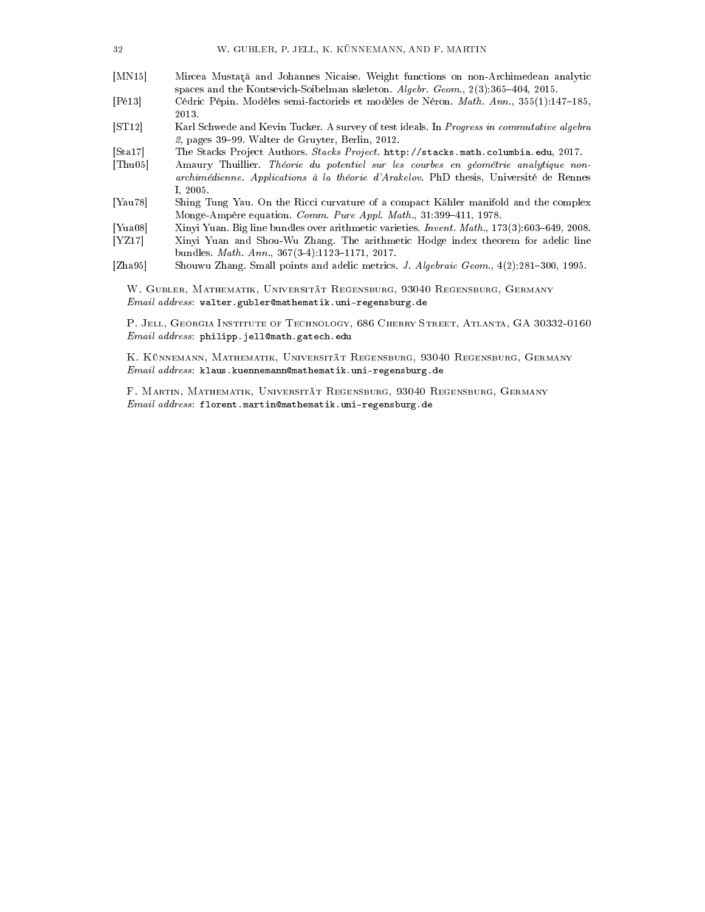[MN15] Mircea Mustaţă and Johannes Nicaise. Weight functions on non-Archimedean analytic spaces and the Kontsevich-Soibelman skeleton. *Algebr. Geom.*, 2(3):365–404, 2015.

[Pé13] Cédric Pépin. Modèles semi-factoriels et modèles de Néron. *Math. Ann.*, 355(1):147–185, 2013.

[ST12] Karl Schwede and Kevin Tucker. A survey of test ideals. In *Progress in commutative algebra 2*, pages 39–99. Walter de Gruyter, Berlin, 2012.

[Sta17] The Stacks Project Authors. *Stacks Project*. `http://stacks.math.columbia.edu`, 2017.

[Thu05] Amaury Thuillier. *Théorie du potentiel sur les courbes en géométrie analytique non-archimédienne. Applications à la théorie d'Arakelov*. PhD thesis, Université de Rennes I, 2005.

[Yau78] Shing Tung Yau. On the Ricci curvature of a compact Kähler manifold and the complex Monge-Ampère equation. *Comm. Pure Appl. Math.*, 31:399–411, 1978.

[Yua08] Xinyi Yuan. Big line bundles over arithmetic varieties. *Invent. Math.*, 173(3):603–649, 2008.

[YZ17] Xinyi Yuan and Shou-Wu Zhang. The arithmetic Hodge index theorem for adelic line bundles. *Math. Ann.*, 367(3-4):1123–1171, 2017.

[Zha95] Shouwu Zhang. Small points and adelic metrics. *J. Algebraic Geom.*, 4(2):281–300, 1995.

W. Gubler, Mathematik, Universität Regensburg, 93040 Regensburg, Germany
*Email address*: `walter.gubler@mathematik.uni-regensburg.de`

P. Jell, Georgia Institute of Technology, 686 Cherry Street, Atlanta, GA 30332-0160
*Email address*: `philipp.jell@math.gatech.edu`

K. Künnemann, Mathematik, Universität Regensburg, 93040 Regensburg, Germany
*Email address*: `klaus.kuennemann@mathematik.uni-regensburg.de`

F. Martin, Mathematik, Universität Regensburg, 93040 Regensburg, Germany
*Email address*: `florent.martin@mathematik.uni-regensburg.de`